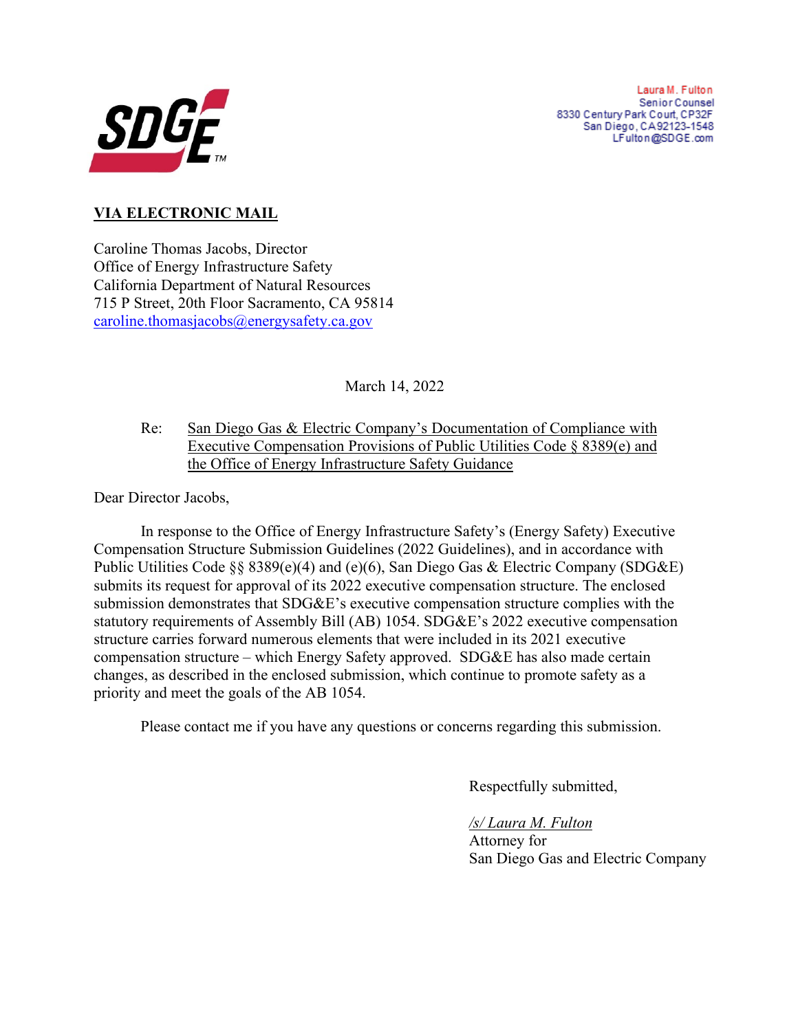Laura M. Fulton
Senior Counsel
8330 Century Park Court, CP32F
San Diego, CA 92123-1548
LFulton@SDGE.com

**VIA ELECTRONIC MAIL**

Caroline Thomas Jacobs, Director
Office of Energy Infrastructure Safety
California Department of Natural Resources
715 P Street, 20th Floor Sacramento, CA 95814
caroline.thomasjacobs@energysafety.ca.gov

March 14, 2022

Re: San Diego Gas & Electric Company's Documentation of Compliance with Executive Compensation Provisions of Public Utilities Code § 8389(e) and the Office of Energy Infrastructure Safety Guidance

Dear Director Jacobs,

In response to the Office of Energy Infrastructure Safety's (Energy Safety) Executive Compensation Structure Submission Guidelines (2022 Guidelines), and in accordance with Public Utilities Code §§ 8389(e)(4) and (e)(6), San Diego Gas & Electric Company (SDG&E) submits its request for approval of its 2022 executive compensation structure. The enclosed submission demonstrates that SDG&E's executive compensation structure complies with the statutory requirements of Assembly Bill (AB) 1054. SDG&E's 2022 executive compensation structure carries forward numerous elements that were included in its 2021 executive compensation structure – which Energy Safety approved. SDG&E has also made certain changes, as described in the enclosed submission, which continue to promote safety as a priority and meet the goals of the AB 1054.

Please contact me if you have any questions or concerns regarding this submission.

Respectfully submitted,

*/s/ Laura M. Fulton*
Attorney for
San Diego Gas and Electric Company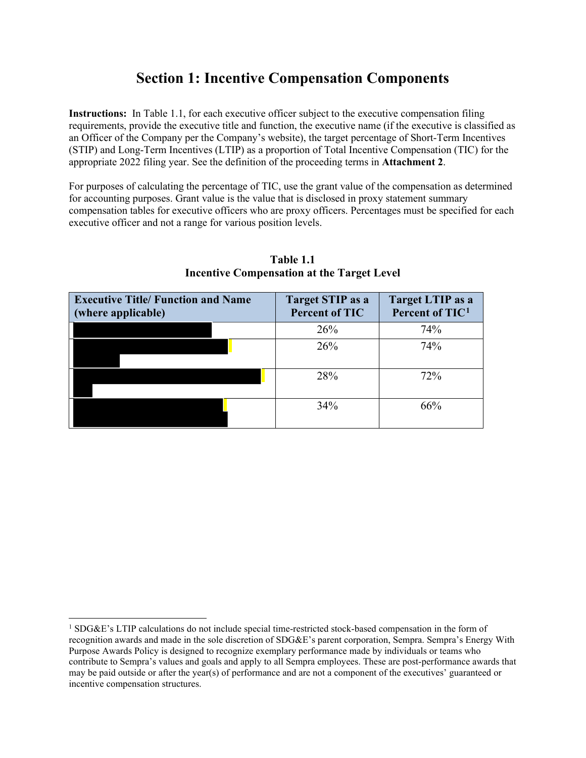# Section 1: Incentive Compensation Components

**Instructions:** In Table 1.1, for each executive officer subject to the executive compensation filing requirements, provide the executive title and function, the executive name (if the executive is classified as an Officer of the Company per the Company's website), the target percentage of Short-Term Incentives (STIP) and Long-Term Incentives (LTIP) as a proportion of Total Incentive Compensation (TIC) for the appropriate 2022 filing year. See the definition of the proceeding terms in **Attachment 2**.

For purposes of calculating the percentage of TIC, use the grant value of the compensation as determined for accounting purposes. Grant value is the value that is disclosed in proxy statement summary compensation tables for executive officers who are proxy officers. Percentages must be specified for each executive officer and not a range for various position levels.

**Table 1.1**
**Incentive Compensation at the Target Level**

| Executive Title/ Function and Name (where applicable) | Target STIP as a Percent of TIC | Target LTIP as a Percent of TIC[1] |
|---|---|---|
| [REDACTED] | 26% | 74% |
| [REDACTED] | 26% | 74% |
| [REDACTED] | 28% | 72% |
| [REDACTED] | 34% | 66% |

[1] SDG&E's LTIP calculations do not include special time-restricted stock-based compensation in the form of recognition awards and made in the sole discretion of SDG&E's parent corporation, Sempra. Sempra's Energy With Purpose Awards Policy is designed to recognize exemplary performance made by individuals or teams who contribute to Sempra's values and goals and apply to all Sempra employees. These are post-performance awards that may be paid outside or after the year(s) of performance and are not a component of the executives' guaranteed or incentive compensation structures.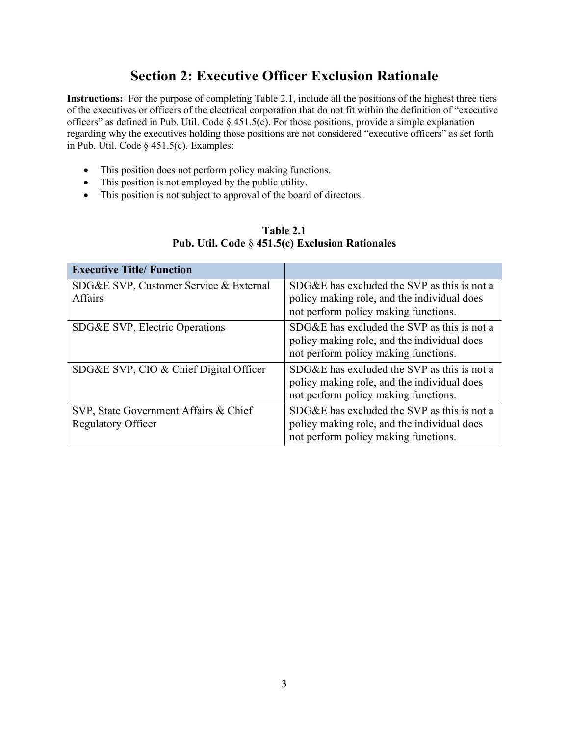# Section 2: Executive Officer Exclusion Rationale

**Instructions:** For the purpose of completing Table 2.1, include all the positions of the highest three tiers of the executives or officers of the electrical corporation that do not fit within the definition of "executive officers" as defined in Pub. Util. Code § 451.5(c). For those positions, provide a simple explanation regarding why the executives holding those positions are not considered "executive officers" as set forth in Pub. Util. Code § 451.5(c). Examples:

- This position does not perform policy making functions.
- This position is not employed by the public utility.
- This position is not subject to approval of the board of directors.

**Table 2.1**
**Pub. Util. Code § 451.5(c) Exclusion Rationales**

| Executive Title/ Function | |
|---|---|
| SDG&E SVP, Customer Service & External Affairs | SDG&E has excluded the SVP as this is not a policy making role, and the individual does not perform policy making functions. |
| SDG&E SVP, Electric Operations | SDG&E has excluded the SVP as this is not a policy making role, and the individual does not perform policy making functions. |
| SDG&E SVP, CIO & Chief Digital Officer | SDG&E has excluded the SVP as this is not a policy making role, and the individual does not perform policy making functions. |
| SVP, State Government Affairs & Chief Regulatory Officer | SDG&E has excluded the SVP as this is not a policy making role, and the individual does not perform policy making functions. |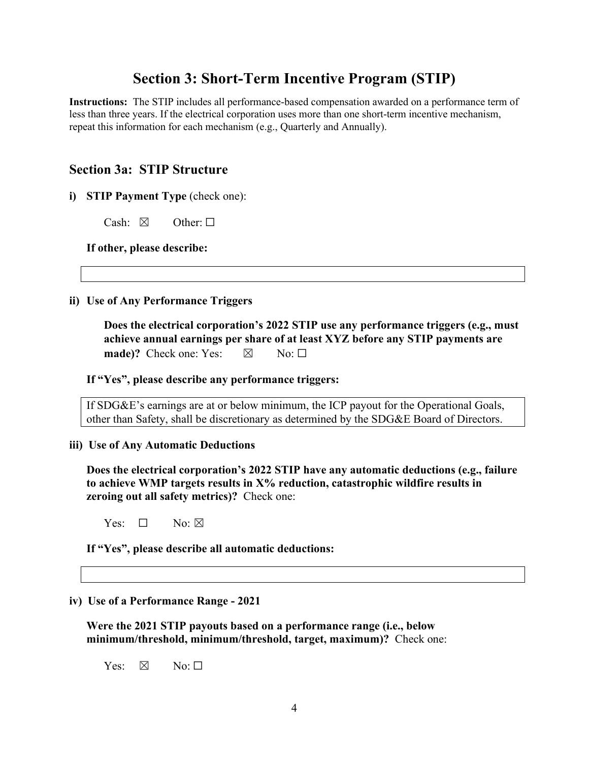# Section 3: Short-Term Incentive Program (STIP)

**Instructions:** The STIP includes all performance-based compensation awarded on a performance term of less than three years. If the electrical corporation uses more than one short-term incentive mechanism, repeat this information for each mechanism (e.g., Quarterly and Annually).

## Section 3a: STIP Structure

**i) STIP Payment Type** (check one):

Cash: ☒ Other: ☐

**If other, please describe:**

**ii) Use of Any Performance Triggers**

**Does the electrical corporation's 2022 STIP use any performance triggers (e.g., must achieve annual earnings per share of at least XYZ before any STIP payments are made)?** Check one: Yes: ☒ No: ☐

**If "Yes", please describe any performance triggers:**

If SDG&E's earnings are at or below minimum, the ICP payout for the Operational Goals, other than Safety, shall be discretionary as determined by the SDG&E Board of Directors.

**iii) Use of Any Automatic Deductions**

**Does the electrical corporation's 2022 STIP have any automatic deductions (e.g., failure to achieve WMP targets results in X% reduction, catastrophic wildfire results in zeroing out all safety metrics)?** Check one:

Yes: ☐ No: ☒

**If "Yes", please describe all automatic deductions:**

**iv) Use of a Performance Range - 2021**

**Were the 2021 STIP payouts based on a performance range (i.e., below minimum/threshold, minimum/threshold, target, maximum)?** Check one:

Yes: ☒ No: ☐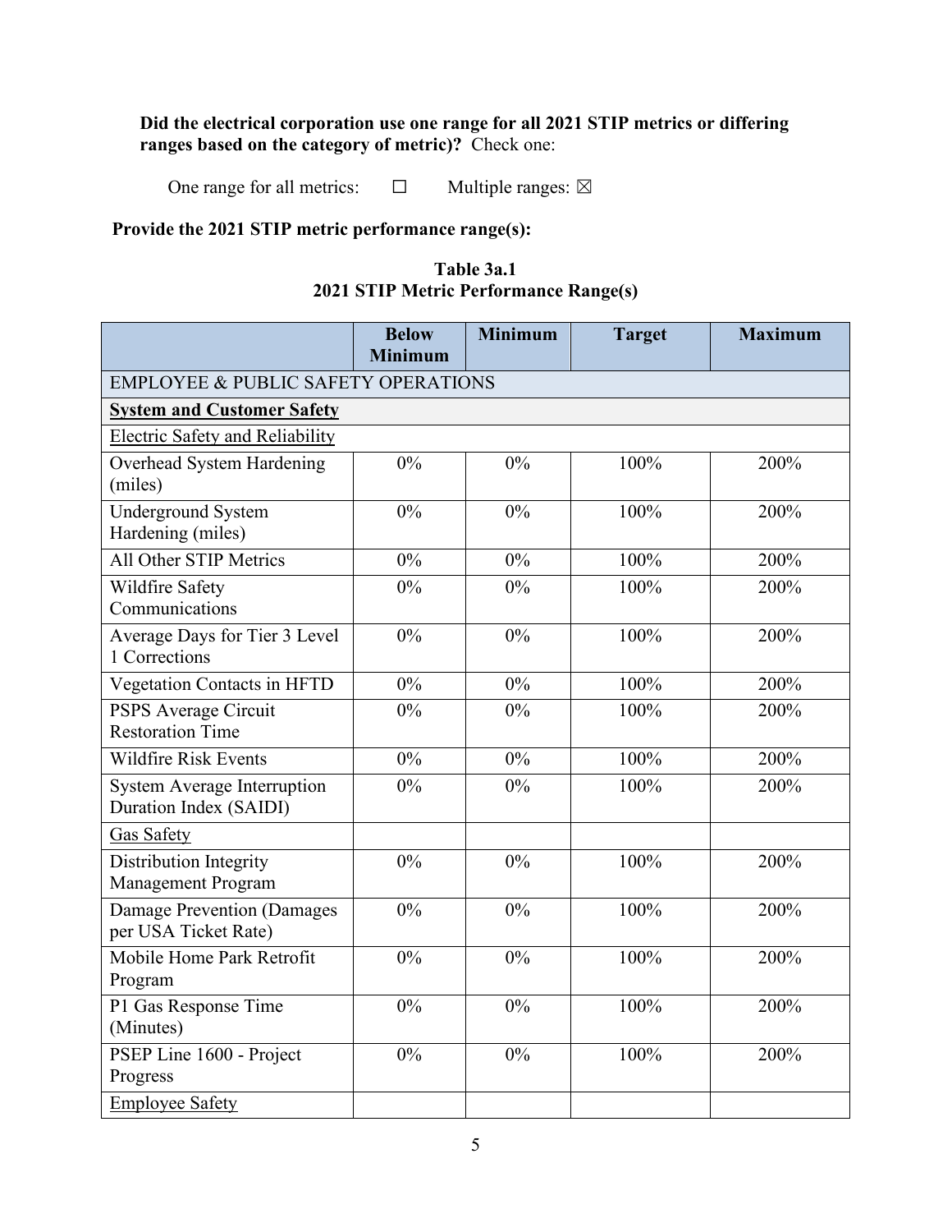**Did the electrical corporation use one range for all 2021 STIP metrics or differing ranges based on the category of metric)?** Check one:

One range for all metrics: ☐ Multiple ranges: ☒

**Provide the 2021 STIP metric performance range(s):**

**Table 3a.1**
**2021 STIP Metric Performance Range(s)**

| | Below Minimum | Minimum | Target | Maximum |
|---|---|---|---|---|
| EMPLOYEE & PUBLIC SAFETY OPERATIONS | | | | |
| **System and Customer Safety** | | | | |
| Electric Safety and Reliability | | | | |
| Overhead System Hardening (miles) | 0% | 0% | 100% | 200% |
| Underground System Hardening (miles) | 0% | 0% | 100% | 200% |
| All Other STIP Metrics | 0% | 0% | 100% | 200% |
| Wildfire Safety Communications | 0% | 0% | 100% | 200% |
| Average Days for Tier 3 Level 1 Corrections | 0% | 0% | 100% | 200% |
| Vegetation Contacts in HFTD | 0% | 0% | 100% | 200% |
| PSPS Average Circuit Restoration Time | 0% | 0% | 100% | 200% |
| Wildfire Risk Events | 0% | 0% | 100% | 200% |
| System Average Interruption Duration Index (SAIDI) | 0% | 0% | 100% | 200% |
| Gas Safety | | | | |
| Distribution Integrity Management Program | 0% | 0% | 100% | 200% |
| Damage Prevention (Damages per USA Ticket Rate) | 0% | 0% | 100% | 200% |
| Mobile Home Park Retrofit Program | 0% | 0% | 100% | 200% |
| P1 Gas Response Time (Minutes) | 0% | 0% | 100% | 200% |
| PSEP Line 1600 - Project Progress | 0% | 0% | 100% | 200% |
| Employee Safety | | | | |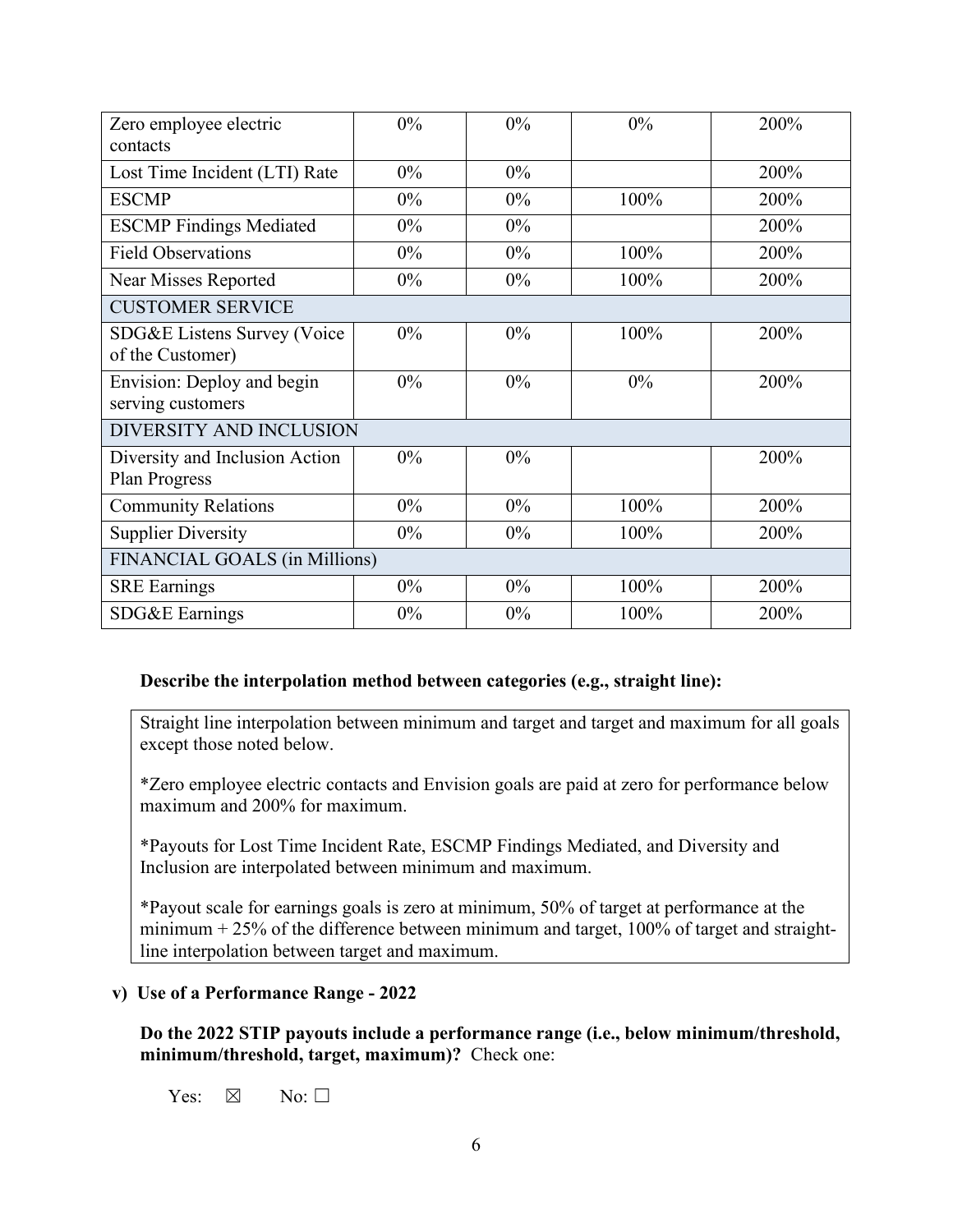| Zero employee electric contacts | 0% | 0% | 0% | 200% |
|---|---|---|---|---|
| Lost Time Incident (LTI) Rate | 0% | 0% | | 200% |
| ESCMP | 0% | 0% | 100% | 200% |
| ESCMP Findings Mediated | 0% | 0% | | 200% |
| Field Observations | 0% | 0% | 100% | 200% |
| Near Misses Reported | 0% | 0% | 100% | 200% |
| CUSTOMER SERVICE | | | | |
| SDG&E Listens Survey (Voice of the Customer) | 0% | 0% | 100% | 200% |
| Envision: Deploy and begin serving customers | 0% | 0% | 0% | 200% |
| DIVERSITY AND INCLUSION | | | | |
| Diversity and Inclusion Action Plan Progress | 0% | 0% | | 200% |
| Community Relations | 0% | 0% | 100% | 200% |
| Supplier Diversity | 0% | 0% | 100% | 200% |
| FINANCIAL GOALS (in Millions) | | | | |
| SRE Earnings | 0% | 0% | 100% | 200% |
| SDG&E Earnings | 0% | 0% | 100% | 200% |

**Describe the interpolation method between categories (e.g., straight line):**

Straight line interpolation between minimum and target and target and maximum for all goals except those noted below.

*Zero employee electric contacts and Envision goals are paid at zero for performance below maximum and 200% for maximum.

*Payouts for Lost Time Incident Rate, ESCMP Findings Mediated, and Diversity and Inclusion are interpolated between minimum and maximum.

*Payout scale for earnings goals is zero at minimum, 50% of target at performance at the minimum + 25% of the difference between minimum and target, 100% of target and straight-line interpolation between target and maximum.

**v) Use of a Performance Range - 2022**

**Do the 2022 STIP payouts include a performance range (i.e., below minimum/threshold, minimum/threshold, target, maximum)?** Check one:

Yes: ☒ No: ☐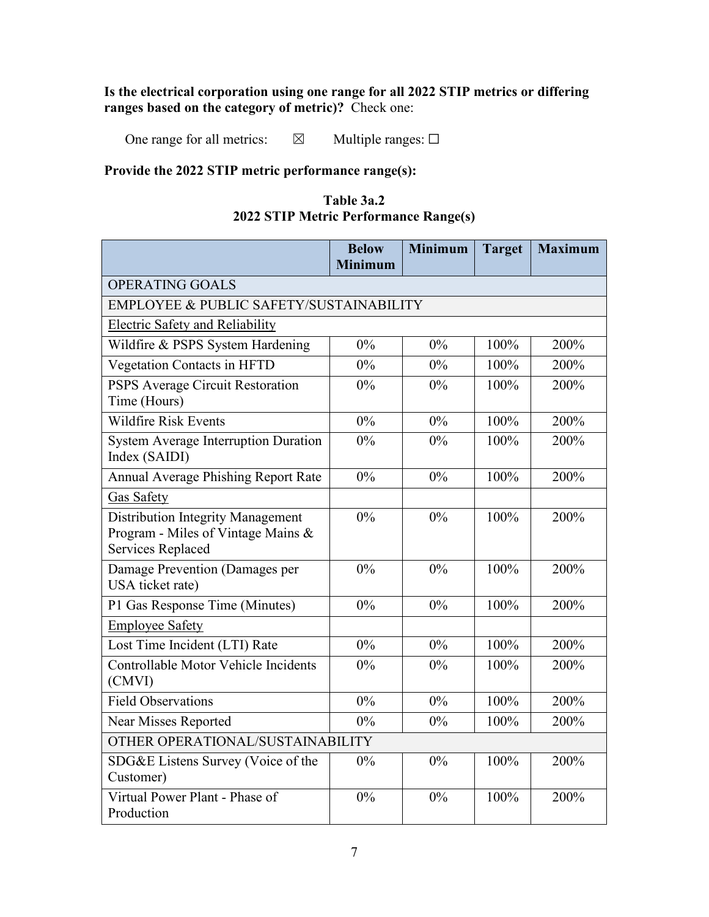**Is the electrical corporation using one range for all 2022 STIP metrics or differing ranges based on the category of metric)?** Check one:

One range for all metrics: ☒ Multiple ranges: ☐

**Provide the 2022 STIP metric performance range(s):**

**Table 3a.2**
**2022 STIP Metric Performance Range(s)**

| | Below Minimum | Minimum | Target | Maximum |
|---|---|---|---|---|
| OPERATING GOALS | | | | |
| EMPLOYEE & PUBLIC SAFETY/SUSTAINABILITY | | | | |
| Electric Safety and Reliability | | | | |
| Wildfire & PSPS System Hardening | 0% | 0% | 100% | 200% |
| Vegetation Contacts in HFTD | 0% | 0% | 100% | 200% |
| PSPS Average Circuit Restoration Time (Hours) | 0% | 0% | 100% | 200% |
| Wildfire Risk Events | 0% | 0% | 100% | 200% |
| System Average Interruption Duration Index (SAIDI) | 0% | 0% | 100% | 200% |
| Annual Average Phishing Report Rate | 0% | 0% | 100% | 200% |
| Gas Safety | | | | |
| Distribution Integrity Management Program - Miles of Vintage Mains & Services Replaced | 0% | 0% | 100% | 200% |
| Damage Prevention (Damages per USA ticket rate) | 0% | 0% | 100% | 200% |
| P1 Gas Response Time (Minutes) | 0% | 0% | 100% | 200% |
| Employee Safety | | | | |
| Lost Time Incident (LTI) Rate | 0% | 0% | 100% | 200% |
| Controllable Motor Vehicle Incidents (CMVI) | 0% | 0% | 100% | 200% |
| Field Observations | 0% | 0% | 100% | 200% |
| Near Misses Reported | 0% | 0% | 100% | 200% |
| OTHER OPERATIONAL/SUSTAINABILITY | | | | |
| SDG&E Listens Survey (Voice of the Customer) | 0% | 0% | 100% | 200% |
| Virtual Power Plant - Phase of Production | 0% | 0% | 100% | 200% |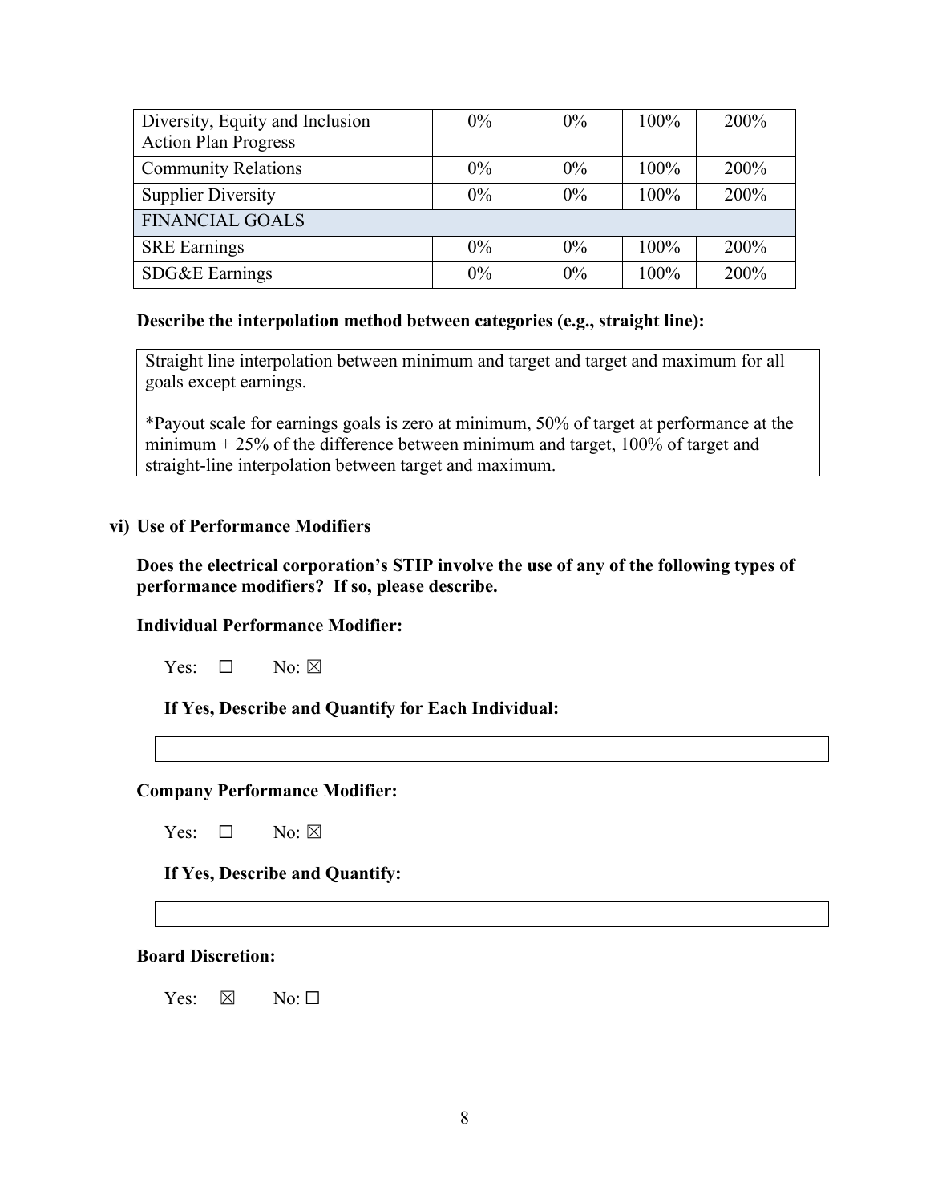| Diversity, Equity and Inclusion Action Plan Progress | 0% | 0% | 100% | 200% |
|---|---|---|---|---|
| Community Relations | 0% | 0% | 100% | 200% |
| Supplier Diversity | 0% | 0% | 100% | 200% |
| FINANCIAL GOALS | | | | |
| SRE Earnings | 0% | 0% | 100% | 200% |
| SDG&E Earnings | 0% | 0% | 100% | 200% |

**Describe the interpolation method between categories (e.g., straight line):**

Straight line interpolation between minimum and target and target and maximum for all goals except earnings.

*Payout scale for earnings goals is zero at minimum, 50% of target at performance at the minimum + 25% of the difference between minimum and target, 100% of target and straight-line interpolation between target and maximum.

**vi) Use of Performance Modifiers**

**Does the electrical corporation's STIP involve the use of any of the following types of performance modifiers? If so, please describe.**

**Individual Performance Modifier:**

Yes: ☐ No: ☒

**If Yes, Describe and Quantify for Each Individual:**

**Company Performance Modifier:**

Yes: ☐ No: ☒

**If Yes, Describe and Quantify:**

**Board Discretion:**

Yes: ☒ No: ☐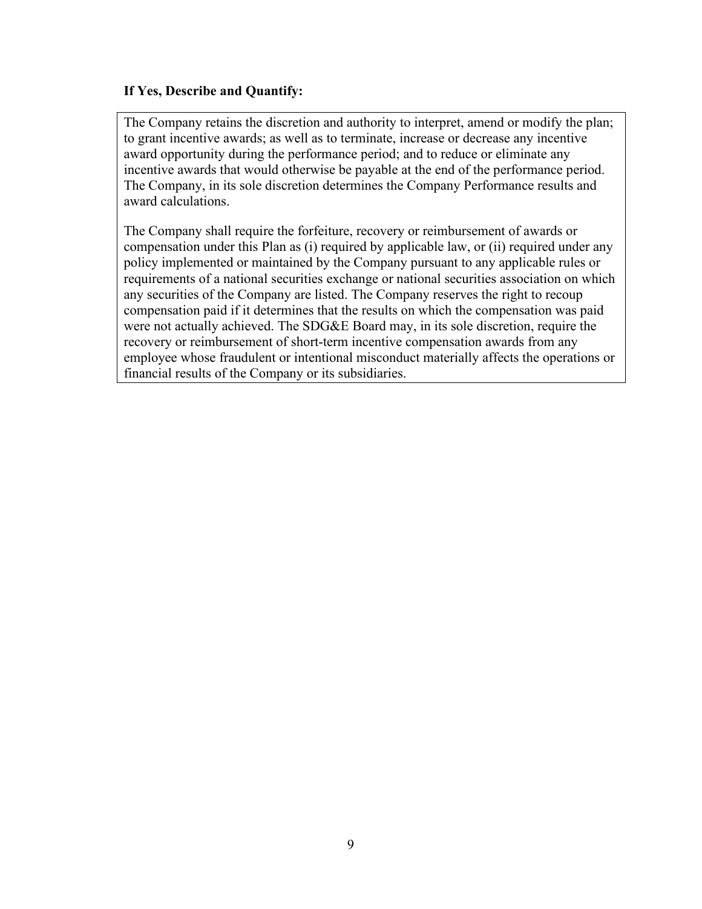**If Yes, Describe and Quantify:**

The Company retains the discretion and authority to interpret, amend or modify the plan; to grant incentive awards; as well as to terminate, increase or decrease any incentive award opportunity during the performance period; and to reduce or eliminate any incentive awards that would otherwise be payable at the end of the performance period. The Company, in its sole discretion determines the Company Performance results and award calculations.

The Company shall require the forfeiture, recovery or reimbursement of awards or compensation under this Plan as (i) required by applicable law, or (ii) required under any policy implemented or maintained by the Company pursuant to any applicable rules or requirements of a national securities exchange or national securities association on which any securities of the Company are listed. The Company reserves the right to recoup compensation paid if it determines that the results on which the compensation was paid were not actually achieved. The SDG&E Board may, in its sole discretion, require the recovery or reimbursement of short-term incentive compensation awards from any employee whose fraudulent or intentional misconduct materially affects the operations or financial results of the Company or its subsidiaries.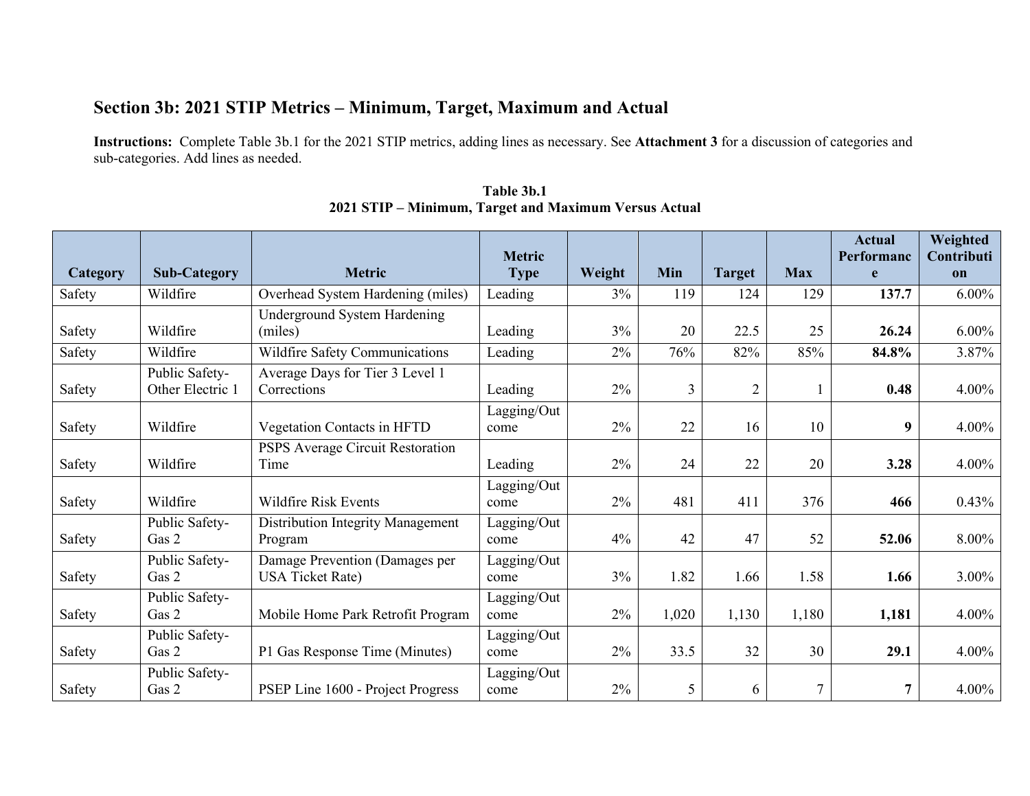## Section 3b: 2021 STIP Metrics – Minimum, Target, Maximum and Actual

**Instructions:** Complete Table 3b.1 for the 2021 STIP metrics, adding lines as necessary. See **Attachment 3** for a discussion of categories and sub-categories. Add lines as needed.

**Table 3b.1**
**2021 STIP – Minimum, Target and Maximum Versus Actual**

| Category | Sub-Category | Metric | Metric Type | Weight | Min | Target | Max | Actual Performance | Weighted Contribution |
|---|---|---|---|---|---|---|---|---|---|
| Safety | Wildfire | Overhead System Hardening (miles) | Leading | 3% | 119 | 124 | 129 | **137.7** | 6.00% |
| Safety | Wildfire | Underground System Hardening (miles) | Leading | 3% | 20 | 22.5 | 25 | **26.24** | 6.00% |
| Safety | Wildfire | Wildfire Safety Communications | Leading | 2% | 76% | 82% | 85% | **84.8%** | 3.87% |
| Safety | Public Safety-Other Electric 1 | Average Days for Tier 3 Level 1 Corrections | Leading | 2% | 3 | 2 | 1 | **0.48** | 4.00% |
| Safety | Wildfire | Vegetation Contacts in HFTD | Lagging/Outcome | 2% | 22 | 16 | 10 | **9** | 4.00% |
| Safety | Wildfire | PSPS Average Circuit Restoration Time | Leading | 2% | 24 | 22 | 20 | **3.28** | 4.00% |
| Safety | Wildfire | Wildfire Risk Events | Lagging/Outcome | 2% | 481 | 411 | 376 | **466** | 0.43% |
| Safety | Public Safety-Gas 2 | Distribution Integrity Management Program | Lagging/Outcome | 4% | 42 | 47 | 52 | **52.06** | 8.00% |
| Safety | Public Safety-Gas 2 | Damage Prevention (Damages per USA Ticket Rate) | Lagging/Outcome | 3% | 1.82 | 1.66 | 1.58 | **1.66** | 3.00% |
| Safety | Public Safety-Gas 2 | Mobile Home Park Retrofit Program | Lagging/Outcome | 2% | 1,020 | 1,130 | 1,180 | **1,181** | 4.00% |
| Safety | Public Safety-Gas 2 | P1 Gas Response Time (Minutes) | Lagging/Outcome | 2% | 33.5 | 32 | 30 | **29.1** | 4.00% |
| Safety | Public Safety-Gas 2 | PSEP Line 1600 - Project Progress | Lagging/Outcome | 2% | 5 | 6 | 7 | **7** | 4.00% |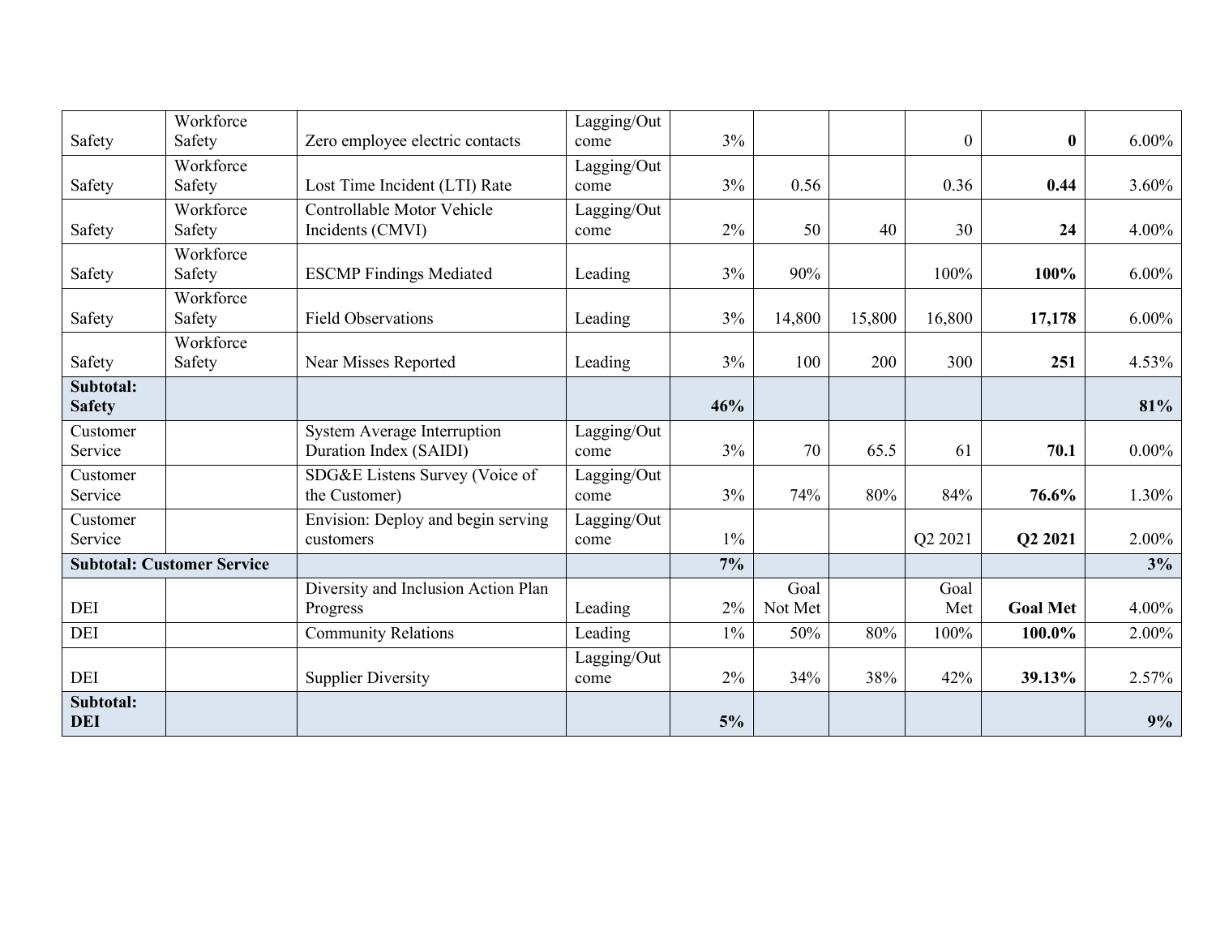| | | | | | | | | | |
|---|---|---|---|---|---|---|---|---|---|
| Safety | Workforce Safety | Zero employee electric contacts | Lagging/Outcome | 3% | | | 0 | **0** | 6.00% |
| Safety | Workforce Safety | Lost Time Incident (LTI) Rate | Lagging/Outcome | 3% | 0.56 | | 0.36 | **0.44** | 3.60% |
| Safety | Workforce Safety | Controllable Motor Vehicle Incidents (CMVI) | Lagging/Outcome | 2% | 50 | 40 | 30 | **24** | 4.00% |
| Safety | Workforce Safety | ESCMP Findings Mediated | Leading | 3% | 90% | | 100% | **100%** | 6.00% |
| Safety | Workforce Safety | Field Observations | Leading | 3% | 14,800 | 15,800 | 16,800 | **17,178** | 6.00% |
| Safety | Workforce Safety | Near Misses Reported | Leading | 3% | 100 | 200 | 300 | **251** | 4.53% |
| **Subtotal: Safety** | | | | **46%** | | | | | **81%** |
| Customer Service | | System Average Interruption Duration Index (SAIDI) | Lagging/Outcome | 3% | 70 | 65.5 | 61 | **70.1** | 0.00% |
| Customer Service | | SDG&E Listens Survey (Voice of the Customer) | Lagging/Outcome | 3% | 74% | 80% | 84% | **76.6%** | 1.30% |
| Customer Service | | Envision: Deploy and begin serving customers | Lagging/Outcome | 1% | | | Q2 2021 | **Q2 2021** | 2.00% |
| **Subtotal: Customer Service** | | | | **7%** | | | | | **3%** |
| DEI | | Diversity and Inclusion Action Plan Progress | Leading | 2% | Goal Not Met | | Goal Met | **Goal Met** | 4.00% |
| DEI | | Community Relations | Leading | 1% | 50% | 80% | 100% | **100.0%** | 2.00% |
| DEI | | Supplier Diversity | Lagging/Outcome | 2% | 34% | 38% | 42% | **39.13%** | 2.57% |
| **Subtotal: DEI** | | | | **5%** | | | | | **9%** |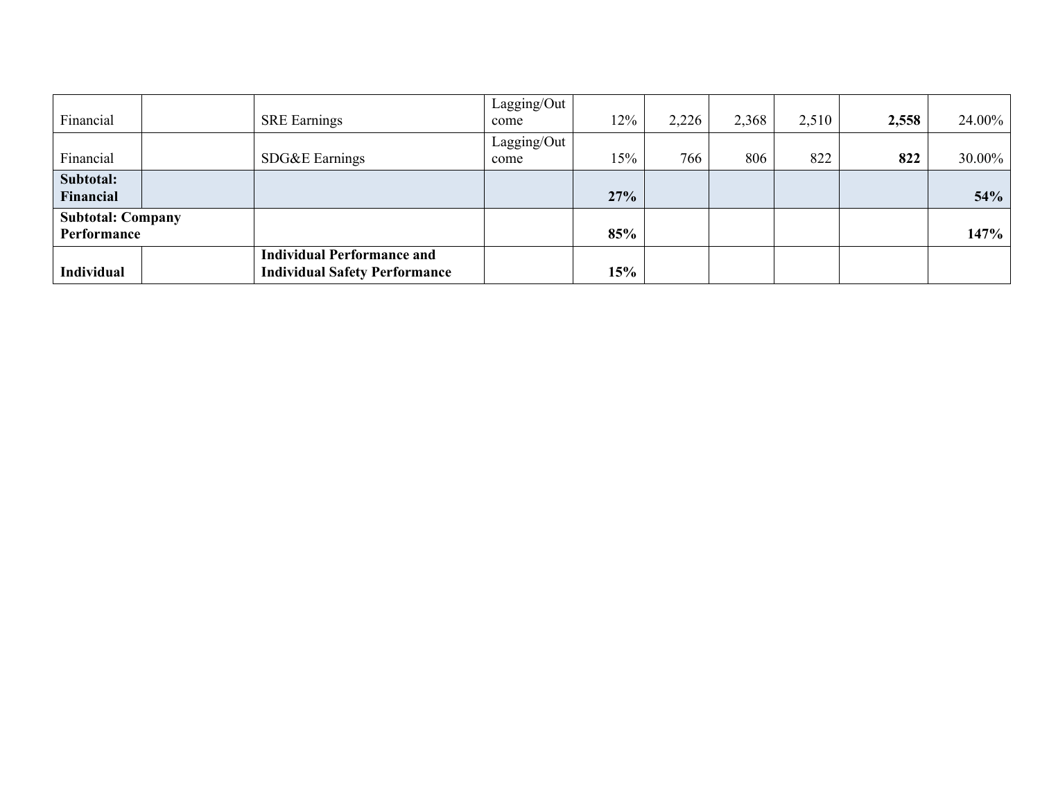| | | | | | | | | | |
|---|---|---|---|---|---|---|---|---|---|
| Financial | | SRE Earnings | Lagging/Outcome | 12% | 2,226 | 2,368 | 2,510 | **2,558** | 24.00% |
| Financial | | SDG&E Earnings | Lagging/Outcome | 15% | 766 | 806 | 822 | **822** | 30.00% |
| **Subtotal: Financial** | | | | **27%** | | | | | **54%** |
| **Subtotal: Company Performance** | | | | **85%** | | | | | **147%** |
| **Individual** | | **Individual Performance and Individual Safety Performance** | | **15%** | | | | | |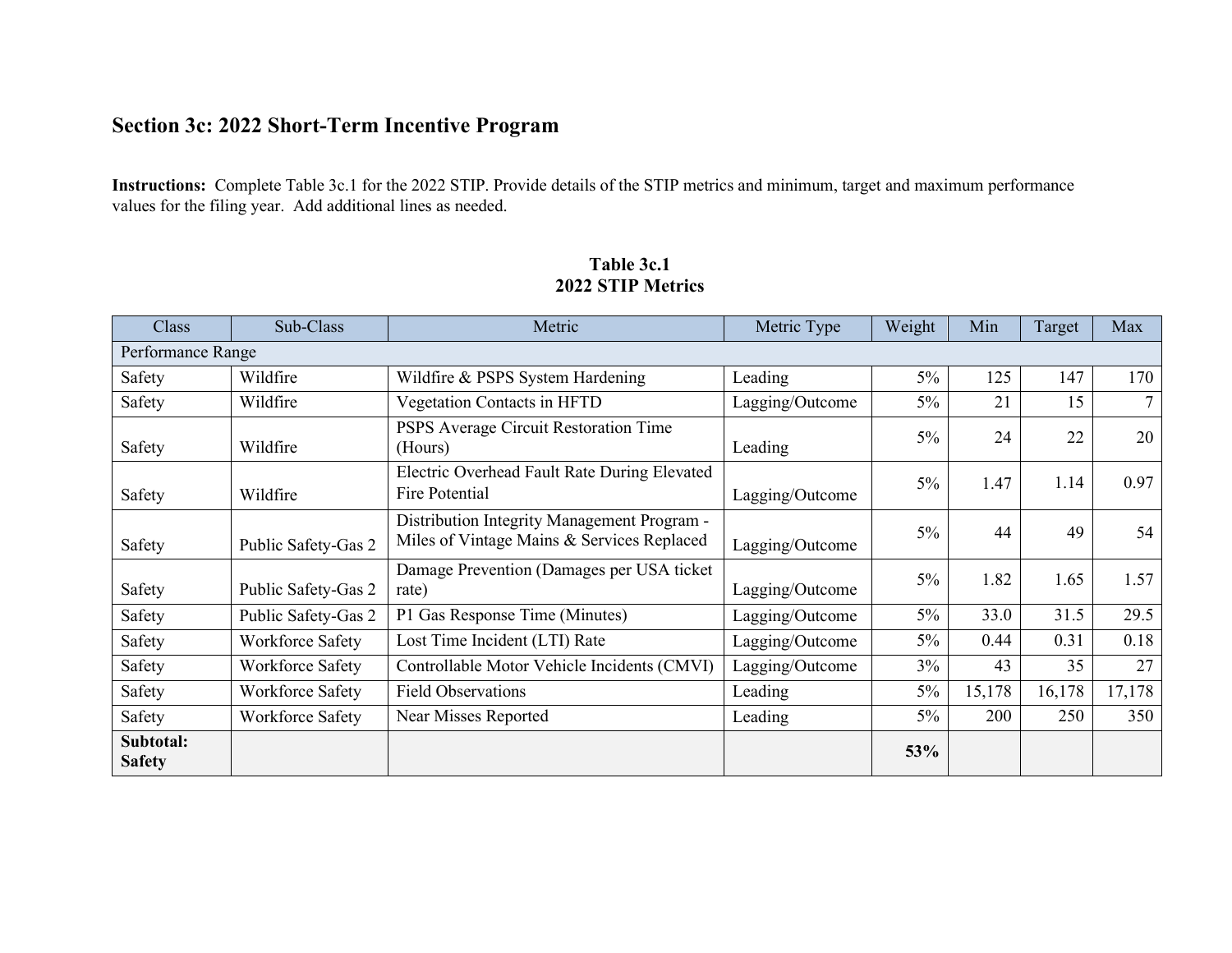## Section 3c: 2022 Short-Term Incentive Program

**Instructions:** Complete Table 3c.1 for the 2022 STIP. Provide details of the STIP metrics and minimum, target and maximum performance values for the filing year. Add additional lines as needed.

**Table 3c.1**
**2022 STIP Metrics**

| Class | Sub-Class | Metric | Metric Type | Weight | Min | Target | Max |
|---|---|---|---|---|---|---|---|
| Performance Range | | | | | | | |
| Safety | Wildfire | Wildfire & PSPS System Hardening | Leading | 5% | 125 | 147 | 170 |
| Safety | Wildfire | Vegetation Contacts in HFTD | Lagging/Outcome | 5% | 21 | 15 | 7 |
| Safety | Wildfire | PSPS Average Circuit Restoration Time (Hours) | Leading | 5% | 24 | 22 | 20 |
| Safety | Wildfire | Electric Overhead Fault Rate During Elevated Fire Potential | Lagging/Outcome | 5% | 1.47 | 1.14 | 0.97 |
| Safety | Public Safety-Gas 2 | Distribution Integrity Management Program - Miles of Vintage Mains & Services Replaced | Lagging/Outcome | 5% | 44 | 49 | 54 |
| Safety | Public Safety-Gas 2 | Damage Prevention (Damages per USA ticket rate) | Lagging/Outcome | 5% | 1.82 | 1.65 | 1.57 |
| Safety | Public Safety-Gas 2 | P1 Gas Response Time (Minutes) | Lagging/Outcome | 5% | 33.0 | 31.5 | 29.5 |
| Safety | Workforce Safety | Lost Time Incident (LTI) Rate | Lagging/Outcome | 5% | 0.44 | 0.31 | 0.18 |
| Safety | Workforce Safety | Controllable Motor Vehicle Incidents (CMVI) | Lagging/Outcome | 3% | 43 | 35 | 27 |
| Safety | Workforce Safety | Field Observations | Leading | 5% | 15,178 | 16,178 | 17,178 |
| Safety | Workforce Safety | Near Misses Reported | Leading | 5% | 200 | 250 | 350 |
| **Subtotal: Safety** | | | | **53%** | | | |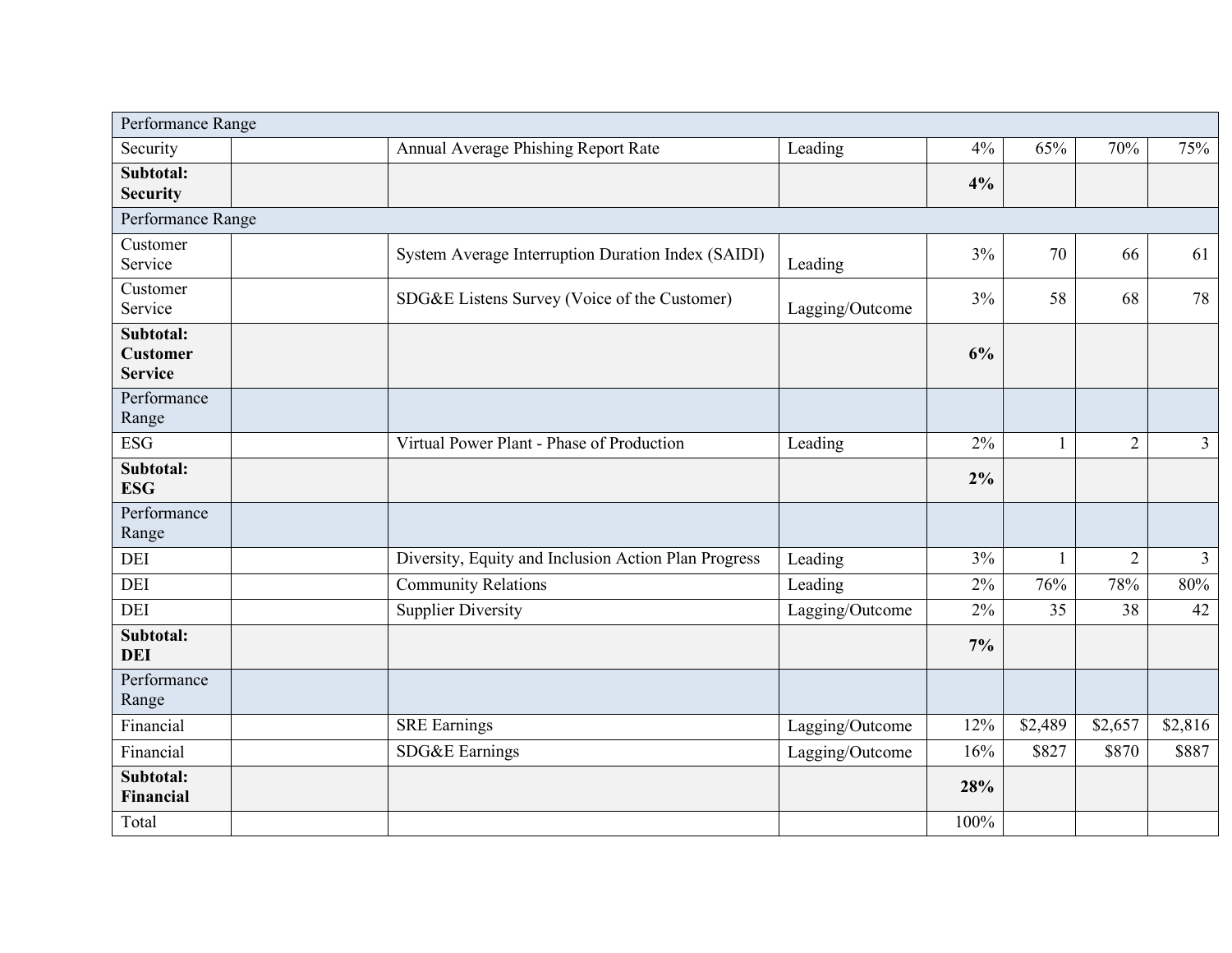| Performance Range | | | | | | | |
|---|---|---|---|---|---|---|---|
| Security | | Annual Average Phishing Report Rate | Leading | 4% | 65% | 70% | 75% |
| **Subtotal: Security** | | | | **4%** | | | |
| Performance Range | | | | | | | |
| Customer Service | | System Average Interruption Duration Index (SAIDI) | Leading | 3% | 70 | 66 | 61 |
| Customer Service | | SDG&E Listens Survey (Voice of the Customer) | Lagging/Outcome | 3% | 58 | 68 | 78 |
| **Subtotal: Customer Service** | | | | **6%** | | | |
| Performance Range | | | | | | | |
| ESG | | Virtual Power Plant - Phase of Production | Leading | 2% | 1 | 2 | 3 |
| **Subtotal: ESG** | | | | **2%** | | | |
| Performance Range | | | | | | | |
| DEI | | Diversity, Equity and Inclusion Action Plan Progress | Leading | 3% | 1 | 2 | 3 |
| DEI | | Community Relations | Leading | 2% | 76% | 78% | 80% |
| DEI | | Supplier Diversity | Lagging/Outcome | 2% | 35 | 38 | 42 |
| **Subtotal: DEI** | | | | **7%** | | | |
| Performance Range | | | | | | | |
| Financial | | SRE Earnings | Lagging/Outcome | 12% | $2,489 | $2,657 | $2,816 |
| Financial | | SDG&E Earnings | Lagging/Outcome | 16% | $827 | $870 | $887 |
| **Subtotal: Financial** | | | | **28%** | | | |
| Total | | | | 100% | | | |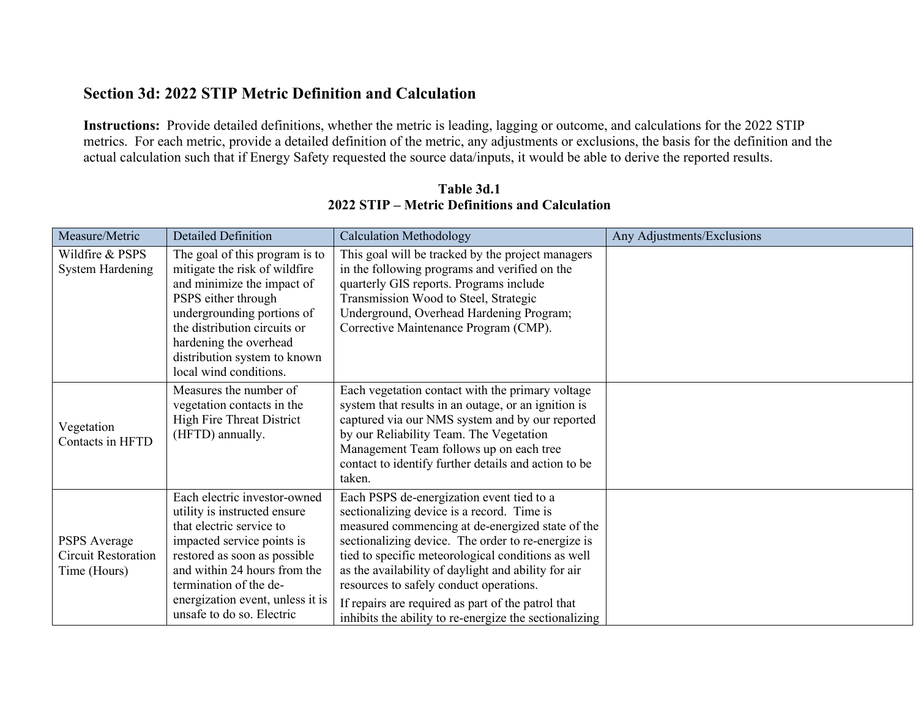## Section 3d: 2022 STIP Metric Definition and Calculation

**Instructions:** Provide detailed definitions, whether the metric is leading, lagging or outcome, and calculations for the 2022 STIP metrics. For each metric, provide a detailed definition of the metric, any adjustments or exclusions, the basis for the definition and the actual calculation such that if Energy Safety requested the source data/inputs, it would be able to derive the reported results.

**Table 3d.1**
**2022 STIP – Metric Definitions and Calculation**

| Measure/Metric | Detailed Definition | Calculation Methodology | Any Adjustments/Exclusions |
|---|---|---|---|
| Wildfire & PSPS System Hardening | The goal of this program is to mitigate the risk of wildfire and minimize the impact of PSPS either through undergrounding portions of the distribution circuits or hardening the overhead distribution system to known local wind conditions. | This goal will be tracked by the project managers in the following programs and verified on the quarterly GIS reports. Programs include Transmission Wood to Steel, Strategic Underground, Overhead Hardening Program; Corrective Maintenance Program (CMP). | |
| Vegetation Contacts in HFTD | Measures the number of vegetation contacts in the High Fire Threat District (HFTD) annually. | Each vegetation contact with the primary voltage system that results in an outage, or an ignition is captured via our NMS system and by our reported by our Reliability Team. The Vegetation Management Team follows up on each tree contact to identify further details and action to be taken. | |
| PSPS Average Circuit Restoration Time (Hours) | Each electric investor-owned utility is instructed ensure that electric service to impacted service points is restored as soon as possible and within 24 hours from the termination of the de-energization event, unless it is unsafe to do so. Electric | Each PSPS de-energization event tied to a sectionalizing device is a record. Time is measured commencing at de-energized state of the sectionalizing device. The order to re-energize is tied to specific meteorological conditions as well as the availability of daylight and ability for air resources to safely conduct operations.<br><br>If repairs are required as part of the patrol that inhibits the ability to re-energize the sectionalizing | |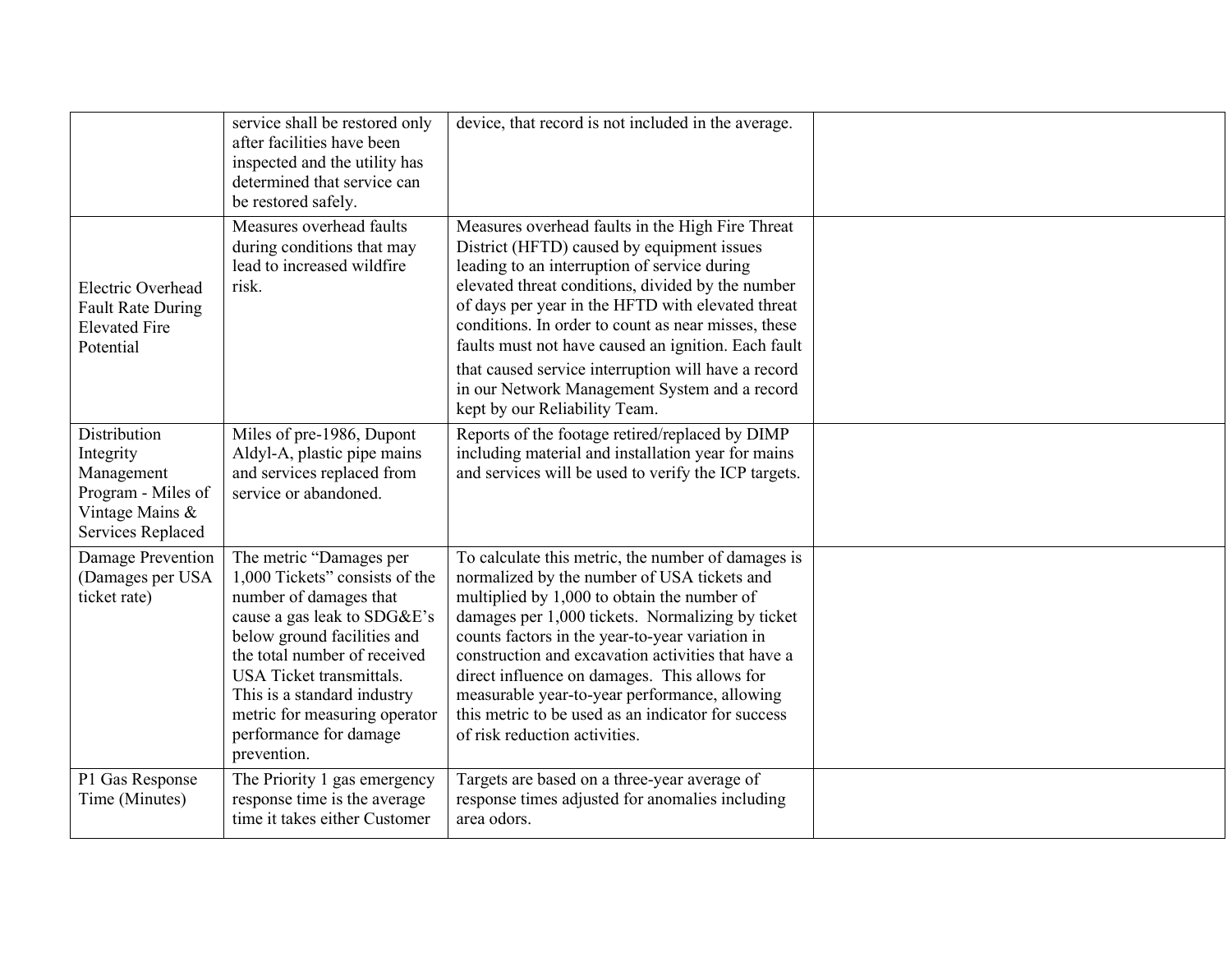| | | | |
|---|---|---|---|
| | service shall be restored only after facilities have been inspected and the utility has determined that service can be restored safely. | device, that record is not included in the average. | |
| Electric Overhead Fault Rate During Elevated Fire Potential | Measures overhead faults during conditions that may lead to increased wildfire risk. | Measures overhead faults in the High Fire Threat District (HFTD) caused by equipment issues leading to an interruption of service during elevated threat conditions, divided by the number of days per year in the HFTD with elevated threat conditions. In order to count as near misses, these faults must not have caused an ignition. Each fault that caused service interruption will have a record in our Network Management System and a record kept by our Reliability Team. | |
| Distribution Integrity Management Program - Miles of Vintage Mains & Services Replaced | Miles of pre-1986, Dupont Aldyl-A, plastic pipe mains and services replaced from service or abandoned. | Reports of the footage retired/replaced by DIMP including material and installation year for mains and services will be used to verify the ICP targets. | |
| Damage Prevention (Damages per USA ticket rate) | The metric "Damages per 1,000 Tickets" consists of the number of damages that cause a gas leak to SDG&E's below ground facilities and the total number of received USA Ticket transmittals. This is a standard industry metric for measuring operator performance for damage prevention. | To calculate this metric, the number of damages is normalized by the number of USA tickets and multiplied by 1,000 to obtain the number of damages per 1,000 tickets. Normalizing by ticket counts factors in the year-to-year variation in construction and excavation activities that have a direct influence on damages. This allows for measurable year-to-year performance, allowing this metric to be used as an indicator for success of risk reduction activities. | |
| P1 Gas Response Time (Minutes) | The Priority 1 gas emergency response time is the average time it takes either Customer | Targets are based on a three-year average of response times adjusted for anomalies including area odors. | |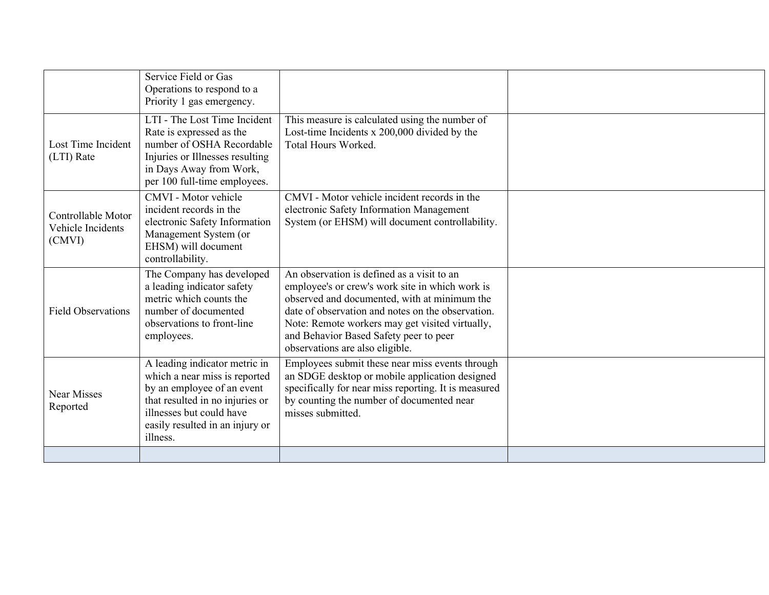| | | | |
|---|---|---|---|
| | Service Field or Gas Operations to respond to a Priority 1 gas emergency. | | |
| Lost Time Incident (LTI) Rate | LTI - The Lost Time Incident Rate is expressed as the number of OSHA Recordable Injuries or Illnesses resulting in Days Away from Work, per 100 full-time employees. | This measure is calculated using the number of Lost-time Incidents x 200,000 divided by the Total Hours Worked. | |
| Controllable Motor Vehicle Incidents (CMVI) | CMVI - Motor vehicle incident records in the electronic Safety Information Management System (or EHSM) will document controllability. | CMVI - Motor vehicle incident records in the electronic Safety Information Management System (or EHSM) will document controllability. | |
| Field Observations | The Company has developed a leading indicator safety metric which counts the number of documented observations to front-line employees. | An observation is defined as a visit to an employee's or crew's work site in which work is observed and documented, with at minimum the date of observation and notes on the observation. Note: Remote workers may get visited virtually, and Behavior Based Safety peer to peer observations are also eligible. | |
| Near Misses Reported | A leading indicator metric in which a near miss is reported by an employee of an event that resulted in no injuries or illnesses but could have easily resulted in an injury or illness. | Employees submit these near miss events through an SDGE desktop or mobile application designed specifically for near miss reporting. It is measured by counting the number of documented near misses submitted. | |
| | | | |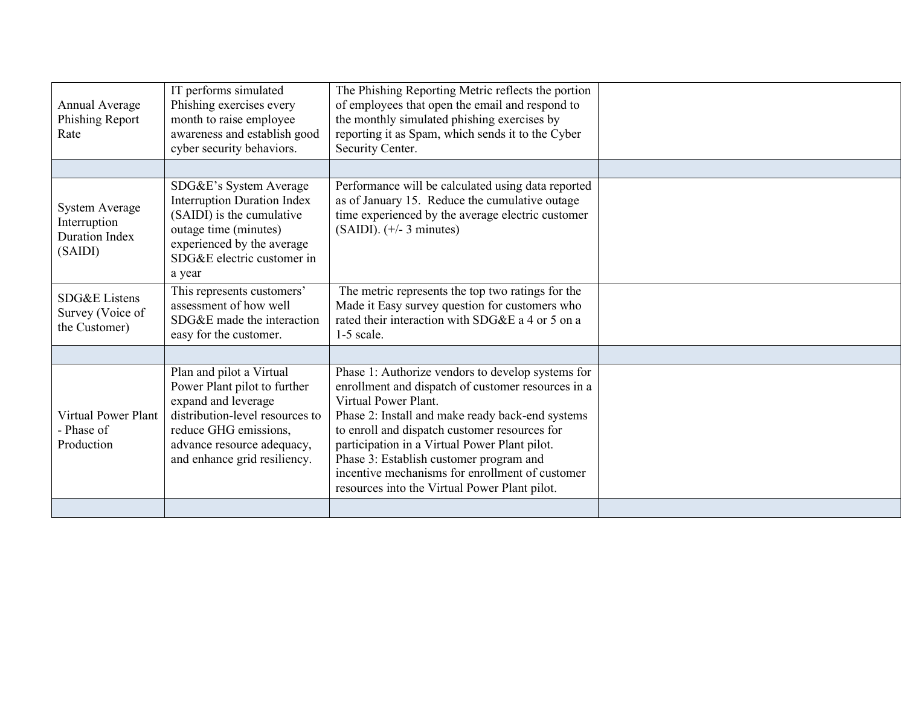| | | | |
|---|---|---|---|
| Annual Average Phishing Report Rate | IT performs simulated Phishing exercises every month to raise employee awareness and establish good cyber security behaviors. | The Phishing Reporting Metric reflects the portion of employees that open the email and respond to the monthly simulated phishing exercises by reporting it as Spam, which sends it to the Cyber Security Center. | |
| | | | |
| System Average Interruption Duration Index (SAIDI) | SDG&E's System Average Interruption Duration Index (SAIDI) is the cumulative outage time (minutes) experienced by the average SDG&E electric customer in a year | Performance will be calculated using data reported as of January 15. Reduce the cumulative outage time experienced by the average electric customer (SAIDI). (+/- 3 minutes) | |
| SDG&E Listens Survey (Voice of the Customer) | This represents customers' assessment of how well SDG&E made the interaction easy for the customer. | The metric represents the top two ratings for the Made it Easy survey question for customers who rated their interaction with SDG&E a 4 or 5 on a 1-5 scale. | |
| | | | |
| Virtual Power Plant - Phase of Production | Plan and pilot a Virtual Power Plant pilot to further expand and leverage distribution-level resources to reduce GHG emissions, advance resource adequacy, and enhance grid resiliency. | Phase 1: Authorize vendors to develop systems for enrollment and dispatch of customer resources in a Virtual Power Plant.<br>Phase 2: Install and make ready back-end systems to enroll and dispatch customer resources for participation in a Virtual Power Plant pilot.<br>Phase 3: Establish customer program and incentive mechanisms for enrollment of customer resources into the Virtual Power Plant pilot. | |
| | | | |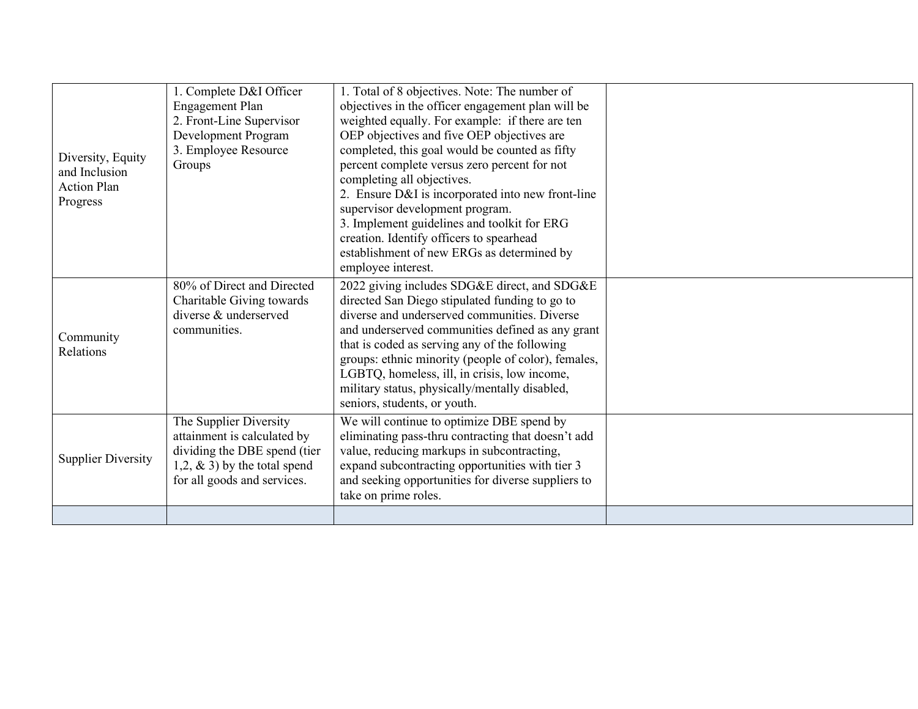| | | | |
|---|---|---|---|
| Diversity, Equity and Inclusion Action Plan Progress | 1. Complete D&I Officer Engagement Plan<br>2. Front-Line Supervisor Development Program<br>3. Employee Resource Groups | 1. Total of 8 objectives. Note: The number of objectives in the officer engagement plan will be weighted equally. For example: if there are ten OEP objectives and five OEP objectives are completed, this goal would be counted as fifty percent complete versus zero percent for not completing all objectives.<br>2. Ensure D&I is incorporated into new front-line supervisor development program.<br>3. Implement guidelines and toolkit for ERG creation. Identify officers to spearhead establishment of new ERGs as determined by employee interest. | |
| Community Relations | 80% of Direct and Directed Charitable Giving towards diverse & underserved communities. | 2022 giving includes SDG&E direct, and SDG&E directed San Diego stipulated funding to go to diverse and underserved communities. Diverse and underserved communities defined as any grant that is coded as serving any of the following groups: ethnic minority (people of color), females, LGBTQ, homeless, ill, in crisis, low income, military status, physically/mentally disabled, seniors, students, or youth. | |
| Supplier Diversity | The Supplier Diversity attainment is calculated by dividing the DBE spend (tier 1,2, & 3) by the total spend for all goods and services. | We will continue to optimize DBE spend by eliminating pass-thru contracting that doesn't add value, reducing markups in subcontracting, expand subcontracting opportunities with tier 3 and seeking opportunities for diverse suppliers to take on prime roles. | |
| | | | |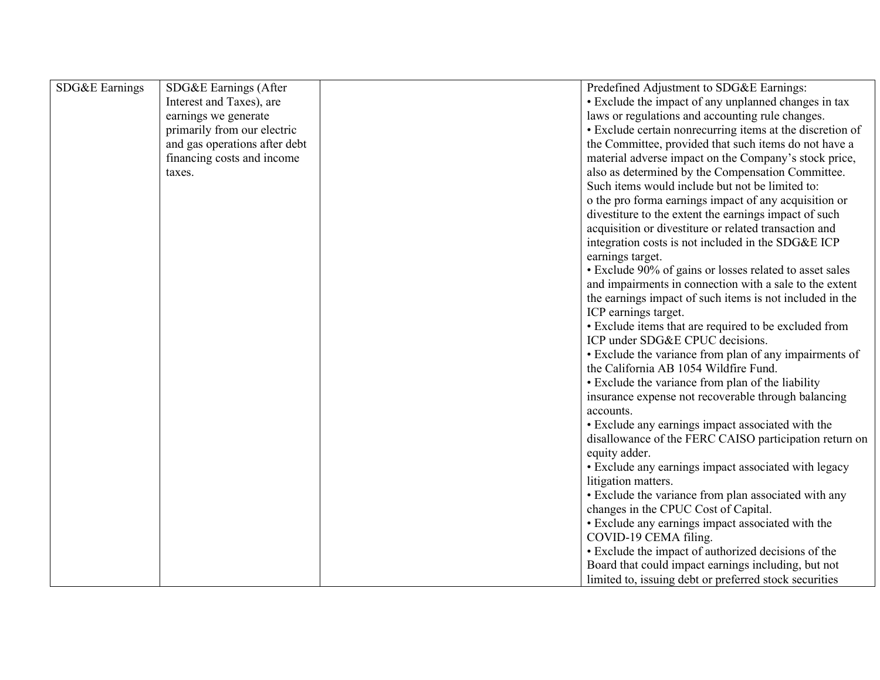| SDG&E Earnings | SDG&E Earnings (After Interest and Taxes), are earnings we generate primarily from our electric and gas operations after debt financing costs and income taxes. | | Predefined Adjustment to SDG&E Earnings:<br>• Exclude the impact of any unplanned changes in tax laws or regulations and accounting rule changes.<br>• Exclude certain nonrecurring items at the discretion of the Committee, provided that such items do not have a material adverse impact on the Company's stock price, also as determined by the Compensation Committee. Such items would include but not be limited to:<br>o the pro forma earnings impact of any acquisition or divestiture to the extent the earnings impact of such acquisition or divestiture or related transaction and integration costs is not included in the SDG&E ICP earnings target.<br>• Exclude 90% of gains or losses related to asset sales and impairments in connection with a sale to the extent the earnings impact of such items is not included in the ICP earnings target.<br>• Exclude items that are required to be excluded from ICP under SDG&E CPUC decisions.<br>• Exclude the variance from plan of any impairments of the California AB 1054 Wildfire Fund.<br>• Exclude the variance from plan of the liability insurance expense not recoverable through balancing accounts.<br>• Exclude any earnings impact associated with the disallowance of the FERC CAISO participation return on equity adder.<br>• Exclude any earnings impact associated with legacy litigation matters.<br>• Exclude the variance from plan associated with any changes in the CPUC Cost of Capital.<br>• Exclude any earnings impact associated with the COVID-19 CEMA filing.<br>• Exclude the impact of authorized decisions of the Board that could impact earnings including, but not limited to, issuing debt or preferred stock securities |
|---|---|---|---|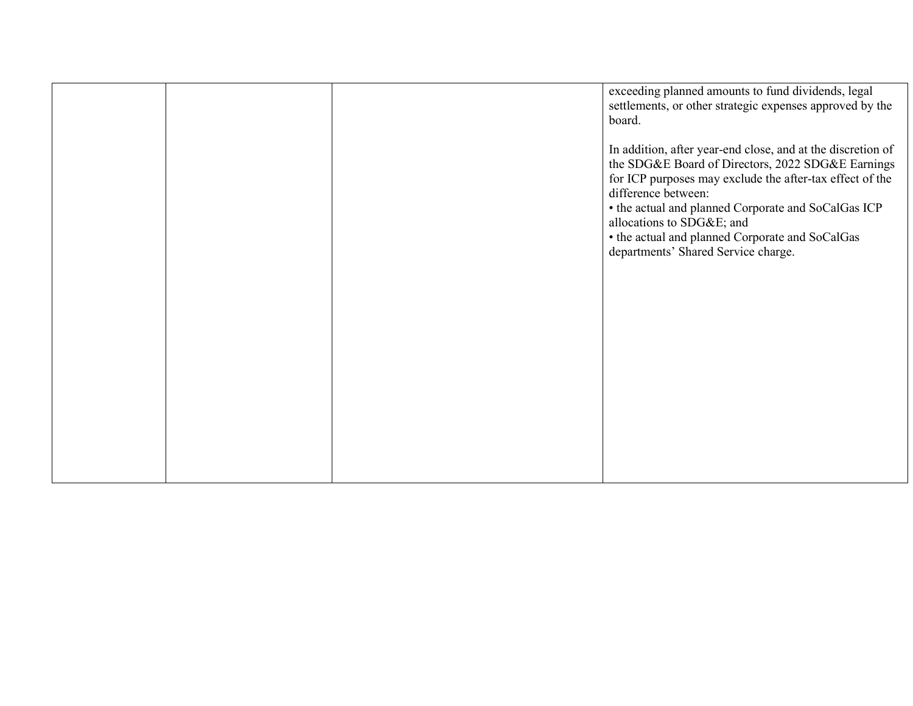| | | | |
|---|---|---|---|
| | | | exceeding planned amounts to fund dividends, legal settlements, or other strategic expenses approved by the board.<br><br>In addition, after year-end close, and at the discretion of the SDG&E Board of Directors, 2022 SDG&E Earnings for ICP purposes may exclude the after-tax effect of the difference between:<br>• the actual and planned Corporate and SoCalGas ICP allocations to SDG&E; and<br>• the actual and planned Corporate and SoCalGas departments' Shared Service charge. |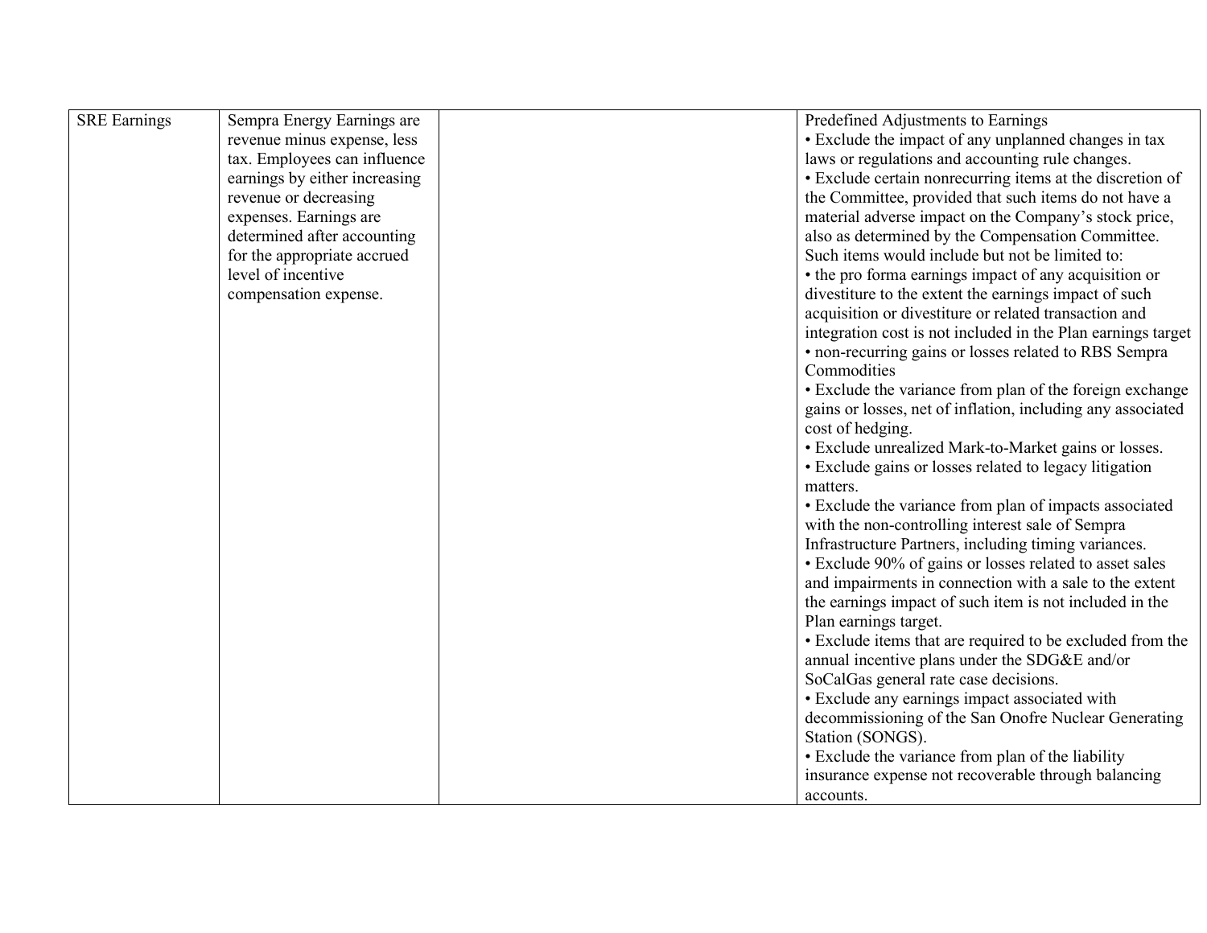| | | | |
|---|---|---|---|
| SRE Earnings | Sempra Energy Earnings are revenue minus expense, less tax. Employees can influence earnings by either increasing revenue or decreasing expenses. Earnings are determined after accounting for the appropriate accrued level of incentive compensation expense. | | Predefined Adjustments to Earnings<br>• Exclude the impact of any unplanned changes in tax laws or regulations and accounting rule changes.<br>• Exclude certain nonrecurring items at the discretion of the Committee, provided that such items do not have a material adverse impact on the Company's stock price, also as determined by the Compensation Committee. Such items would include but not be limited to:<br>• the pro forma earnings impact of any acquisition or divestiture to the extent the earnings impact of such acquisition or divestiture or related transaction and integration cost is not included in the Plan earnings target<br>• non-recurring gains or losses related to RBS Sempra Commodities<br>• Exclude the variance from plan of the foreign exchange gains or losses, net of inflation, including any associated cost of hedging.<br>• Exclude unrealized Mark-to-Market gains or losses.<br>• Exclude gains or losses related to legacy litigation matters.<br>• Exclude the variance from plan of impacts associated with the non-controlling interest sale of Sempra Infrastructure Partners, including timing variances.<br>• Exclude 90% of gains or losses related to asset sales and impairments in connection with a sale to the extent the earnings impact of such item is not included in the Plan earnings target.<br>• Exclude items that are required to be excluded from the annual incentive plans under the SDG&E and/or SoCalGas general rate case decisions.<br>• Exclude any earnings impact associated with decommissioning of the San Onofre Nuclear Generating Station (SONGS).<br>• Exclude the variance from plan of the liability insurance expense not recoverable through balancing accounts. |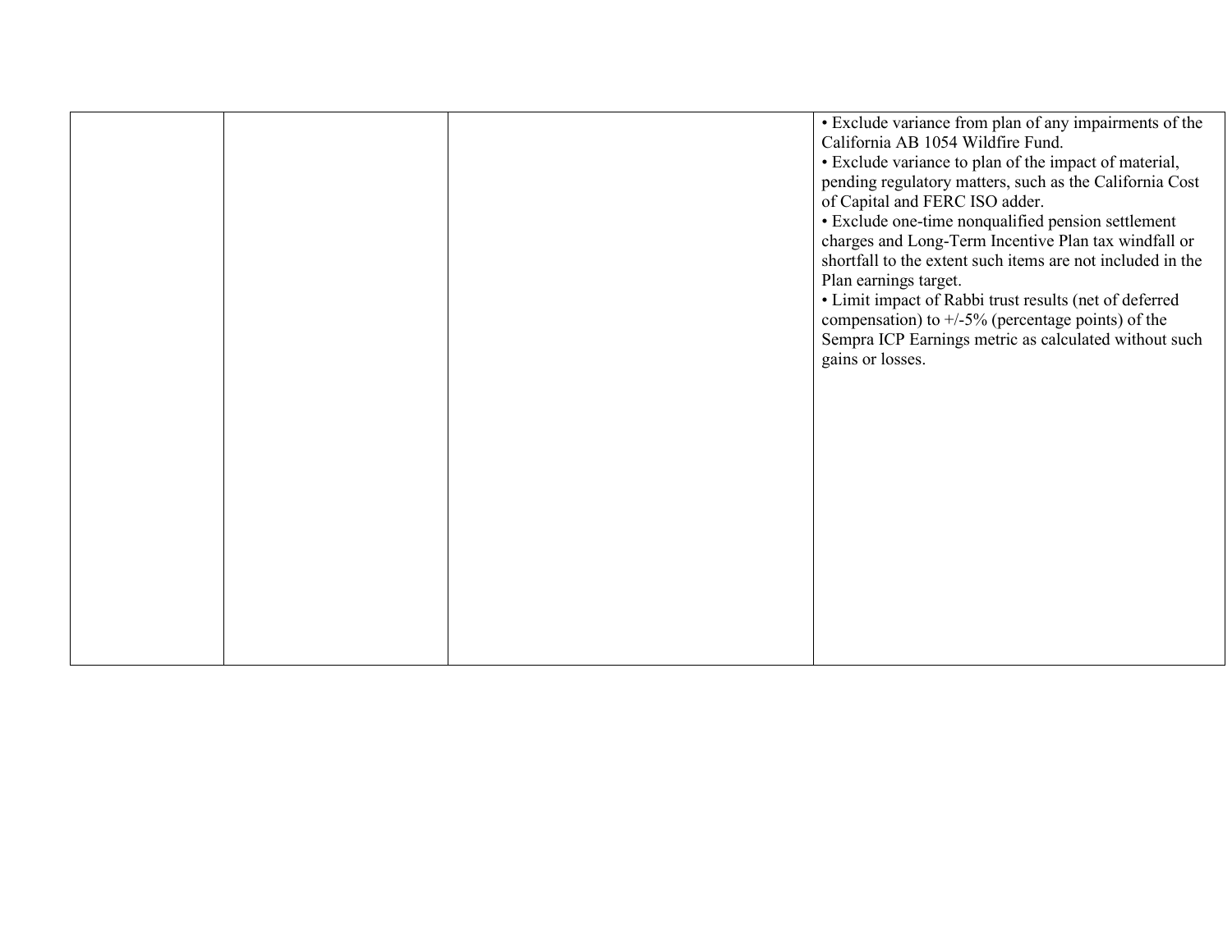|  |  |  |  |
|---|---|---|---|
|  |  |  | • Exclude variance from plan of any impairments of the California AB 1054 Wildfire Fund.<br>• Exclude variance to plan of the impact of material, pending regulatory matters, such as the California Cost of Capital and FERC ISO adder.<br>• Exclude one-time nonqualified pension settlement charges and Long-Term Incentive Plan tax windfall or shortfall to the extent such items are not included in the Plan earnings target.<br>• Limit impact of Rabbi trust results (net of deferred compensation) to +/-5% (percentage points) of the Sempra ICP Earnings metric as calculated without such gains or losses. |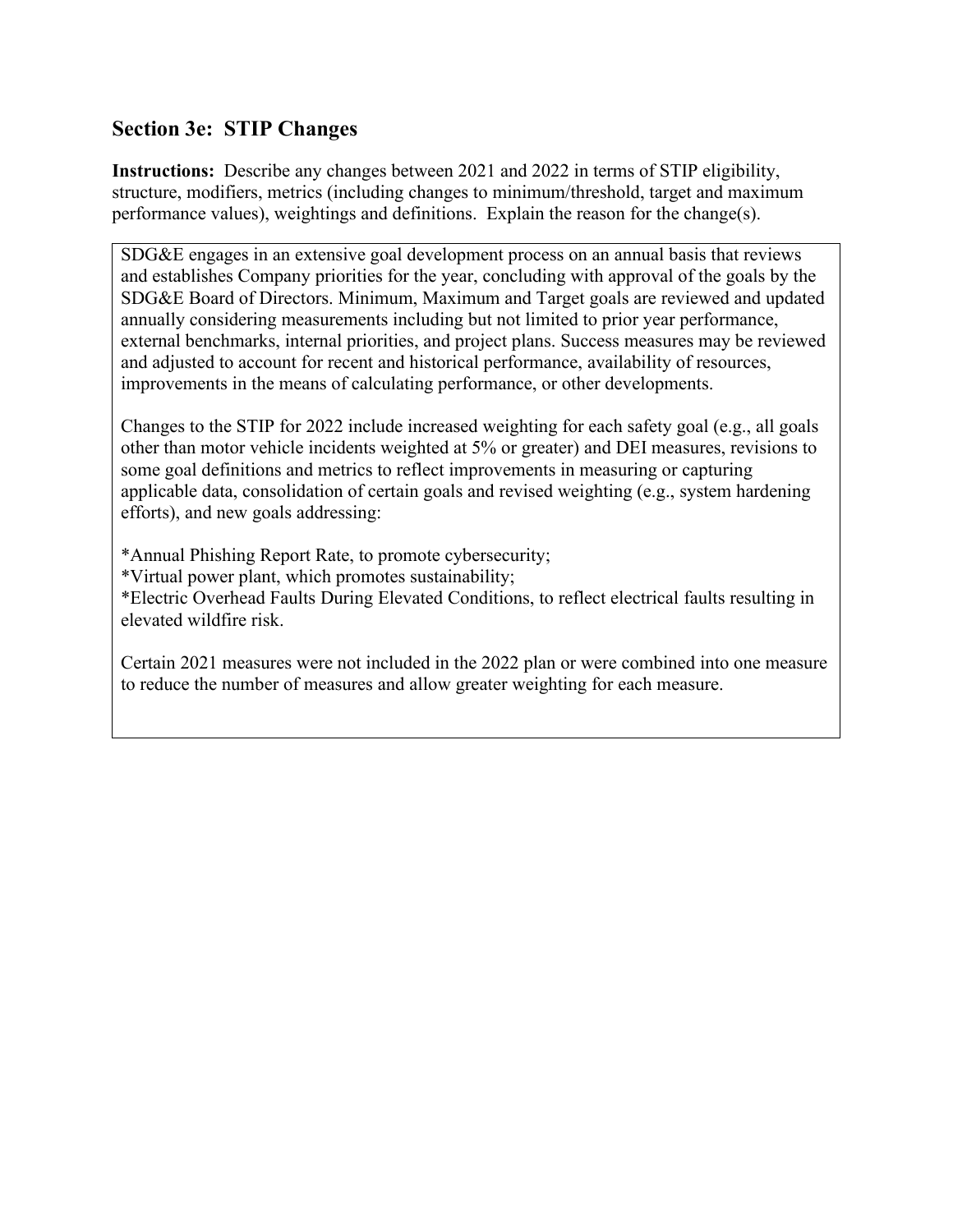## Section 3e: STIP Changes

**Instructions:** Describe any changes between 2021 and 2022 in terms of STIP eligibility, structure, modifiers, metrics (including changes to minimum/threshold, target and maximum performance values), weightings and definitions. Explain the reason for the change(s).

SDG&E engages in an extensive goal development process on an annual basis that reviews and establishes Company priorities for the year, concluding with approval of the goals by the SDG&E Board of Directors. Minimum, Maximum and Target goals are reviewed and updated annually considering measurements including but not limited to prior year performance, external benchmarks, internal priorities, and project plans. Success measures may be reviewed and adjusted to account for recent and historical performance, availability of resources, improvements in the means of calculating performance, or other developments.

Changes to the STIP for 2022 include increased weighting for each safety goal (e.g., all goals other than motor vehicle incidents weighted at 5% or greater) and DEI measures, revisions to some goal definitions and metrics to reflect improvements in measuring or capturing applicable data, consolidation of certain goals and revised weighting (e.g., system hardening efforts), and new goals addressing:

*Annual Phishing Report Rate, to promote cybersecurity;
*Virtual power plant, which promotes sustainability;
*Electric Overhead Faults During Elevated Conditions, to reflect electrical faults resulting in elevated wildfire risk.

Certain 2021 measures were not included in the 2022 plan or were combined into one measure to reduce the number of measures and allow greater weighting for each measure.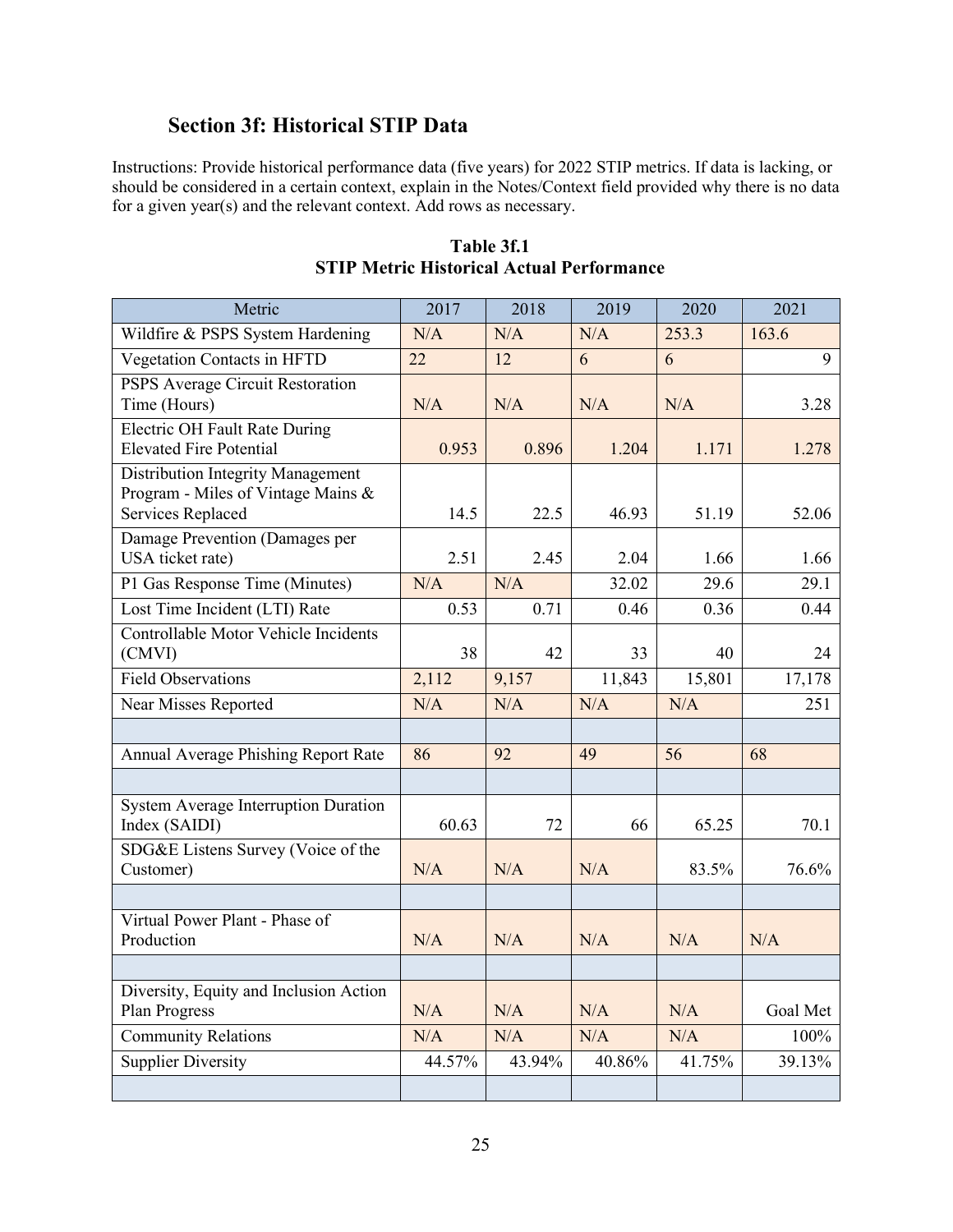## Section 3f: Historical STIP Data

Instructions: Provide historical performance data (five years) for 2022 STIP metrics. If data is lacking, or should be considered in a certain context, explain in the Notes/Context field provided why there is no data for a given year(s) and the relevant context. Add rows as necessary.

**Table 3f.1**
**STIP Metric Historical Actual Performance**

| Metric | 2017 | 2018 | 2019 | 2020 | 2021 |
|---|---|---|---|---|---|
| Wildfire & PSPS System Hardening | N/A | N/A | N/A | 253.3 | 163.6 |
| Vegetation Contacts in HFTD | 22 | 12 | 6 | 6 | 9 |
| PSPS Average Circuit Restoration Time (Hours) | N/A | N/A | N/A | N/A | 3.28 |
| Electric OH Fault Rate During Elevated Fire Potential | 0.953 | 0.896 | 1.204 | 1.171 | 1.278 |
| Distribution Integrity Management Program - Miles of Vintage Mains & Services Replaced | 14.5 | 22.5 | 46.93 | 51.19 | 52.06 |
| Damage Prevention (Damages per USA ticket rate) | 2.51 | 2.45 | 2.04 | 1.66 | 1.66 |
| P1 Gas Response Time (Minutes) | N/A | N/A | 32.02 | 29.6 | 29.1 |
| Lost Time Incident (LTI) Rate | 0.53 | 0.71 | 0.46 | 0.36 | 0.44 |
| Controllable Motor Vehicle Incidents (CMVI) | 38 | 42 | 33 | 40 | 24 |
| Field Observations | 2,112 | 9,157 | 11,843 | 15,801 | 17,178 |
| Near Misses Reported | N/A | N/A | N/A | N/A | 251 |
| | | | | | |
| Annual Average Phishing Report Rate | 86 | 92 | 49 | 56 | 68 |
| | | | | | |
| System Average Interruption Duration Index (SAIDI) | 60.63 | 72 | 66 | 65.25 | 70.1 |
| SDG&E Listens Survey (Voice of the Customer) | N/A | N/A | N/A | 83.5% | 76.6% |
| | | | | | |
| Virtual Power Plant - Phase of Production | N/A | N/A | N/A | N/A | N/A |
| | | | | | |
| Diversity, Equity and Inclusion Action Plan Progress | N/A | N/A | N/A | N/A | Goal Met |
| Community Relations | N/A | N/A | N/A | N/A | 100% |
| Supplier Diversity | 44.57% | 43.94% | 40.86% | 41.75% | 39.13% |
| | | | | | |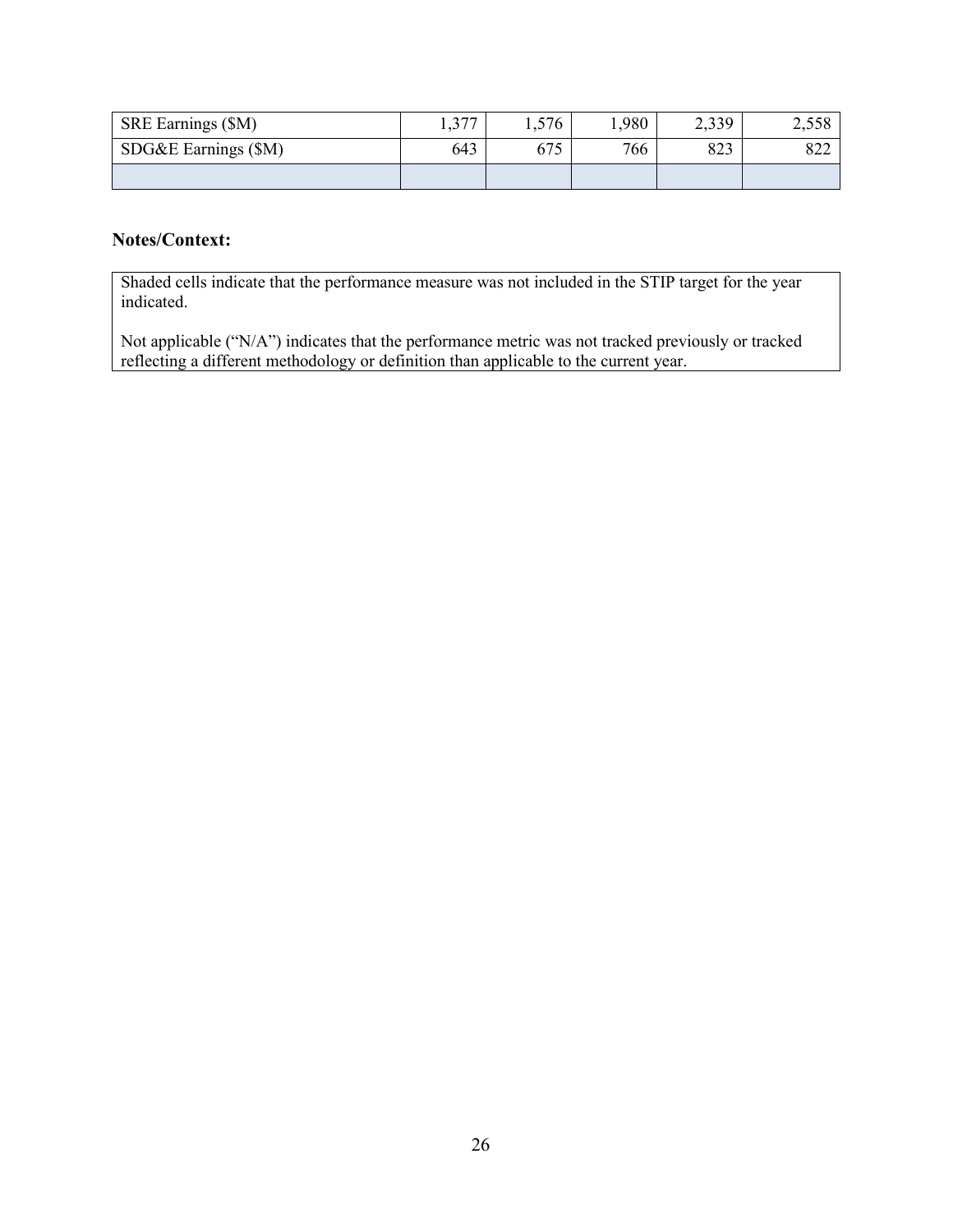| | | | | | |
|---|---|---|---|---|---|
| SRE Earnings ($M) | 1,377 | 1,576 | 1,980 | 2,339 | 2,558 |
| SDG&E Earnings ($M) | 643 | 675 | 766 | 823 | 822 |
| | | | | | |

**Notes/Context:**

Shaded cells indicate that the performance measure was not included in the STIP target for the year indicated.

Not applicable ("N/A") indicates that the performance metric was not tracked previously or tracked reflecting a different methodology or definition than applicable to the current year.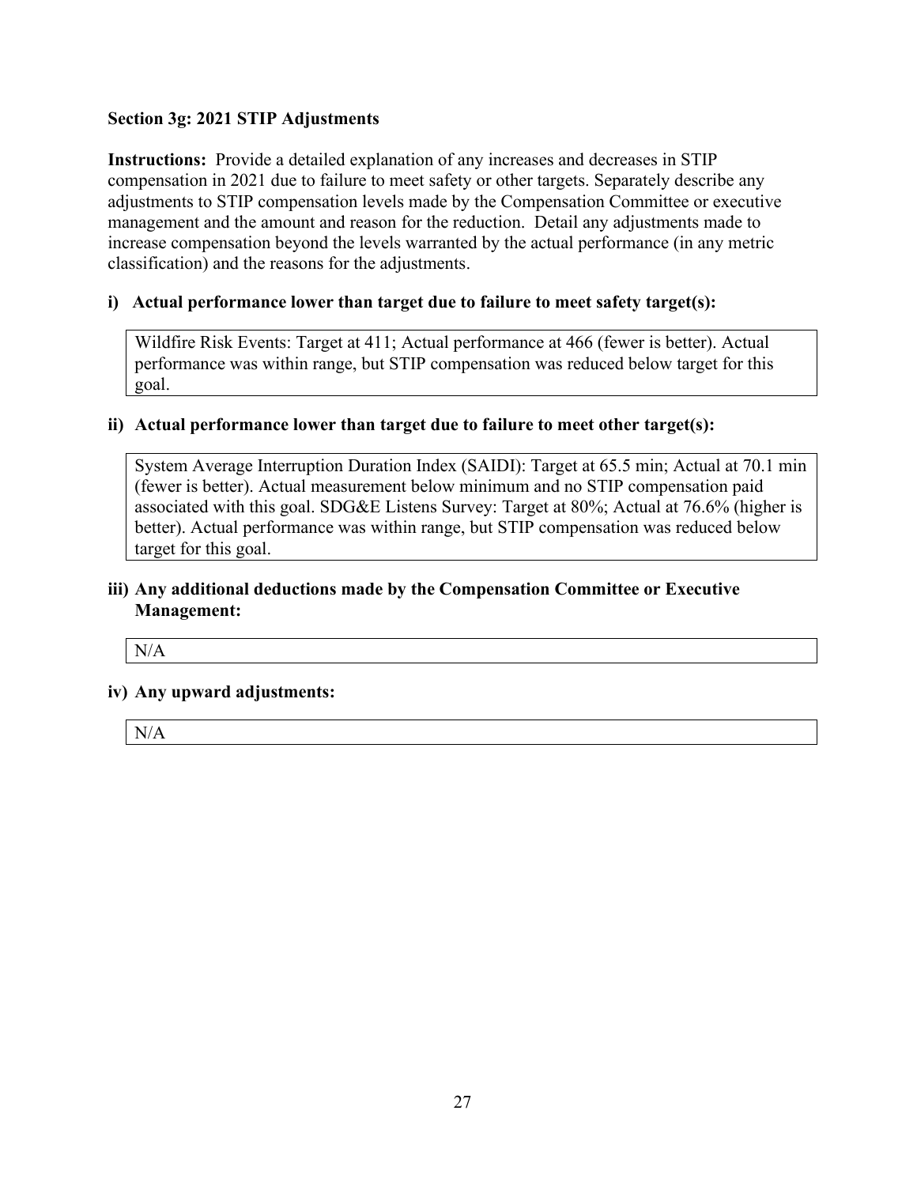**Section 3g: 2021 STIP Adjustments**

**Instructions:** Provide a detailed explanation of any increases and decreases in STIP compensation in 2021 due to failure to meet safety or other targets. Separately describe any adjustments to STIP compensation levels made by the Compensation Committee or executive management and the amount and reason for the reduction. Detail any adjustments made to increase compensation beyond the levels warranted by the actual performance (in any metric classification) and the reasons for the adjustments.

**i) Actual performance lower than target due to failure to meet safety target(s):**

Wildfire Risk Events: Target at 411; Actual performance at 466 (fewer is better). Actual performance was within range, but STIP compensation was reduced below target for this goal.

**ii) Actual performance lower than target due to failure to meet other target(s):**

System Average Interruption Duration Index (SAIDI): Target at 65.5 min; Actual at 70.1 min (fewer is better). Actual measurement below minimum and no STIP compensation paid associated with this goal. SDG&E Listens Survey: Target at 80%; Actual at 76.6% (higher is better). Actual performance was within range, but STIP compensation was reduced below target for this goal.

**iii) Any additional deductions made by the Compensation Committee or Executive Management:**

N/A

**iv) Any upward adjustments:**

N/A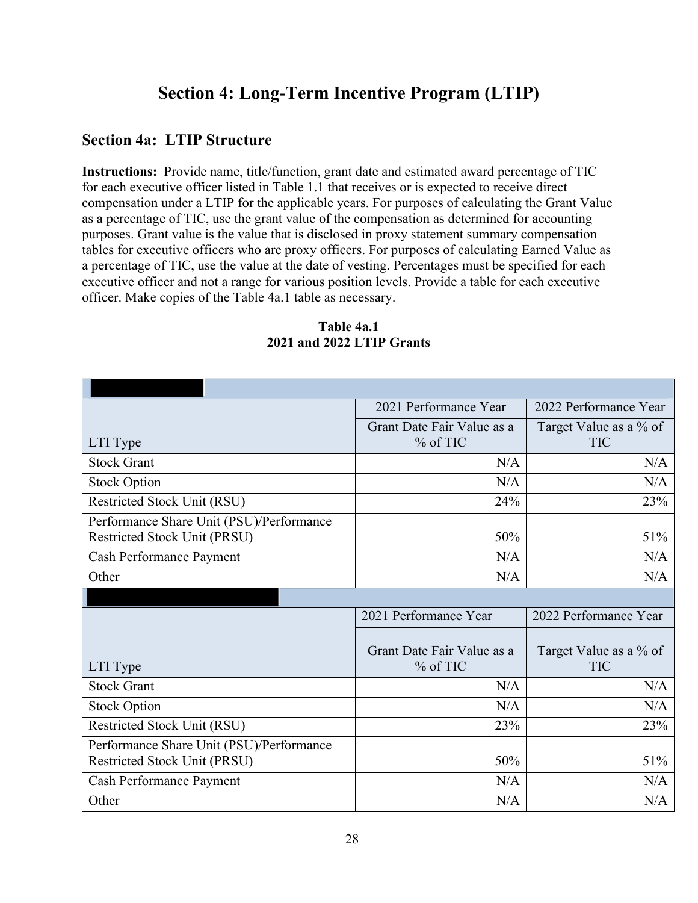# Section 4: Long-Term Incentive Program (LTIP)

## Section 4a: LTIP Structure

**Instructions:** Provide name, title/function, grant date and estimated award percentage of TIC for each executive officer listed in Table 1.1 that receives or is expected to receive direct compensation under a LTIP for the applicable years. For purposes of calculating the Grant Value as a percentage of TIC, use the grant value of the compensation as determined for accounting purposes. Grant value is the value that is disclosed in proxy statement summary compensation tables for executive officers who are proxy officers. For purposes of calculating Earned Value as a percentage of TIC, use the value at the date of vesting. Percentages must be specified for each executive officer and not a range for various position levels. Provide a table for each executive officer. Make copies of the Table 4a.1 table as necessary.

**Table 4a.1**
**2021 and 2022 LTIP Grants**

| [REDACTED] | | |
|---|---|---|
| | 2021 Performance Year | 2022 Performance Year |
| LTI Type | Grant Date Fair Value as a % of TIC | Target Value as a % of TIC |
| Stock Grant | N/A | N/A |
| Stock Option | N/A | N/A |
| Restricted Stock Unit (RSU) | 24% | 23% |
| Performance Share Unit (PSU)/Performance Restricted Stock Unit (PRSU) | 50% | 51% |
| Cash Performance Payment | N/A | N/A |
| Other | N/A | N/A |
| **[REDACTED]** | | |
| | 2021 Performance Year | 2022 Performance Year |
| LTI Type | Grant Date Fair Value as a % of TIC | Target Value as a % of TIC |
| Stock Grant | N/A | N/A |
| Stock Option | N/A | N/A |
| Restricted Stock Unit (RSU) | 23% | 23% |
| Performance Share Unit (PSU)/Performance Restricted Stock Unit (PRSU) | 50% | 51% |
| Cash Performance Payment | N/A | N/A |
| Other | N/A | N/A |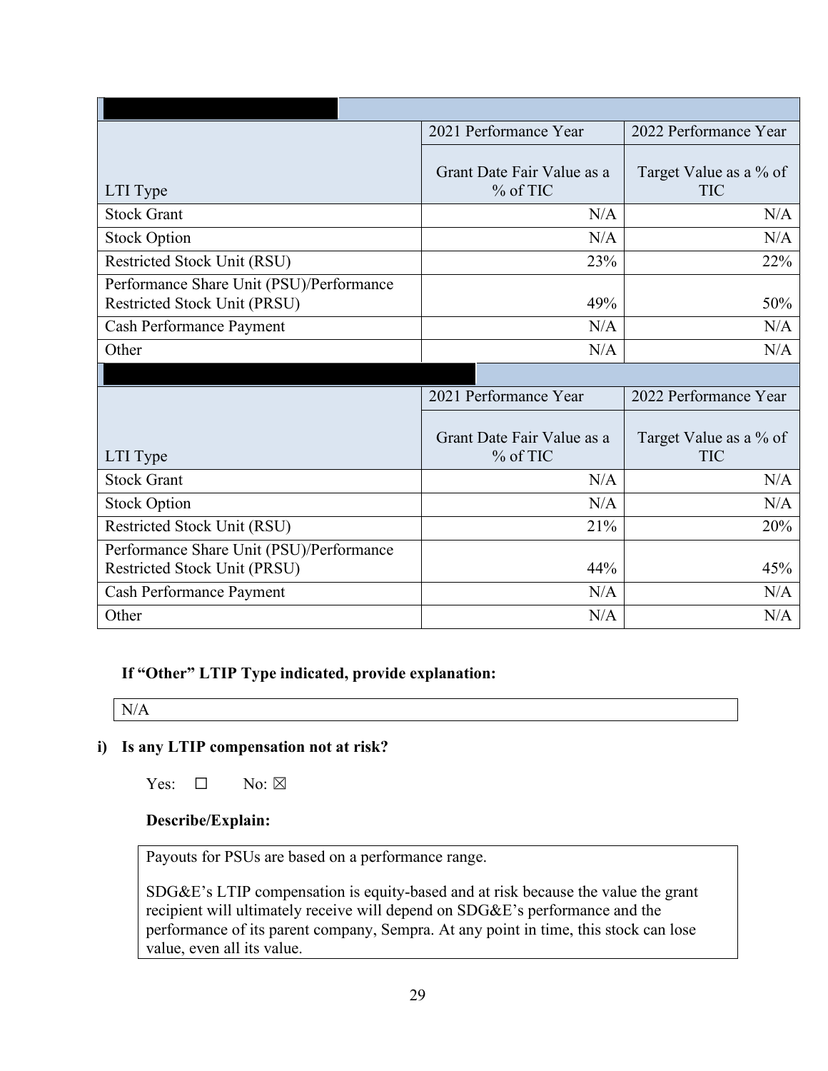| LTI Type | 2021 Performance Year<br>Grant Date Fair Value as a % of TIC | 2022 Performance Year<br>Target Value as a % of TIC |
|---|---|---|
| Stock Grant | N/A | N/A |
| Stock Option | N/A | N/A |
| Restricted Stock Unit (RSU) | 23% | 22% |
| Performance Share Unit (PSU)/Performance Restricted Stock Unit (PRSU) | 49% | 50% |
| Cash Performance Payment | N/A | N/A |
| Other | N/A | N/A |

| LTI Type | 2021 Performance Year<br>Grant Date Fair Value as a % of TIC | 2022 Performance Year<br>Target Value as a % of TIC |
|---|---|---|
| Stock Grant | N/A | N/A |
| Stock Option | N/A | N/A |
| Restricted Stock Unit (RSU) | 21% | 20% |
| Performance Share Unit (PSU)/Performance Restricted Stock Unit (PRSU) | 44% | 45% |
| Cash Performance Payment | N/A | N/A |
| Other | N/A | N/A |

**If "Other" LTIP Type indicated, provide explanation:**

N/A

**i) Is any LTIP compensation not at risk?**

Yes: ☐ No: ☒

**Describe/Explain:**

Payouts for PSUs are based on a performance range.

SDG&E's LTIP compensation is equity-based and at risk because the value the grant recipient will ultimately receive will depend on SDG&E's performance and the performance of its parent company, Sempra. At any point in time, this stock can lose value, even all its value.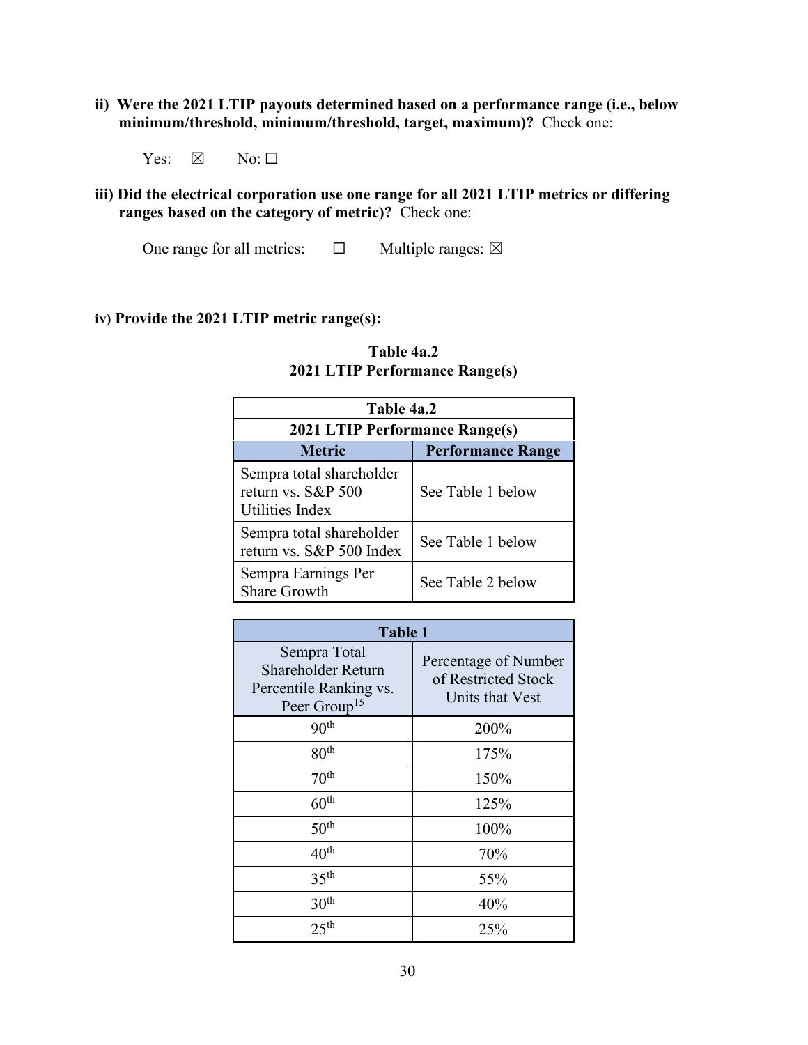**ii) Were the 2021 LTIP payouts determined based on a performance range (i.e., below minimum/threshold, minimum/threshold, target, maximum)?** Check one:

Yes: ☒ No: ☐

**iii) Did the electrical corporation use one range for all 2021 LTIP metrics or differing ranges based on the category of metric)?** Check one:

One range for all metrics: ☐ Multiple ranges: ☒

**iv) Provide the 2021 LTIP metric range(s):**

**Table 4a.2**
**2021 LTIP Performance Range(s)**

| Table 4a.2 | |
|---|---|
| **2021 LTIP Performance Range(s)** | |
| **Metric** | **Performance Range** |
| Sempra total shareholder return vs. S&P 500 Utilities Index | See Table 1 below |
| Sempra total shareholder return vs. S&P 500 Index | See Table 1 below |
| Sempra Earnings Per Share Growth | See Table 2 below |

| Table 1 | |
|---|---|
| Sempra Total Shareholder Return Percentile Ranking vs. Peer Group[15] | Percentage of Number of Restricted Stock Units that Vest |
| 90th | 200% |
| 80th | 175% |
| 70th | 150% |
| 60th | 125% |
| 50th | 100% |
| 40th | 70% |
| 35th | 55% |
| 30th | 40% |
| 25th | 25% |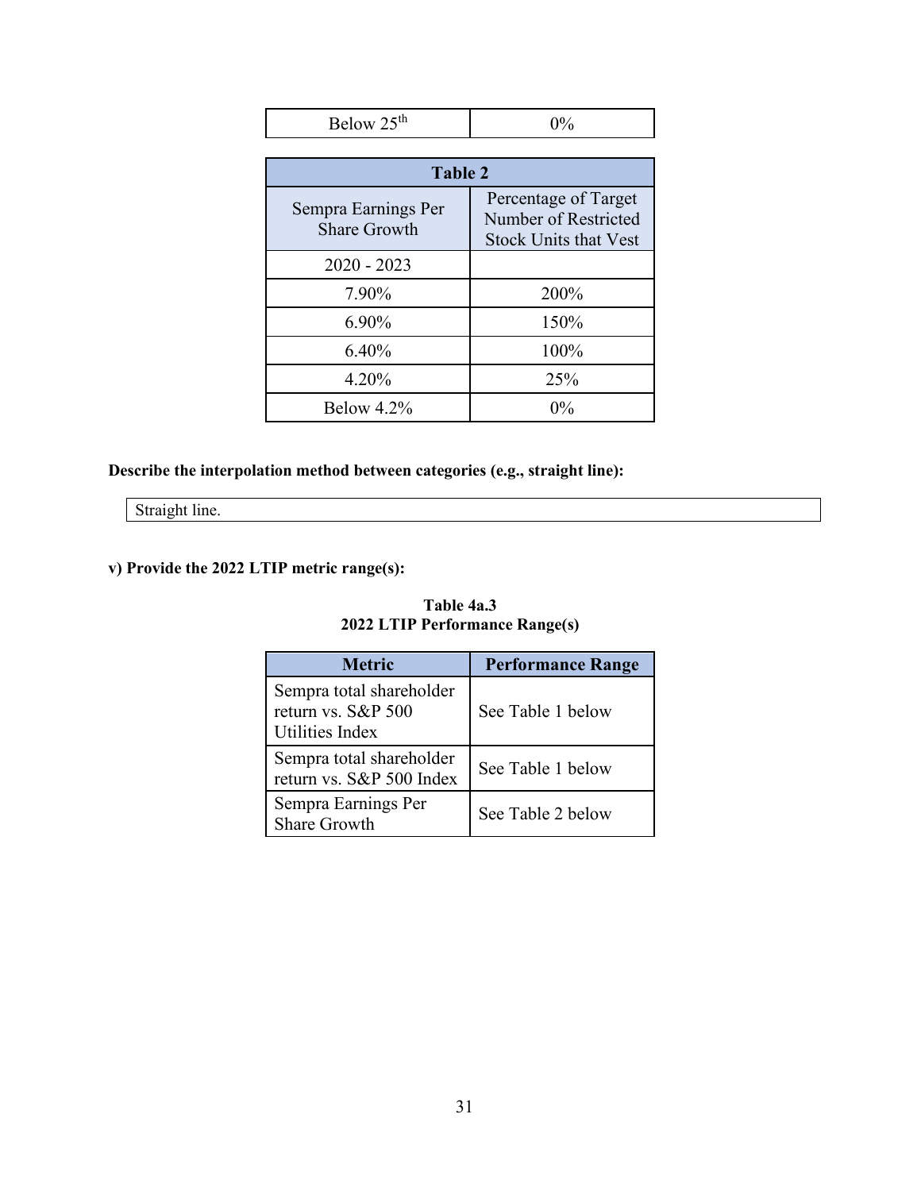| Below 25th | 0% |
|---|---|

| Table 2 | |
|---|---|
| Sempra Earnings Per Share Growth | Percentage of Target Number of Restricted Stock Units that Vest |
| 2020 - 2023 | |
| 7.90% | 200% |
| 6.90% | 150% |
| 6.40% | 100% |
| 4.20% | 25% |
| Below 4.2% | 0% |

**Describe the interpolation method between categories (e.g., straight line):**

Straight line.

**v) Provide the 2022 LTIP metric range(s):**

**Table 4a.3**
**2022 LTIP Performance Range(s)**

| Metric | Performance Range |
|---|---|
| Sempra total shareholder return vs. S&P 500 Utilities Index | See Table 1 below |
| Sempra total shareholder return vs. S&P 500 Index | See Table 1 below |
| Sempra Earnings Per Share Growth | See Table 2 below |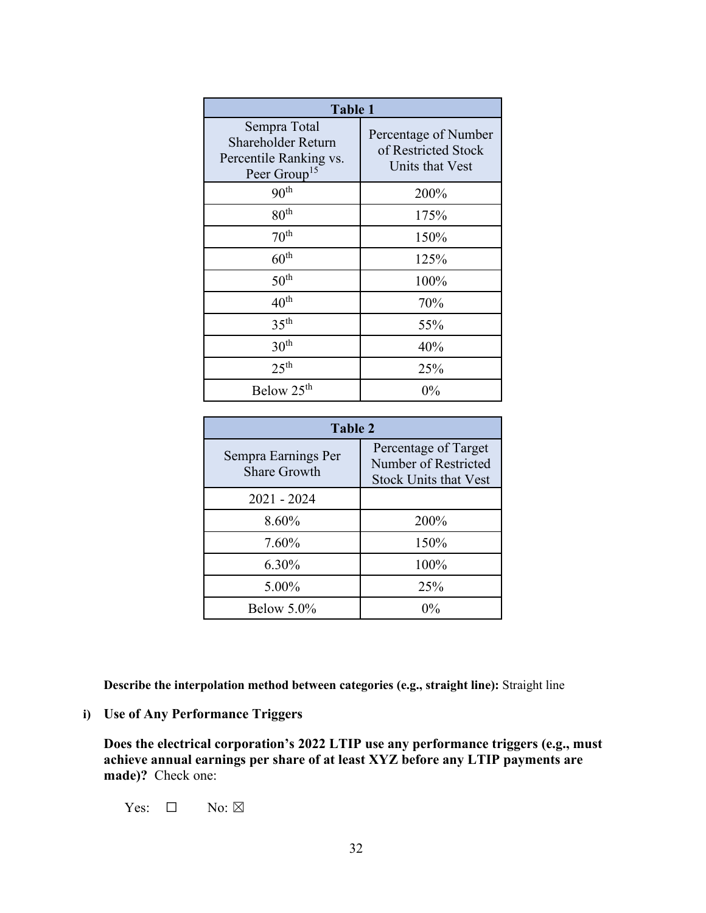| Table 1 | |
|---|---|
| Sempra Total Shareholder Return Percentile Ranking vs. Peer Group[15] | Percentage of Number of Restricted Stock Units that Vest |
| 90th | 200% |
| 80th | 175% |
| 70th | 150% |
| 60th | 125% |
| 50th | 100% |
| 40th | 70% |
| 35th | 55% |
| 30th | 40% |
| 25th | 25% |
| Below 25th | 0% |

| Table 2 | |
|---|---|
| Sempra Earnings Per Share Growth | Percentage of Target Number of Restricted Stock Units that Vest |
| 2021 - 2024 | |
| 8.60% | 200% |
| 7.60% | 150% |
| 6.30% | 100% |
| 5.00% | 25% |
| Below 5.0% | 0% |

**Describe the interpolation method between categories (e.g., straight line):** Straight line

**i) Use of Any Performance Triggers**

**Does the electrical corporation's 2022 LTIP use any performance triggers (e.g., must achieve annual earnings per share of at least XYZ before any LTIP payments are made)?** Check one:

Yes: ☐ No: ☒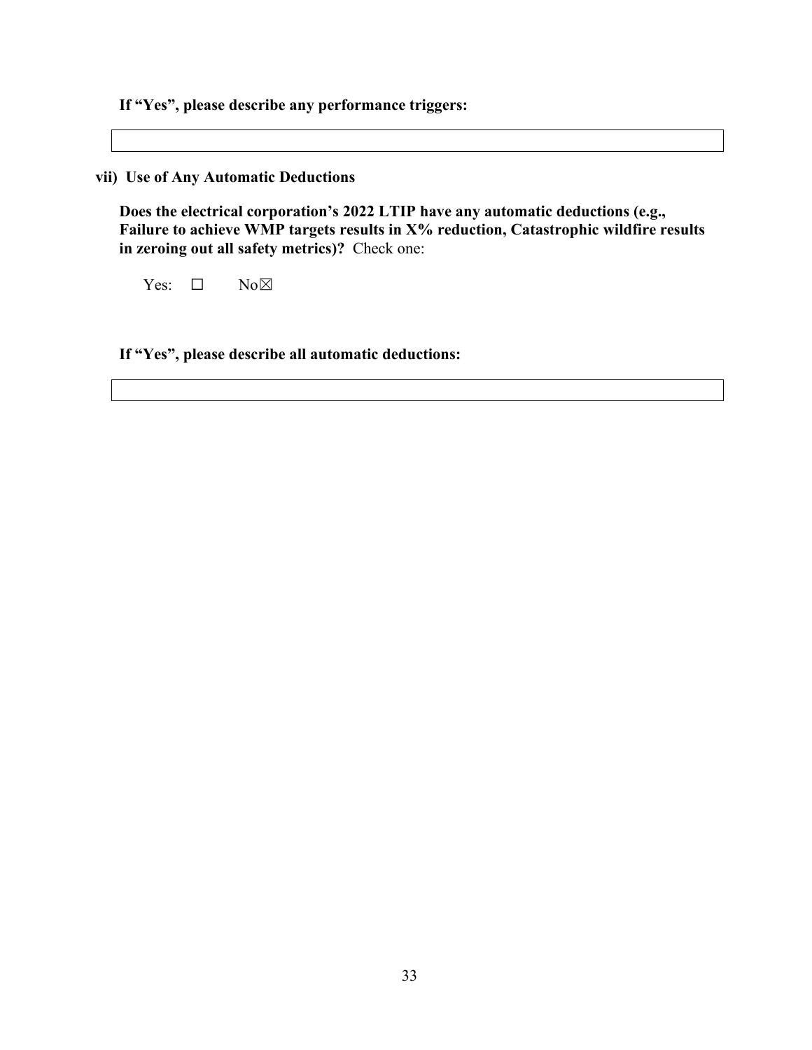**If "Yes", please describe any performance triggers:**

|  |
|---|
|  |

**vii) Use of Any Automatic Deductions**

**Does the electrical corporation's 2022 LTIP have any automatic deductions (e.g., Failure to achieve WMP targets results in X% reduction, Catastrophic wildfire results in zeroing out all safety metrics)?** Check one:

Yes: ☐ No☒

**If "Yes", please describe all automatic deductions:**

|  |
|---|
|  |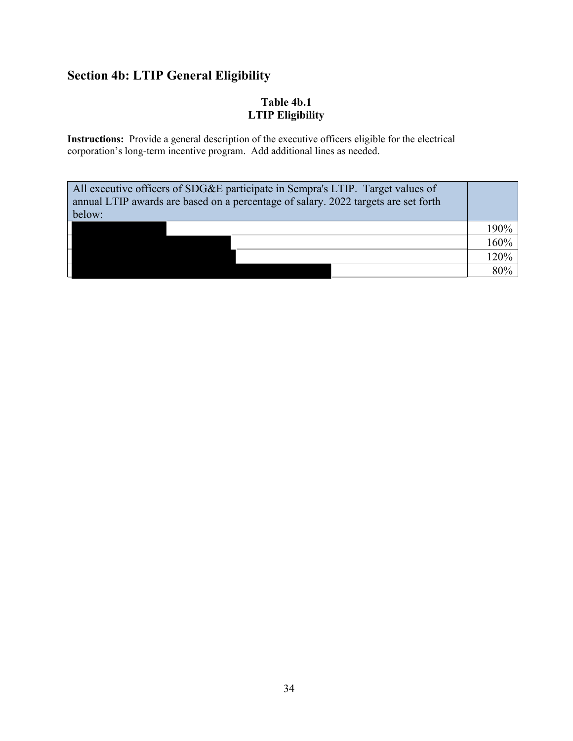## Section 4b: LTIP General Eligibility

**Table 4b.1**
**LTIP Eligibility**

**Instructions:** Provide a general description of the executive officers eligible for the electrical corporation's long-term incentive program. Add additional lines as needed.

| All executive officers of SDG&E participate in Sempra's LTIP. Target values of annual LTIP awards are based on a percentage of salary. 2022 targets are set forth below: | |
|---|---|
| | 190% |
| | 160% |
| | 120% |
| | 80% |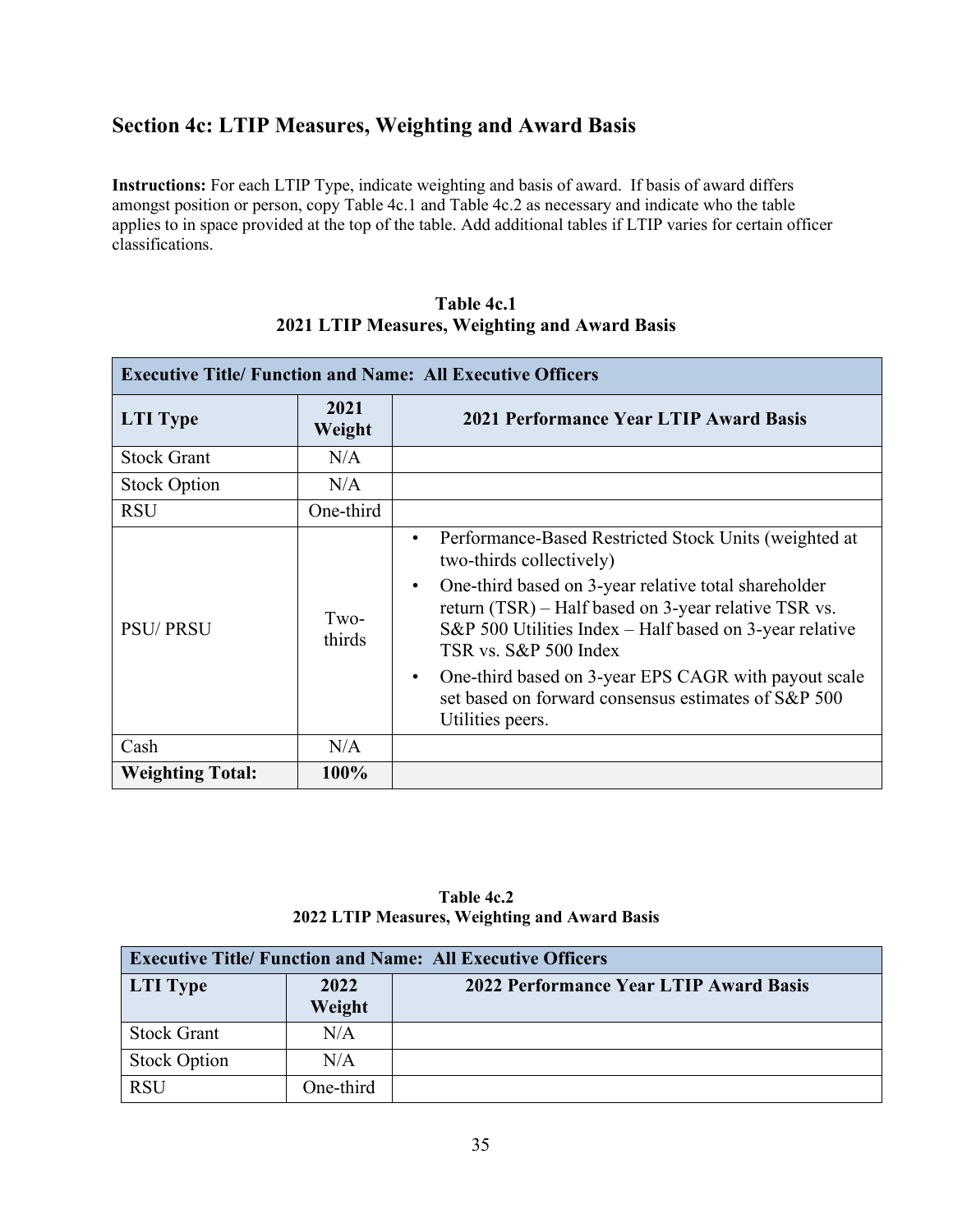## Section 4c: LTIP Measures, Weighting and Award Basis

**Instructions:** For each LTIP Type, indicate weighting and basis of award. If basis of award differs amongst position or person, copy Table 4c.1 and Table 4c.2 as necessary and indicate who the table applies to in space provided at the top of the table. Add additional tables if LTIP varies for certain officer classifications.

**Table 4c.1**
**2021 LTIP Measures, Weighting and Award Basis**

| **Executive Title/ Function and Name: All Executive Officers** | | |
|---|---|---|
| **LTI Type** | **2021 Weight** | **2021 Performance Year LTIP Award Basis** |
| Stock Grant | N/A | |
| Stock Option | N/A | |
| RSU | One-third | |
| PSU/ PRSU | Two-thirds | • Performance-Based Restricted Stock Units (weighted at two-thirds collectively)<br>• One-third based on 3-year relative total shareholder return (TSR) – Half based on 3-year relative TSR vs. S&P 500 Utilities Index – Half based on 3-year relative TSR vs. S&P 500 Index<br>• One-third based on 3-year EPS CAGR with payout scale set based on forward consensus estimates of S&P 500 Utilities peers. |
| Cash | N/A | |
| **Weighting Total:** | **100%** | |

**Table 4c.2**
**2022 LTIP Measures, Weighting and Award Basis**

| **Executive Title/ Function and Name: All Executive Officers** | | |
|---|---|---|
| **LTI Type** | **2022 Weight** | **2022 Performance Year LTIP Award Basis** |
| Stock Grant | N/A | |
| Stock Option | N/A | |
| RSU | One-third | |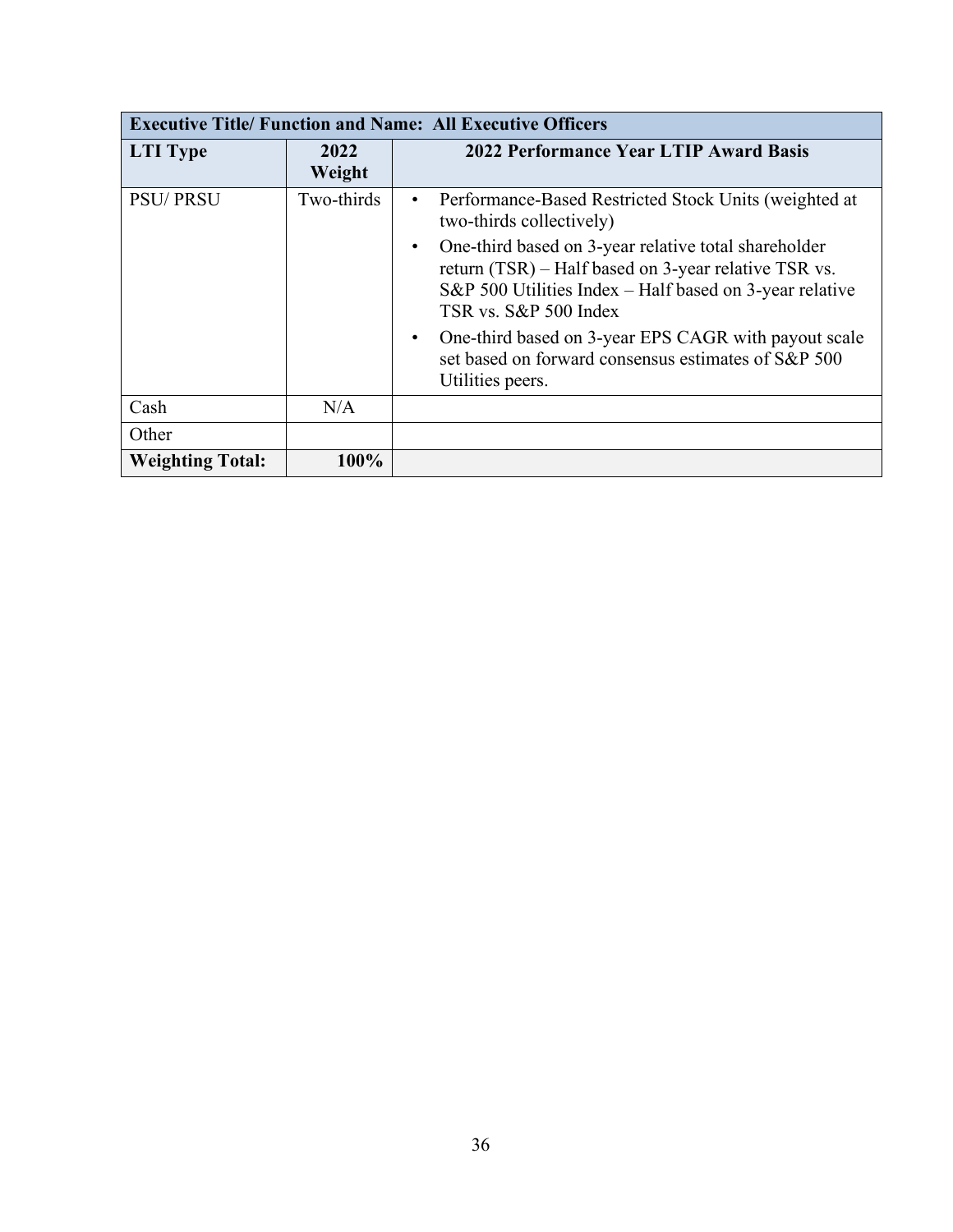| Executive Title/ Function and Name: All Executive Officers | | |
|---|---|---|
| **LTI Type** | **2022 Weight** | **2022 Performance Year LTIP Award Basis** |
| PSU/ PRSU | Two-thirds | • Performance-Based Restricted Stock Units (weighted at two-thirds collectively)<br>• One-third based on 3-year relative total shareholder return (TSR) – Half based on 3-year relative TSR vs. S&P 500 Utilities Index – Half based on 3-year relative TSR vs. S&P 500 Index<br>• One-third based on 3-year EPS CAGR with payout scale set based on forward consensus estimates of S&P 500 Utilities peers. |
| Cash | N/A | |
| Other | | |
| **Weighting Total:** | **100%** | |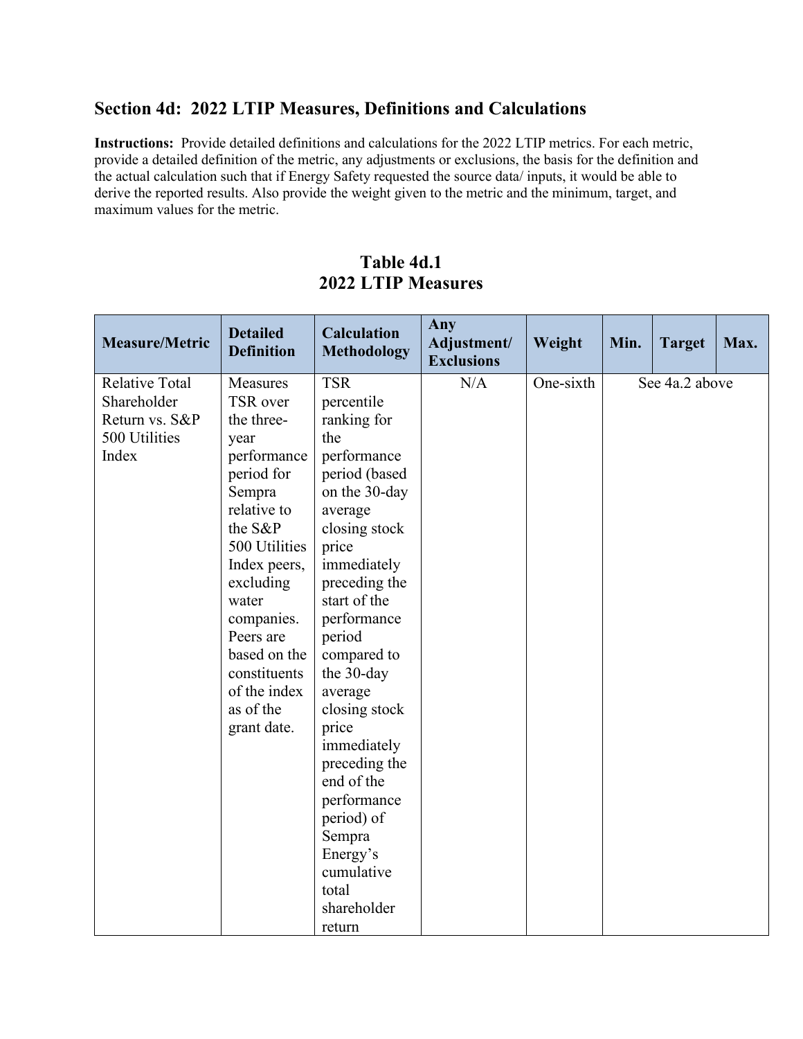## Section 4d: 2022 LTIP Measures, Definitions and Calculations

**Instructions:** Provide detailed definitions and calculations for the 2022 LTIP metrics. For each metric, provide a detailed definition of the metric, any adjustments or exclusions, the basis for the definition and the actual calculation such that if Energy Safety requested the source data/ inputs, it would be able to derive the reported results. Also provide the weight given to the metric and the minimum, target, and maximum values for the metric.

**Table 4d.1**
**2022 LTIP Measures**

| Measure/Metric | Detailed Definition | Calculation Methodology | Any Adjustment/ Exclusions | Weight | Min. | Target | Max. |
|---|---|---|---|---|---|---|---|
| Relative Total Shareholder Return vs. S&P 500 Utilities Index | Measures TSR over the three-year performance period for Sempra relative to the S&P 500 Utilities Index peers, excluding water companies. Peers are based on the constituents of the index as of the grant date. | TSR percentile ranking for the performance period (based on the 30-day average closing stock price immediately preceding the start of the performance period compared to the 30-day average closing stock price immediately preceding the end of the performance period) of Sempra Energy's cumulative total shareholder return | N/A | One-sixth | See 4a.2 above | | |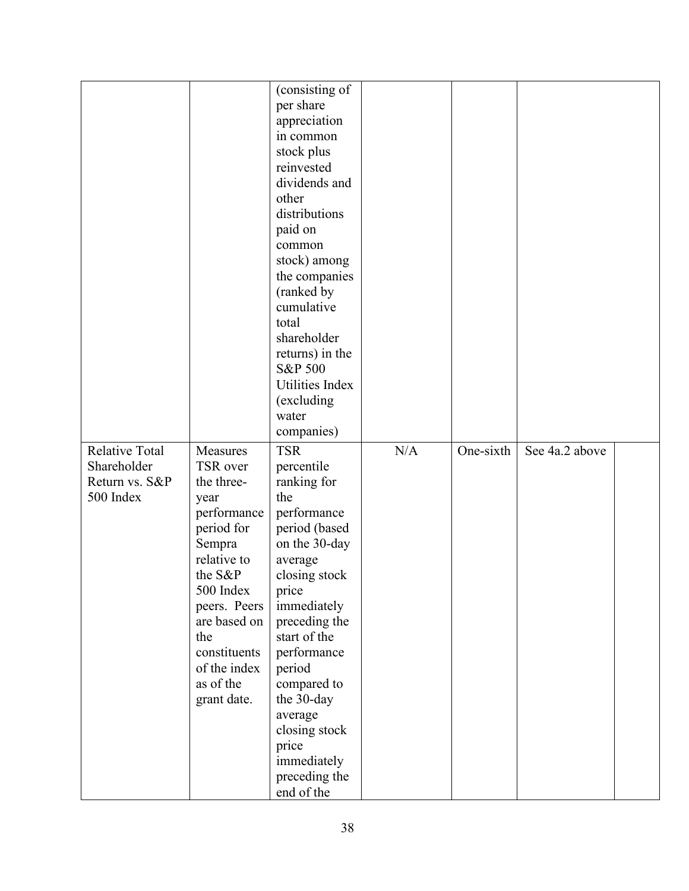| | | (consisting of per share appreciation in common stock plus reinvested dividends and other distributions paid on common stock) among the companies (ranked by cumulative total shareholder returns) in the S&P 500 Utilities Index (excluding water companies) | | | | |
|---|---|---|---|---|---|---|
| Relative Total Shareholder Return vs. S&P 500 Index | Measures TSR over the three-year performance period for Sempra relative to the S&P 500 Index peers. Peers are based on the constituents of the index as of the grant date. | TSR percentile ranking for the performance period (based on the 30-day average closing stock price immediately preceding the start of the performance period compared to the 30-day average closing stock price immediately preceding the end of the | N/A | One-sixth | See 4a.2 above | |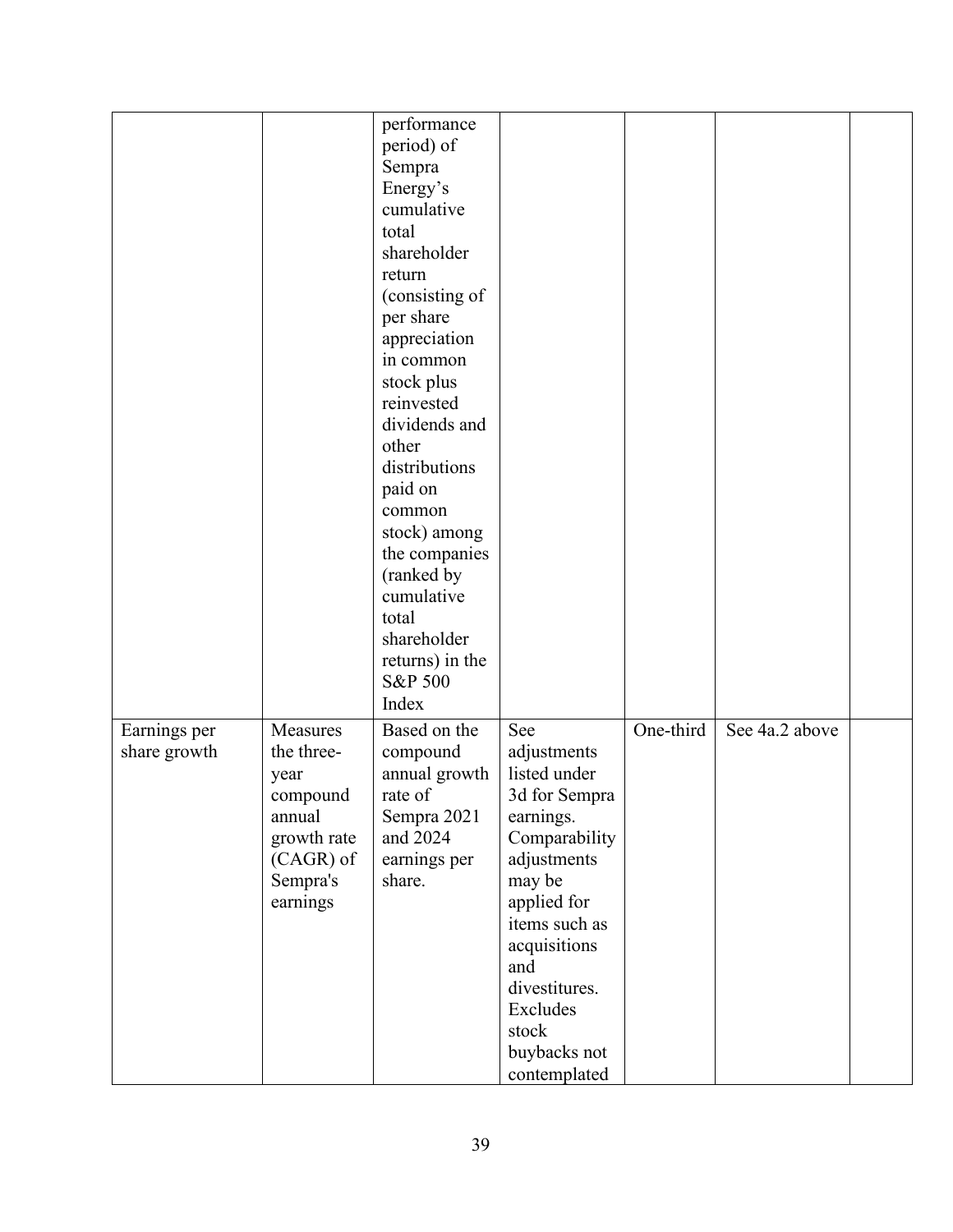| | | performance period) of Sempra Energy's cumulative total shareholder return (consisting of per share appreciation in common stock plus reinvested dividends and other distributions paid on common stock) among the companies (ranked by cumulative total shareholder returns) in the S&P 500 Index | | | | |
|---|---|---|---|---|---|---|
| Earnings per share growth | Measures the three-year compound annual growth rate (CAGR) of Sempra's earnings | Based on the compound annual growth rate of Sempra 2021 and 2024 earnings per share. | See adjustments listed under 3d for Sempra earnings. Comparability adjustments may be applied for items such as acquisitions and divestitures. Excludes stock buybacks not contemplated | One-third | See 4a.2 above | |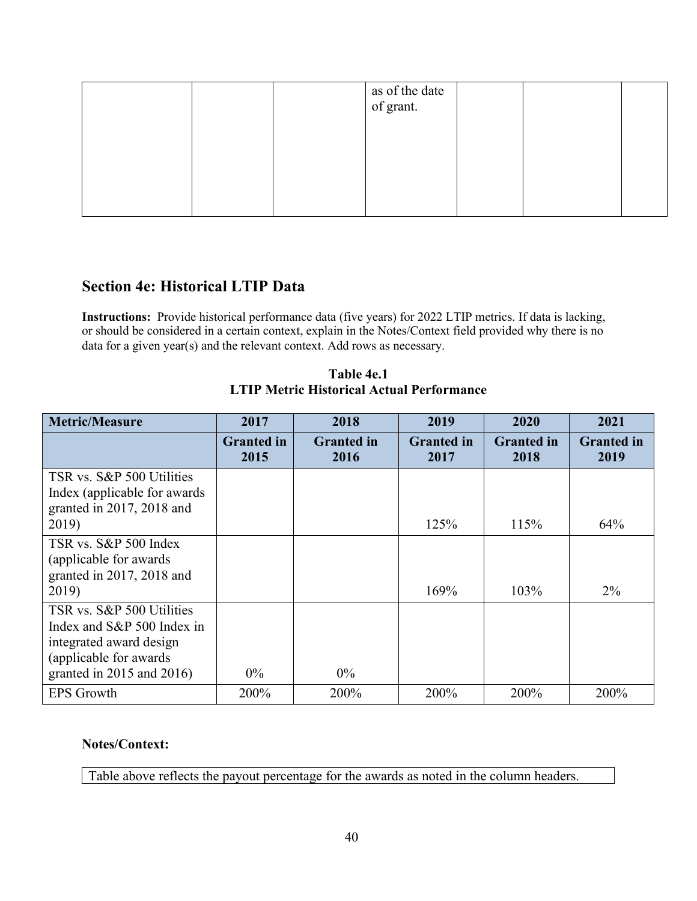| | | | as of the date of grant. | | | |
|---|---|---|---|---|---|---|

## Section 4e: Historical LTIP Data

**Instructions:** Provide historical performance data (five years) for 2022 LTIP metrics. If data is lacking, or should be considered in a certain context, explain in the Notes/Context field provided why there is no data for a given year(s) and the relevant context. Add rows as necessary.

**Table 4e.1**
**LTIP Metric Historical Actual Performance**

| Metric/Measure | 2017 | 2018 | 2019 | 2020 | 2021 |
|---|---|---|---|---|---|
| | **Granted in 2015** | **Granted in 2016** | **Granted in 2017** | **Granted in 2018** | **Granted in 2019** |
| TSR vs. S&P 500 Utilities Index (applicable for awards granted in 2017, 2018 and 2019) | | | 125% | 115% | 64% |
| TSR vs. S&P 500 Index (applicable for awards granted in 2017, 2018 and 2019) | | | 169% | 103% | 2% |
| TSR vs. S&P 500 Utilities Index and S&P 500 Index in integrated award design (applicable for awards granted in 2015 and 2016) | 0% | 0% | | | |
| EPS Growth | 200% | 200% | 200% | 200% | 200% |

**Notes/Context:**

Table above reflects the payout percentage for the awards as noted in the column headers.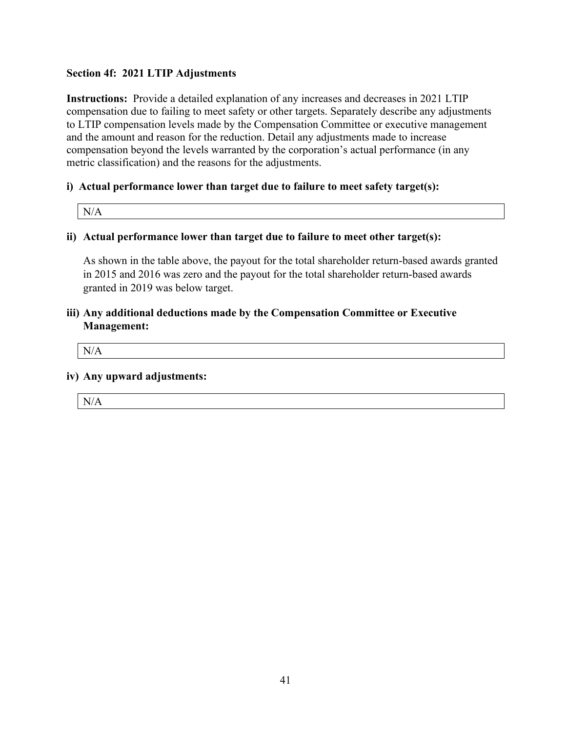**Section 4f: 2021 LTIP Adjustments**

**Instructions:** Provide a detailed explanation of any increases and decreases in 2021 LTIP compensation due to failing to meet safety or other targets. Separately describe any adjustments to LTIP compensation levels made by the Compensation Committee or executive management and the amount and reason for the reduction. Detail any adjustments made to increase compensation beyond the levels warranted by the corporation's actual performance (in any metric classification) and the reasons for the adjustments.

**i) Actual performance lower than target due to failure to meet safety target(s):**

N/A

**ii) Actual performance lower than target due to failure to meet other target(s):**

As shown in the table above, the payout for the total shareholder return-based awards granted in 2015 and 2016 was zero and the payout for the total shareholder return-based awards granted in 2019 was below target.

**iii) Any additional deductions made by the Compensation Committee or Executive Management:**

N/A

**iv) Any upward adjustments:**

N/A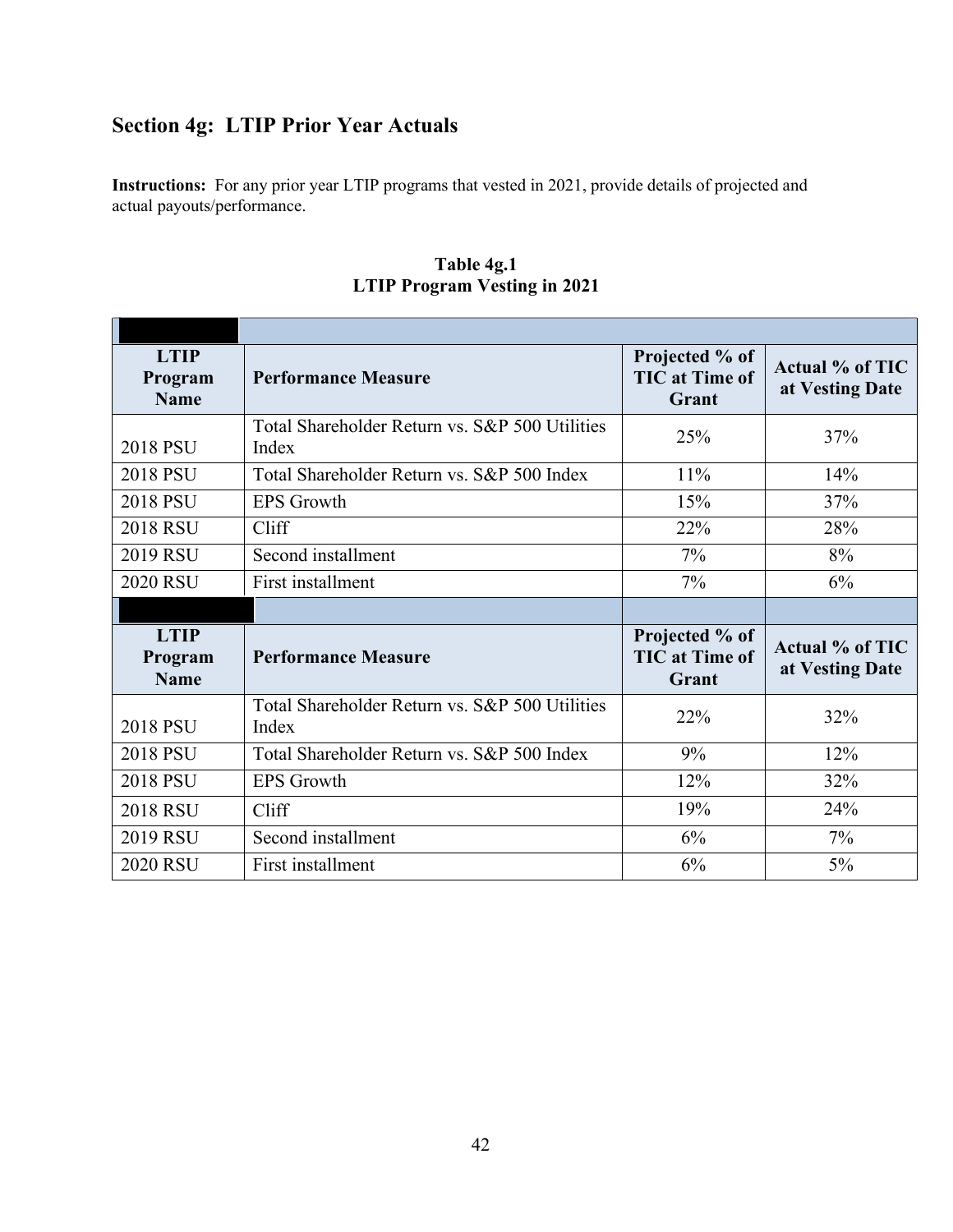## Section 4g: LTIP Prior Year Actuals

**Instructions:** For any prior year LTIP programs that vested in 2021, provide details of projected and actual payouts/performance.

**Table 4g.1**
**LTIP Program Vesting in 2021**

| | | | |
|---|---|---|---|
| **LTIP Program Name** | **Performance Measure** | **Projected % of TIC at Time of Grant** | **Actual % of TIC at Vesting Date** |
| 2018 PSU | Total Shareholder Return vs. S&P 500 Utilities Index | 25% | 37% |
| 2018 PSU | Total Shareholder Return vs. S&P 500 Index | 11% | 14% |
| 2018 PSU | EPS Growth | 15% | 37% |
| 2018 RSU | Cliff | 22% | 28% |
| 2019 RSU | Second installment | 7% | 8% |
| 2020 RSU | First installment | 7% | 6% |
| | | | |
| **LTIP Program Name** | **Performance Measure** | **Projected % of TIC at Time of Grant** | **Actual % of TIC at Vesting Date** |
| 2018 PSU | Total Shareholder Return vs. S&P 500 Utilities Index | 22% | 32% |
| 2018 PSU | Total Shareholder Return vs. S&P 500 Index | 9% | 12% |
| 2018 PSU | EPS Growth | 12% | 32% |
| 2018 RSU | Cliff | 19% | 24% |
| 2019 RSU | Second installment | 6% | 7% |
| 2020 RSU | First installment | 6% | 5% |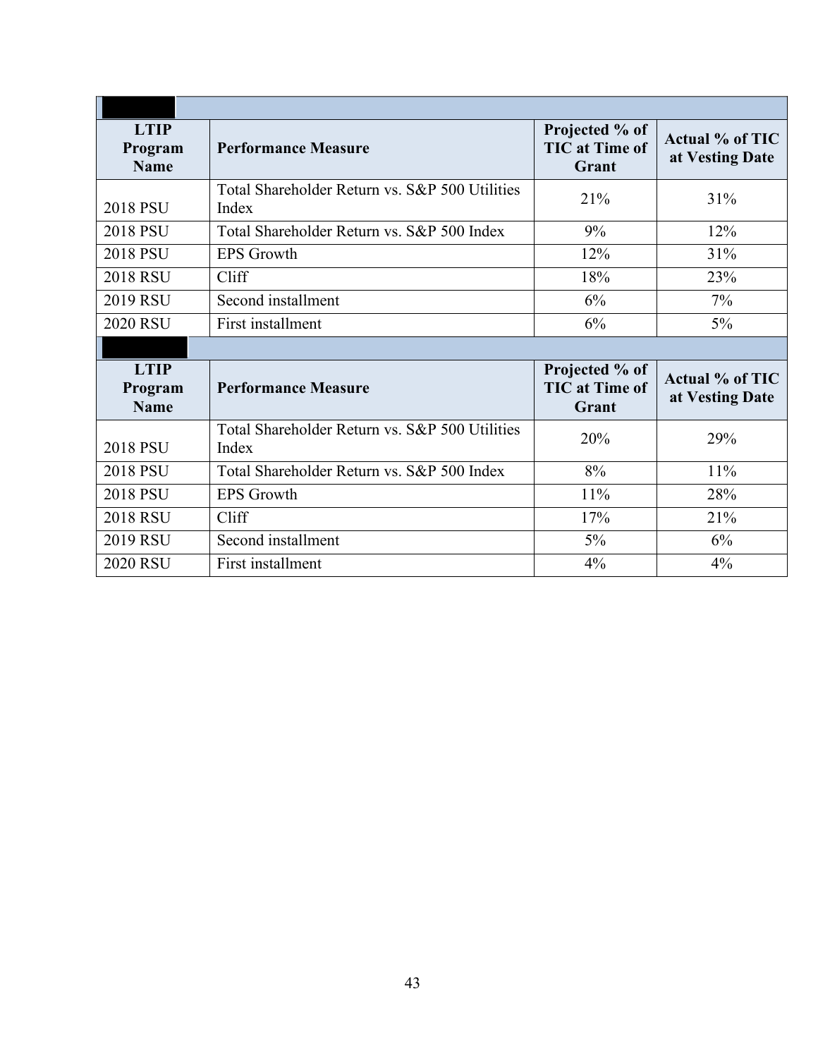| LTIP Program Name | Performance Measure | Projected % of TIC at Time of Grant | Actual % of TIC at Vesting Date |
|---|---|---|---|
| 2018 PSU | Total Shareholder Return vs. S&P 500 Utilities Index | 21% | 31% |
| 2018 PSU | Total Shareholder Return vs. S&P 500 Index | 9% | 12% |
| 2018 PSU | EPS Growth | 12% | 31% |
| 2018 RSU | Cliff | 18% | 23% |
| 2019 RSU | Second installment | 6% | 7% |
| 2020 RSU | First installment | 6% | 5% |

| LTIP Program Name | Performance Measure | Projected % of TIC at Time of Grant | Actual % of TIC at Vesting Date |
|---|---|---|---|
| 2018 PSU | Total Shareholder Return vs. S&P 500 Utilities Index | 20% | 29% |
| 2018 PSU | Total Shareholder Return vs. S&P 500 Index | 8% | 11% |
| 2018 PSU | EPS Growth | 11% | 28% |
| 2018 RSU | Cliff | 17% | 21% |
| 2019 RSU | Second installment | 5% | 6% |
| 2020 RSU | First installment | 4% | 4% |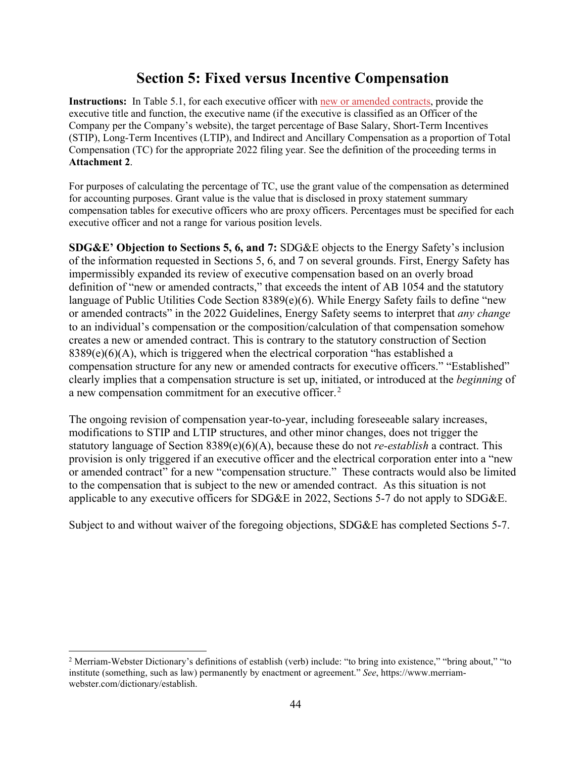## Section 5: Fixed versus Incentive Compensation

**Instructions:** In Table 5.1, for each executive officer with new or amended contracts, provide the executive title and function, the executive name (if the executive is classified as an Officer of the Company per the Company's website), the target percentage of Base Salary, Short-Term Incentives (STIP), Long-Term Incentives (LTIP), and Indirect and Ancillary Compensation as a proportion of Total Compensation (TC) for the appropriate 2022 filing year. See the definition of the proceeding terms in **Attachment 2**.

For purposes of calculating the percentage of TC, use the grant value of the compensation as determined for accounting purposes. Grant value is the value that is disclosed in proxy statement summary compensation tables for executive officers who are proxy officers. Percentages must be specified for each executive officer and not a range for various position levels.

**SDG&E' Objection to Sections 5, 6, and 7:** SDG&E objects to the Energy Safety's inclusion of the information requested in Sections 5, 6, and 7 on several grounds. First, Energy Safety has impermissibly expanded its review of executive compensation based on an overly broad definition of "new or amended contracts," that exceeds the intent of AB 1054 and the statutory language of Public Utilities Code Section 8389(e)(6). While Energy Safety fails to define "new or amended contracts" in the 2022 Guidelines, Energy Safety seems to interpret that *any change* to an individual's compensation or the composition/calculation of that compensation somehow creates a new or amended contract. This is contrary to the statutory construction of Section 8389(e)(6)(A), which is triggered when the electrical corporation "has established a compensation structure for any new or amended contracts for executive officers." "Established" clearly implies that a compensation structure is set up, initiated, or introduced at the *beginning* of a new compensation commitment for an executive officer.[2]

The ongoing revision of compensation year-to-year, including foreseeable salary increases, modifications to STIP and LTIP structures, and other minor changes, does not trigger the statutory language of Section 8389(e)(6)(A), because these do not *re-establish* a contract. This provision is only triggered if an executive officer and the electrical corporation enter into a "new or amended contract" for a new "compensation structure." These contracts would also be limited to the compensation that is subject to the new or amended contract. As this situation is not applicable to any executive officers for SDG&E in 2022, Sections 5-7 do not apply to SDG&E.

Subject to and without waiver of the foregoing objections, SDG&E has completed Sections 5-7.

---

[2] Merriam-Webster Dictionary's definitions of establish (verb) include: "to bring into existence," "bring about," "to institute (something, such as law) permanently by enactment or agreement." *See*, https://www.merriam-webster.com/dictionary/establish.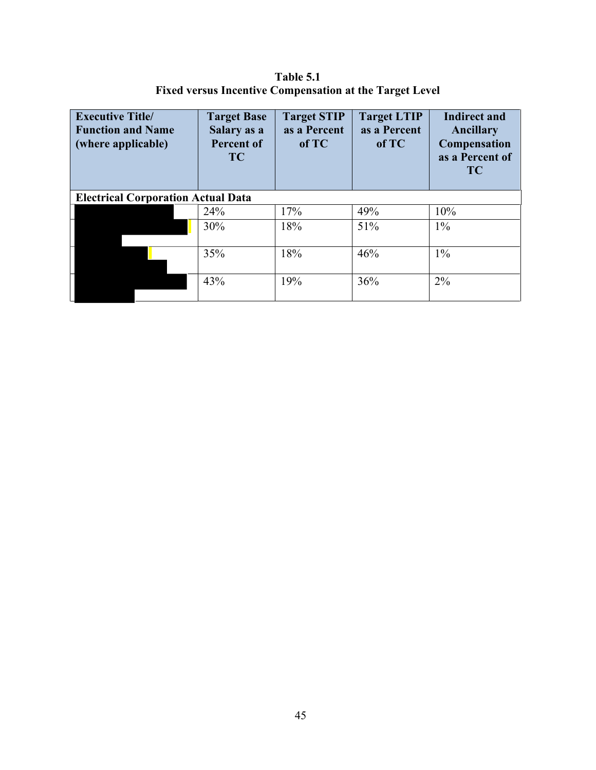**Table 5.1**
**Fixed versus Incentive Compensation at the Target Level**

| Executive Title/ Function and Name (where applicable) | Target Base Salary as a Percent of TC | Target STIP as a Percent of TC | Target LTIP as a Percent of TC | Indirect and Ancillary Compensation as a Percent of TC |
|---|---|---|---|---|
| **Electrical Corporation Actual Data** | | | | |
| | 24% | 17% | 49% | 10% |
| | 30% | 18% | 51% | 1% |
| | 35% | 18% | 46% | 1% |
| | 43% | 19% | 36% | 2% |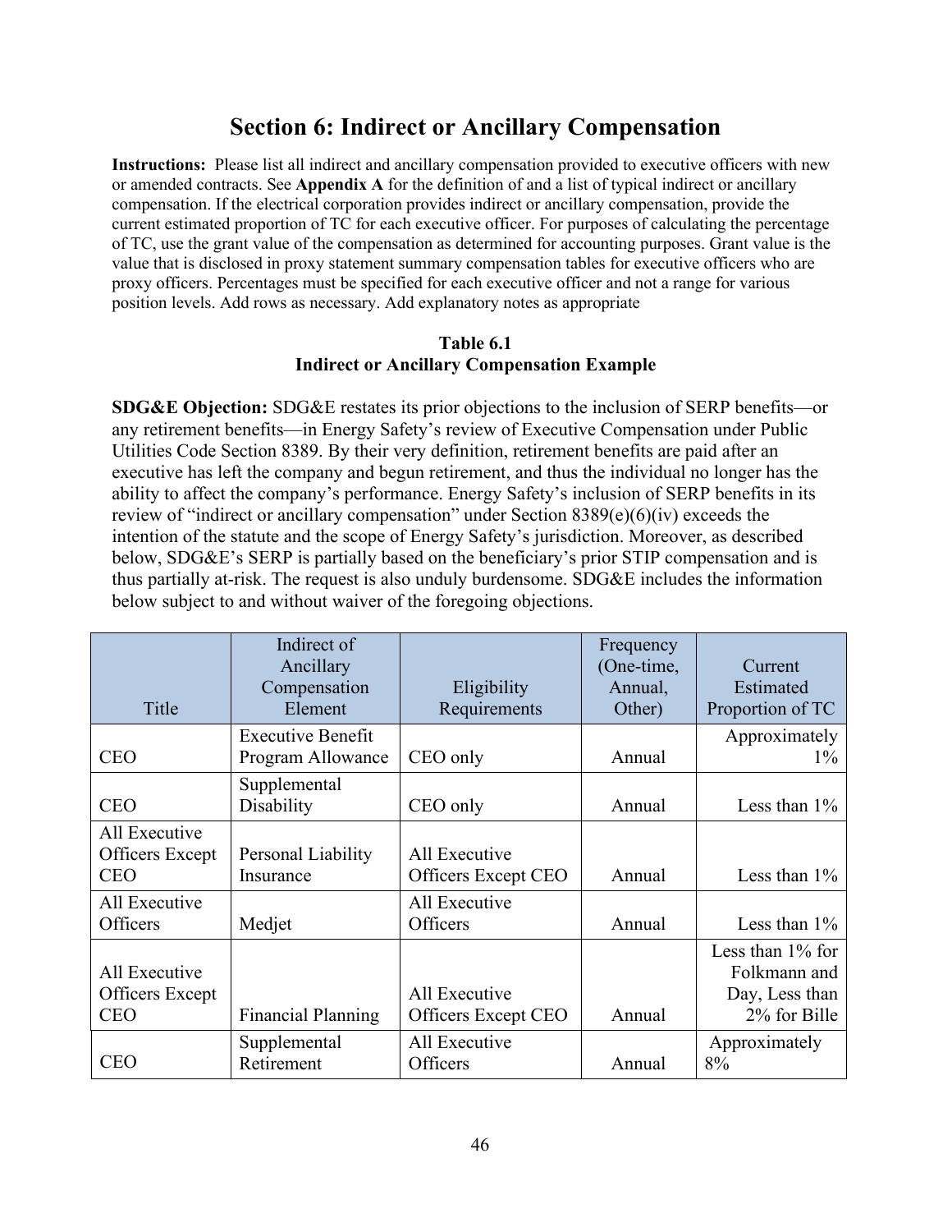# Section 6: Indirect or Ancillary Compensation

**Instructions:** Please list all indirect and ancillary compensation provided to executive officers with new or amended contracts. See **Appendix A** for the definition of and a list of typical indirect or ancillary compensation. If the electrical corporation provides indirect or ancillary compensation, provide the current estimated proportion of TC for each executive officer. For purposes of calculating the percentage of TC, use the grant value of the compensation as determined for accounting purposes. Grant value is the value that is disclosed in proxy statement summary compensation tables for executive officers who are proxy officers. Percentages must be specified for each executive officer and not a range for various position levels. Add rows as necessary. Add explanatory notes as appropriate

**Table 6.1**
**Indirect or Ancillary Compensation Example**

**SDG&E Objection:** SDG&E restates its prior objections to the inclusion of SERP benefits—or any retirement benefits—in Energy Safety's review of Executive Compensation under Public Utilities Code Section 8389. By their very definition, retirement benefits are paid after an executive has left the company and begun retirement, and thus the individual no longer has the ability to affect the company's performance. Energy Safety's inclusion of SERP benefits in its review of "indirect or ancillary compensation" under Section 8389(e)(6)(iv) exceeds the intention of the statute and the scope of Energy Safety's jurisdiction. Moreover, as described below, SDG&E's SERP is partially based on the beneficiary's prior STIP compensation and is thus partially at-risk. The request is also unduly burdensome. SDG&E includes the information below subject to and without waiver of the foregoing objections.

| Title | Indirect of Ancillary Compensation Element | Eligibility Requirements | Frequency (One-time, Annual, Other) | Current Estimated Proportion of TC |
|---|---|---|---|---|
| CEO | Executive Benefit Program Allowance | CEO only | Annual | Approximately 1% |
| CEO | Supplemental Disability | CEO only | Annual | Less than 1% |
| All Executive Officers Except CEO | Personal Liability Insurance | All Executive Officers Except CEO | Annual | Less than 1% |
| All Executive Officers | Medjet | All Executive Officers | Annual | Less than 1% |
| All Executive Officers Except CEO | Financial Planning | All Executive Officers Except CEO | Annual | Less than 1% for Folkmann and Day, Less than 2% for Bille |
| CEO | Supplemental Retirement | All Executive Officers | Annual | Approximately 8% |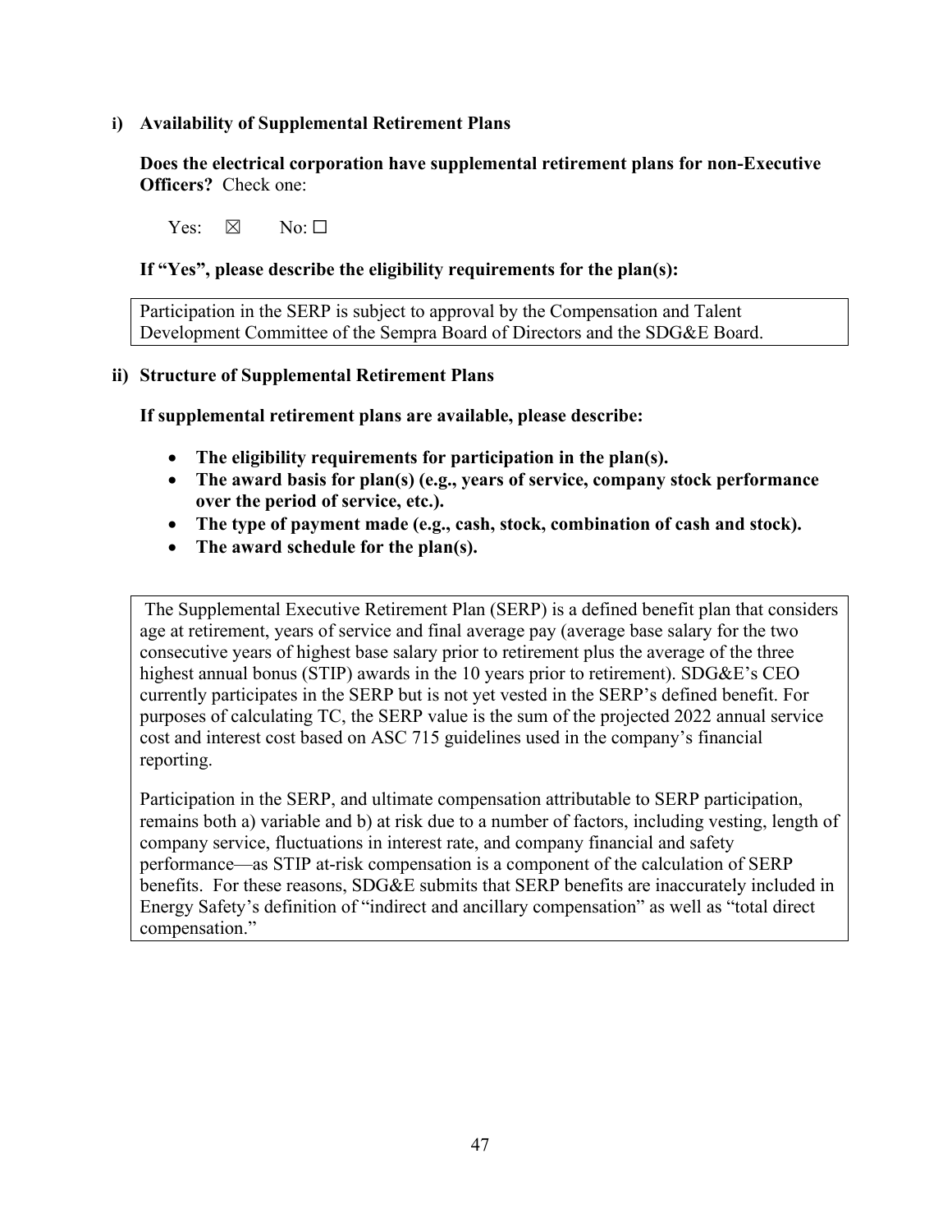**i) Availability of Supplemental Retirement Plans**

**Does the electrical corporation have supplemental retirement plans for non-Executive Officers?** Check one:

Yes: ☒ No: ☐

**If "Yes", please describe the eligibility requirements for the plan(s):**

Participation in the SERP is subject to approval by the Compensation and Talent Development Committee of the Sempra Board of Directors and the SDG&E Board.

**ii) Structure of Supplemental Retirement Plans**

**If supplemental retirement plans are available, please describe:**

- **The eligibility requirements for participation in the plan(s).**
- **The award basis for plan(s) (e.g., years of service, company stock performance over the period of service, etc.).**
- **The type of payment made (e.g., cash, stock, combination of cash and stock).**
- **The award schedule for the plan(s).**

The Supplemental Executive Retirement Plan (SERP) is a defined benefit plan that considers age at retirement, years of service and final average pay (average base salary for the two consecutive years of highest base salary prior to retirement plus the average of the three highest annual bonus (STIP) awards in the 10 years prior to retirement). SDG&E's CEO currently participates in the SERP but is not yet vested in the SERP's defined benefit. For purposes of calculating TC, the SERP value is the sum of the projected 2022 annual service cost and interest cost based on ASC 715 guidelines used in the company's financial reporting.

Participation in the SERP, and ultimate compensation attributable to SERP participation, remains both a) variable and b) at risk due to a number of factors, including vesting, length of company service, fluctuations in interest rate, and company financial and safety performance—as STIP at-risk compensation is a component of the calculation of SERP benefits. For these reasons, SDG&E submits that SERP benefits are inaccurately included in Energy Safety's definition of "indirect and ancillary compensation" as well as "total direct compensation."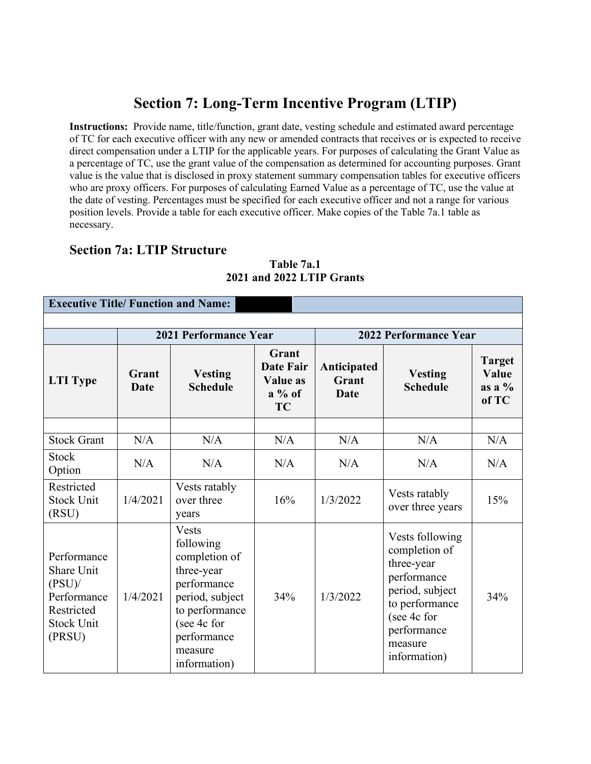# Section 7: Long-Term Incentive Program (LTIP)

**Instructions:** Provide name, title/function, grant date, vesting schedule and estimated award percentage of TC for each executive officer with any new or amended contracts that receives or is expected to receive direct compensation under a LTIP for the applicable years. For purposes of calculating the Grant Value as a percentage of TC, use the grant value of the compensation as determined for accounting purposes. Grant value is the value that is disclosed in proxy statement summary compensation tables for executive officers who are proxy officers. For purposes of calculating Earned Value as a percentage of TC, use the value at the date of vesting. Percentages must be specified for each executive officer and not a range for various position levels. Provide a table for each executive officer. Make copies of the Table 7a.1 table as necessary.

## Section 7a: LTIP Structure

**Table 7a.1**
**2021 and 2022 LTIP Grants**

| **Executive Title/ Function and Name:** | | | | | | |
|---|---|---|---|---|---|---|
| | | | | | | |
| | **2021 Performance Year** | | | **2022 Performance Year** | | |
| **LTI Type** | **Grant Date** | **Vesting Schedule** | **Grant Date Fair Value as a % of TC** | **Anticipated Grant Date** | **Vesting Schedule** | **Target Value as a % of TC** |
| | | | | | | |
| Stock Grant | N/A | N/A | N/A | N/A | N/A | N/A |
| Stock Option | N/A | N/A | N/A | N/A | N/A | N/A |
| Restricted Stock Unit (RSU) | 1/4/2021 | Vests ratably over three years | 16% | 1/3/2022 | Vests ratably over three years | 15% |
| Performance Share Unit (PSU)/ Performance Restricted Stock Unit (PRSU) | 1/4/2021 | Vests following completion of three-year performance period, subject to performance (see 4c for performance measure information) | 34% | 1/3/2022 | Vests following completion of three-year performance period, subject to performance (see 4c for performance measure information) | 34% |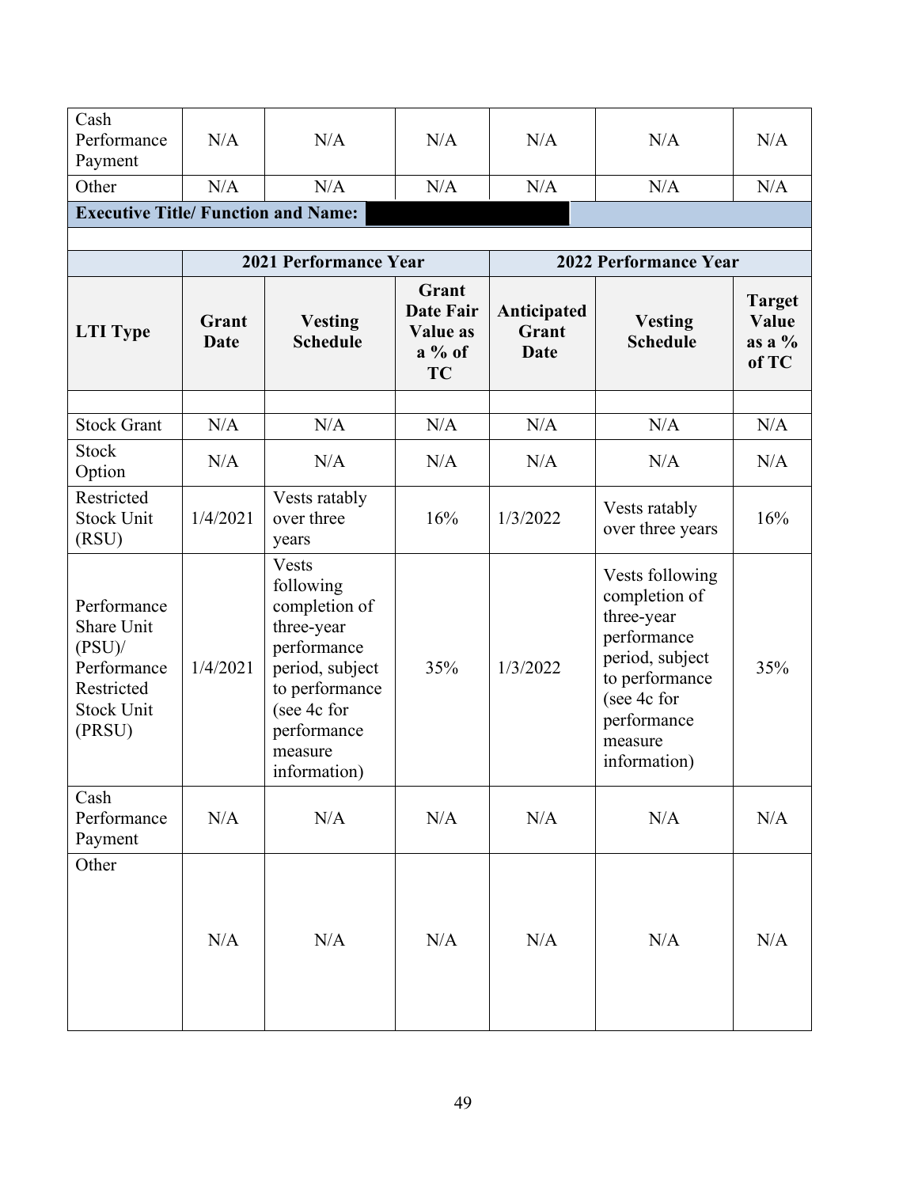| | | | | | | |
|---|---|---|---|---|---|---|
| Cash Performance Payment | N/A | N/A | N/A | N/A | N/A | N/A |
| Other | N/A | N/A | N/A | N/A | N/A | N/A |

**Executive Title/ Function and Name:**

| | 2021 Performance Year | | | 2022 Performance Year | | |
|---|---|---|---|---|---|---|
| **LTI Type** | **Grant Date** | **Vesting Schedule** | **Grant Date Fair Value as a % of TC** | **Anticipated Grant Date** | **Vesting Schedule** | **Target Value as a % of TC** |
| | | | | | | |
| Stock Grant | N/A | N/A | N/A | N/A | N/A | N/A |
| Stock Option | N/A | N/A | N/A | N/A | N/A | N/A |
| Restricted Stock Unit (RSU) | 1/4/2021 | Vests ratably over three years | 16% | 1/3/2022 | Vests ratably over three years | 16% |
| Performance Share Unit (PSU)/ Performance Restricted Stock Unit (PRSU) | 1/4/2021 | Vests following completion of three-year performance period, subject to performance (see 4c for performance measure information) | 35% | 1/3/2022 | Vests following completion of three-year performance period, subject to performance (see 4c for performance measure information) | 35% |
| Cash Performance Payment | N/A | N/A | N/A | N/A | N/A | N/A |
| Other | N/A | N/A | N/A | N/A | N/A | N/A |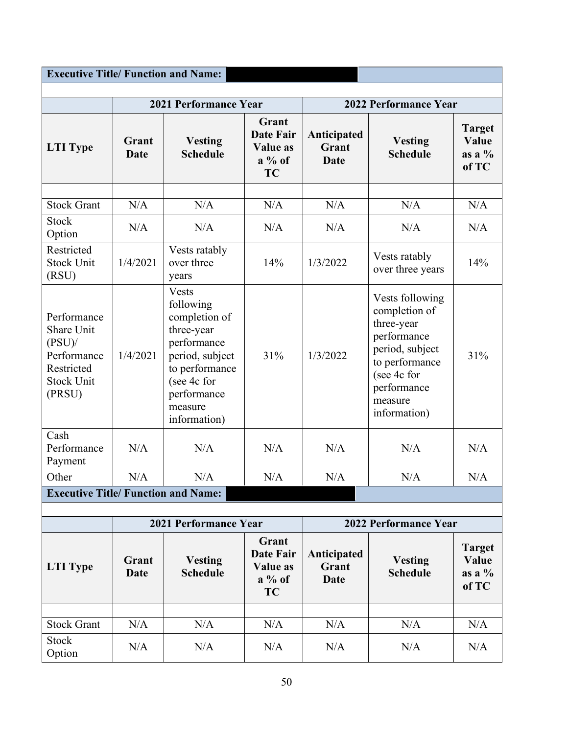| Executive Title/ Function and Name: | | | | | | |
|---|---|---|---|---|---|---|
| | 2021 Performance Year | | | 2022 Performance Year | | |
| LTI Type | Grant Date | Vesting Schedule | Grant Date Fair Value as a % of TC | Anticipated Grant Date | Vesting Schedule | Target Value as a % of TC |
| | | | | | | |
| Stock Grant | N/A | N/A | N/A | N/A | N/A | N/A |
| Stock Option | N/A | N/A | N/A | N/A | N/A | N/A |
| Restricted Stock Unit (RSU) | 1/4/2021 | Vests ratably over three years | 14% | 1/3/2022 | Vests ratably over three years | 14% |
| Performance Share Unit (PSU)/ Performance Restricted Stock Unit (PRSU) | 1/4/2021 | Vests following completion of three-year performance period, subject to performance (see 4c for performance measure information) | 31% | 1/3/2022 | Vests following completion of three-year performance period, subject to performance (see 4c for performance measure information) | 31% |
| Cash Performance Payment | N/A | N/A | N/A | N/A | N/A | N/A |
| Other | N/A | N/A | N/A | N/A | N/A | N/A |

| Executive Title/ Function and Name: | | | | | | |
|---|---|---|---|---|---|---|
| | 2021 Performance Year | | | 2022 Performance Year | | |
| LTI Type | Grant Date | Vesting Schedule | Grant Date Fair Value as a % of TC | Anticipated Grant Date | Vesting Schedule | Target Value as a % of TC |
| | | | | | | |
| Stock Grant | N/A | N/A | N/A | N/A | N/A | N/A |
| Stock Option | N/A | N/A | N/A | N/A | N/A | N/A |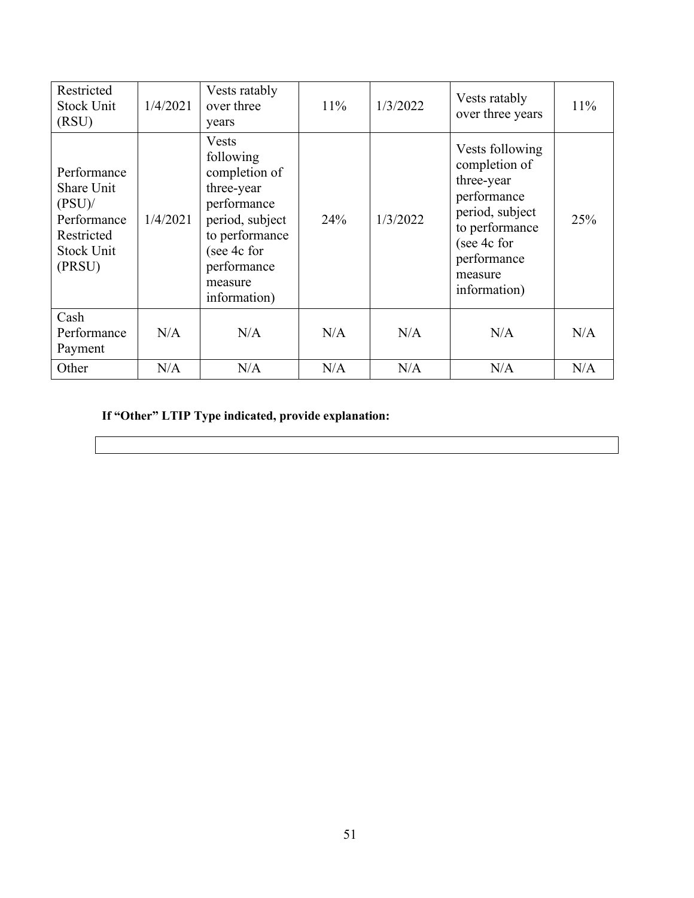| Restricted Stock Unit (RSU) | 1/4/2021 | Vests ratably over three years | 11% | 1/3/2022 | Vests ratably over three years | 11% |
|---|---|---|---|---|---|---|
| Performance Share Unit (PSU)/ Performance Restricted Stock Unit (PRSU) | 1/4/2021 | Vests following completion of three-year performance period, subject to performance (see 4c for performance measure information) | 24% | 1/3/2022 | Vests following completion of three-year performance period, subject to performance (see 4c for performance measure information) | 25% |
| Cash Performance Payment | N/A | N/A | N/A | N/A | N/A | N/A |
| Other | N/A | N/A | N/A | N/A | N/A | N/A |

**If "Other" LTIP Type indicated, provide explanation:**

| |
|---|
| |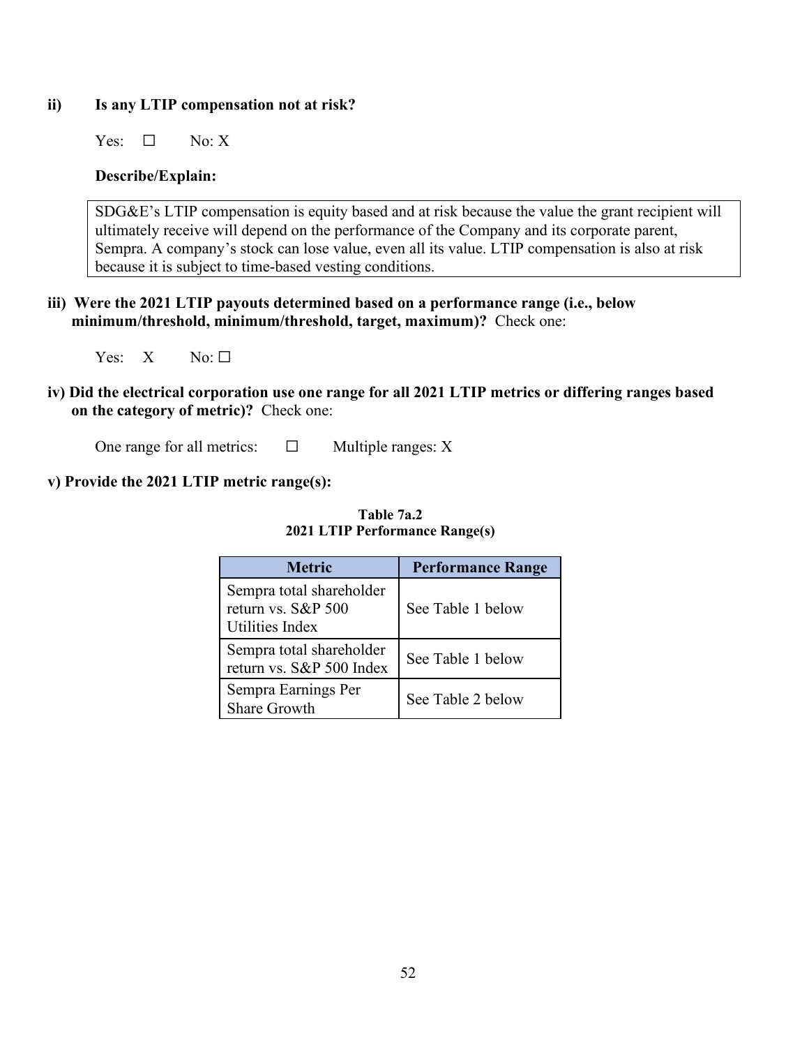**ii) Is any LTIP compensation not at risk?**

Yes: ☐ No: X

**Describe/Explain:**

SDG&E's LTIP compensation is equity based and at risk because the value the grant recipient will ultimately receive will depend on the performance of the Company and its corporate parent, Sempra. A company's stock can lose value, even all its value. LTIP compensation is also at risk because it is subject to time-based vesting conditions.

**iii) Were the 2021 LTIP payouts determined based on a performance range (i.e., below minimum/threshold, minimum/threshold, target, maximum)?** Check one:

Yes: X No: ☐

**iv) Did the electrical corporation use one range for all 2021 LTIP metrics or differing ranges based on the category of metric)?** Check one:

One range for all metrics: ☐ Multiple ranges: X

**v) Provide the 2021 LTIP metric range(s):**

**Table 7a.2**
**2021 LTIP Performance Range(s)**

| Metric | Performance Range |
|---|---|
| Sempra total shareholder return vs. S&P 500 Utilities Index | See Table 1 below |
| Sempra total shareholder return vs. S&P 500 Index | See Table 1 below |
| Sempra Earnings Per Share Growth | See Table 2 below |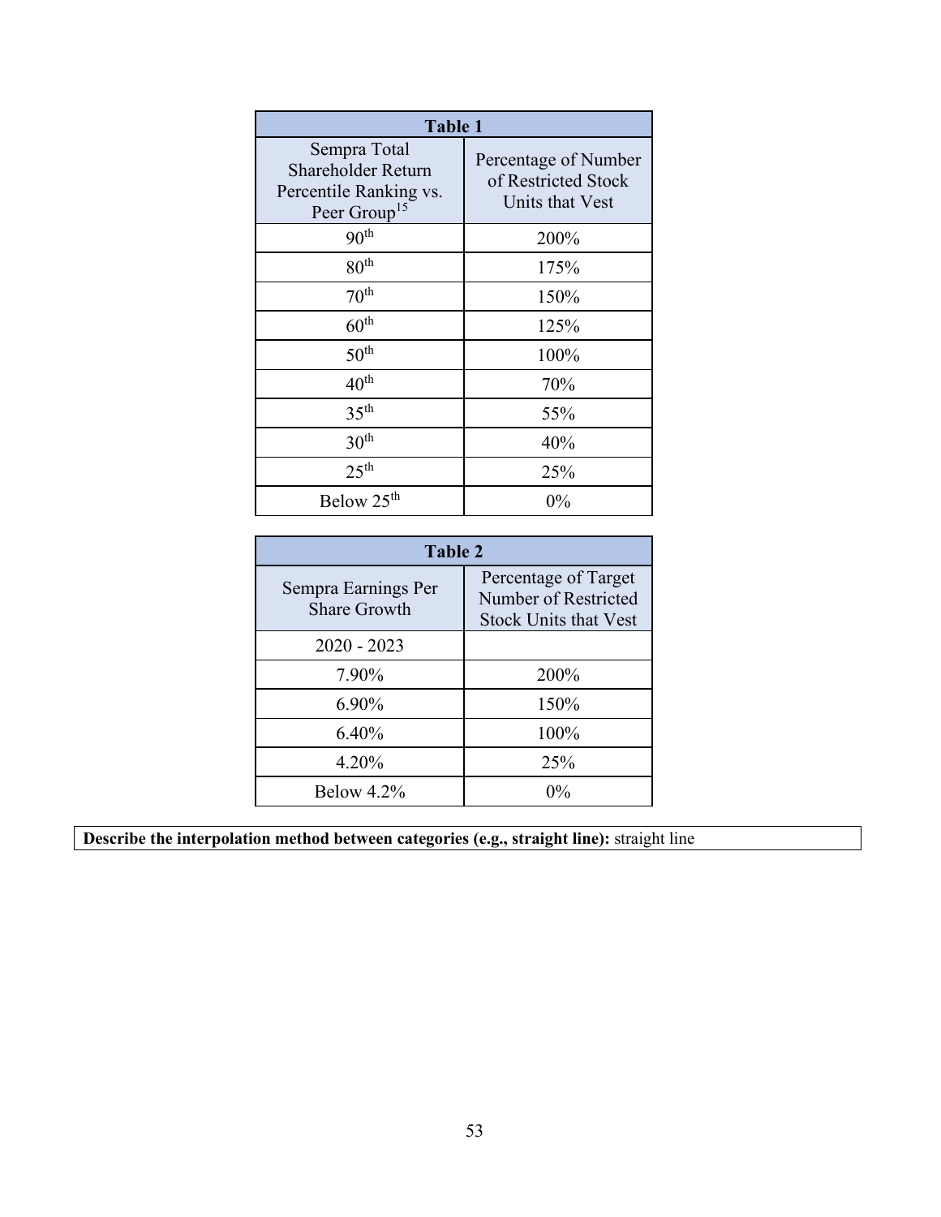| Table 1 | |
|---|---|
| Sempra Total Shareholder Return Percentile Ranking vs. Peer Group[15] | Percentage of Number of Restricted Stock Units that Vest |
| 90th | 200% |
| 80th | 175% |
| 70th | 150% |
| 60th | 125% |
| 50th | 100% |
| 40th | 70% |
| 35th | 55% |
| 30th | 40% |
| 25th | 25% |
| Below 25th | 0% |

| Table 2 | |
|---|---|
| Sempra Earnings Per Share Growth | Percentage of Target Number of Restricted Stock Units that Vest |
| 2020 - 2023 | |
| 7.90% | 200% |
| 6.90% | 150% |
| 6.40% | 100% |
| 4.20% | 25% |
| Below 4.2% | 0% |

**Describe the interpolation method between categories (e.g., straight line):** straight line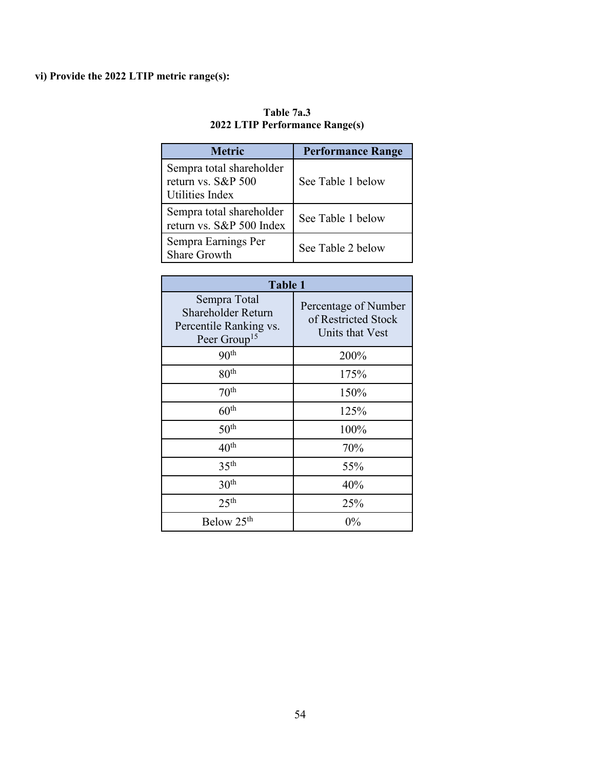**vi) Provide the 2022 LTIP metric range(s):**

**Table 7a.3**
**2022 LTIP Performance Range(s)**

| Metric | Performance Range |
|---|---|
| Sempra total shareholder return vs. S&P 500 Utilities Index | See Table 1 below |
| Sempra total shareholder return vs. S&P 500 Index | See Table 1 below |
| Sempra Earnings Per Share Growth | See Table 2 below |

| Table 1 | |
|---|---|
| Sempra Total Shareholder Return Percentile Ranking vs. Peer Group[15] | Percentage of Number of Restricted Stock Units that Vest |
| 90th | 200% |
| 80th | 175% |
| 70th | 150% |
| 60th | 125% |
| 50th | 100% |
| 40th | 70% |
| 35th | 55% |
| 30th | 40% |
| 25th | 25% |
| Below 25th | 0% |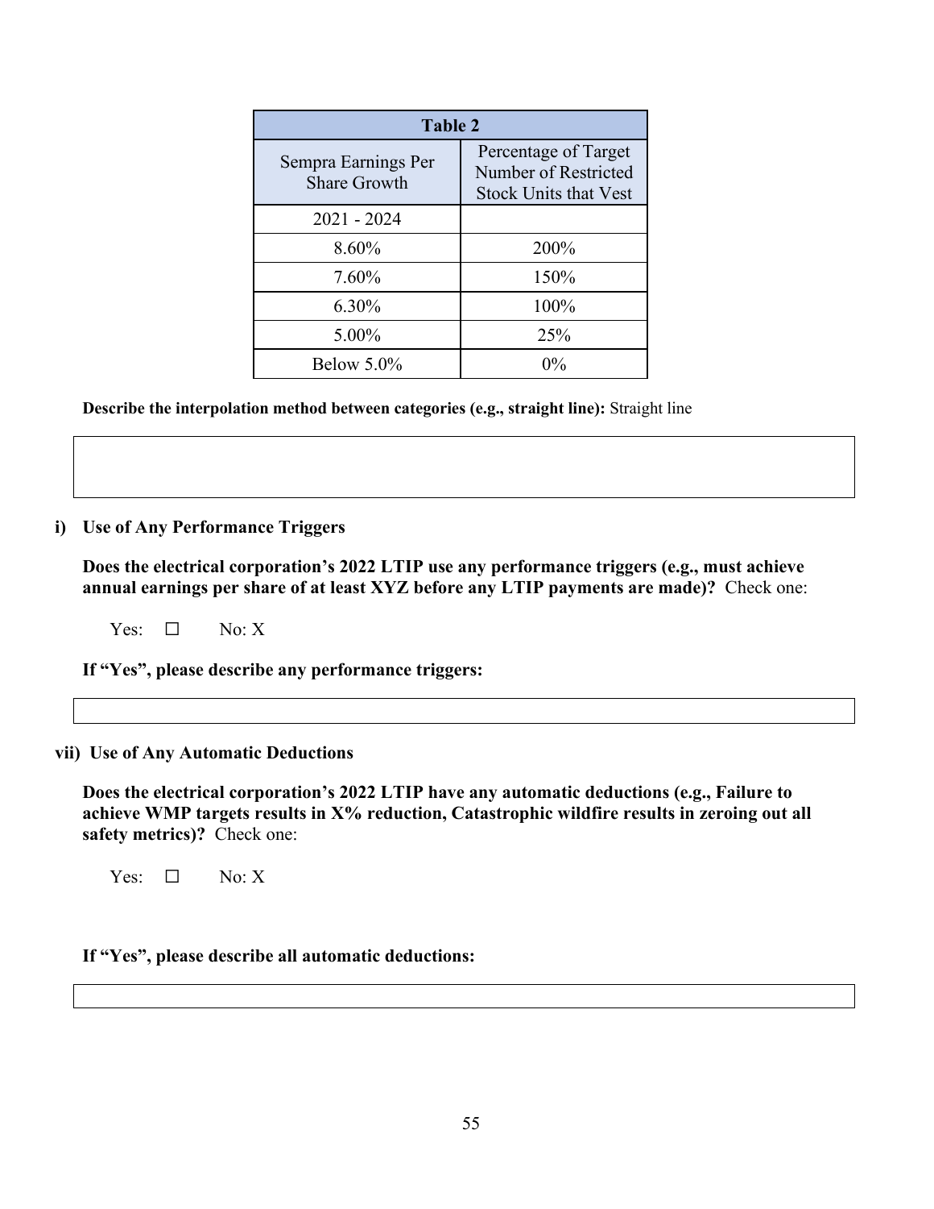| Table 2 | |
|---|---|
| Sempra Earnings Per Share Growth | Percentage of Target Number of Restricted Stock Units that Vest |
| 2021 - 2024 | |
| 8.60% | 200% |
| 7.60% | 150% |
| 6.30% | 100% |
| 5.00% | 25% |
| Below 5.0% | 0% |

**Describe the interpolation method between categories (e.g., straight line):** Straight line

**i) Use of Any Performance Triggers**

**Does the electrical corporation's 2022 LTIP use any performance triggers (e.g., must achieve annual earnings per share of at least XYZ before any LTIP payments are made)?** Check one:

Yes: ☐ No: X

**If "Yes", please describe any performance triggers:**

**vii) Use of Any Automatic Deductions**

**Does the electrical corporation's 2022 LTIP have any automatic deductions (e.g., Failure to achieve WMP targets results in X% reduction, Catastrophic wildfire results in zeroing out all safety metrics)?** Check one:

Yes: ☐ No: X

**If "Yes", please describe all automatic deductions:**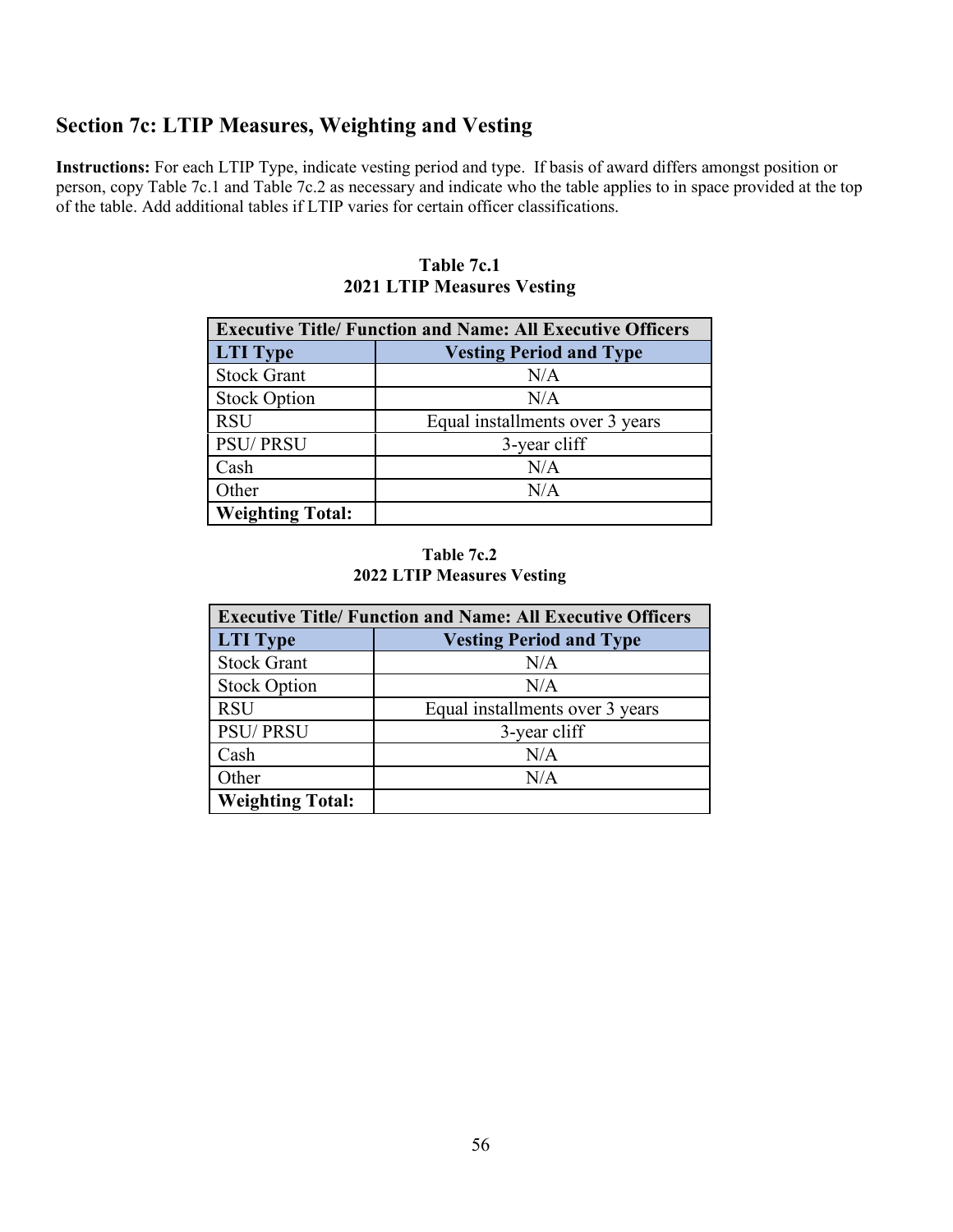## Section 7c: LTIP Measures, Weighting and Vesting

**Instructions:** For each LTIP Type, indicate vesting period and type. If basis of award differs amongst position or person, copy Table 7c.1 and Table 7c.2 as necessary and indicate who the table applies to in space provided at the top of the table. Add additional tables if LTIP varies for certain officer classifications.

**Table 7c.1**
**2021 LTIP Measures Vesting**

| **Executive Title/ Function and Name: All Executive Officers** | |
|---|---|
| **LTI Type** | **Vesting Period and Type** |
| Stock Grant | N/A |
| Stock Option | N/A |
| RSU | Equal installments over 3 years |
| PSU/ PRSU | 3-year cliff |
| Cash | N/A |
| Other | N/A |
| **Weighting Total:** | |

**Table 7c.2**
**2022 LTIP Measures Vesting**

| **Executive Title/ Function and Name: All Executive Officers** | |
|---|---|
| **LTI Type** | **Vesting Period and Type** |
| Stock Grant | N/A |
| Stock Option | N/A |
| RSU | Equal installments over 3 years |
| PSU/ PRSU | 3-year cliff |
| Cash | N/A |
| Other | N/A |
| **Weighting Total:** | |